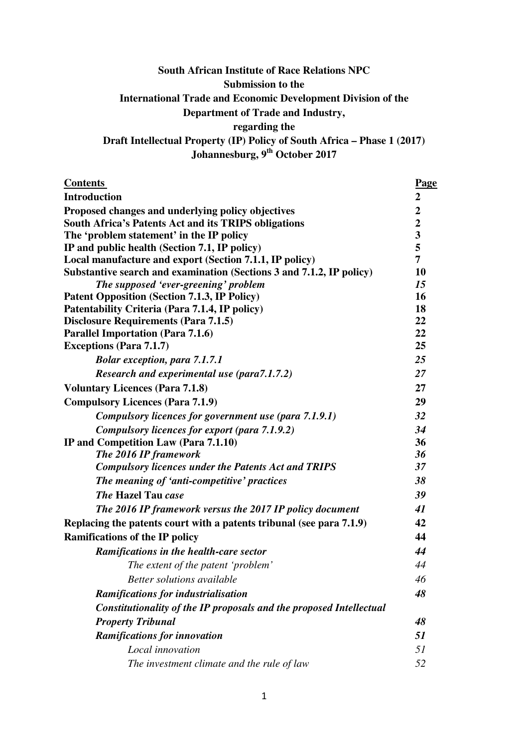**South African Institute of Race Relations NPC**
**Submission to the**
**International Trade and Economic Development Division of the**
**Department of Trade and Industry,**
**regarding the**
**Draft Intellectual Property (IP) Policy of South Africa – Phase 1 (2017)**
**Johannesburg, 9th October 2017**

| Contents | Page |
|---|---|
| **Introduction** | **2** |
| **Proposed changes and underlying policy objectives** | **2** |
| **South Africa's Patents Act and its TRIPS obligations** | **2** |
| **The 'problem statement' in the IP policy** | **3** |
| **IP and public health (Section 7.1, IP policy)** | **5** |
| **Local manufacture and export (Section 7.1.1, IP policy)** | **7** |
| **Substantive search and examination (Sections 3 and 7.1.2, IP policy)** | **10** |
| ***The supposed 'ever-greening' problem*** | ***15*** |
| **Patent Opposition (Section 7.1.3, IP Policy)** | **16** |
| **Patentability Criteria (Para 7.1.4, IP policy)** | **18** |
| **Disclosure Requirements (Para 7.1.5)** | **22** |
| **Parallel Importation (Para 7.1.6)** | **22** |
| **Exceptions (Para 7.1.7)** | **25** |
| ***Bolar exception, para 7.1.7.1*** | ***25*** |
| ***Research and experimental use (para7.1.7.2)*** | ***27*** |
| **Voluntary Licences (Para 7.1.8)** | **27** |
| **Compulsory Licences (Para 7.1.9)** | **29** |
| ***Compulsory licences for government use (para 7.1.9.1)*** | ***32*** |
| ***Compulsory licences for export (para 7.1.9.2)*** | ***34*** |
| **IP and Competition Law (Para 7.1.10)** | **36** |
| ***The 2016 IP framework*** | ***36*** |
| ***Compulsory licences under the Patents Act and TRIPS*** | ***37*** |
| ***The meaning of 'anti-competitive' practices*** | ***38*** |
| ***The* Hazel Tau *case*** | ***39*** |
| ***The 2016 IP framework versus the 2017 IP policy document*** | ***41*** |
| **Replacing the patents court with a patents tribunal (see para 7.1.9)** | **42** |
| **Ramifications of the IP policy** | **44** |
| ***Ramifications in the health-care sector*** | ***44*** |
| *The extent of the patent 'problem'* | *44* |
| *Better solutions available* | *46* |
| ***Ramifications for industrialisation*** | ***48*** |
| ***Constitutionality of the IP proposals and the proposed Intellectual Property Tribunal*** | ***48*** |
| ***Ramifications for innovation*** | ***51*** |
| *Local innovation* | *51* |
| *The investment climate and the rule of law* | *52* |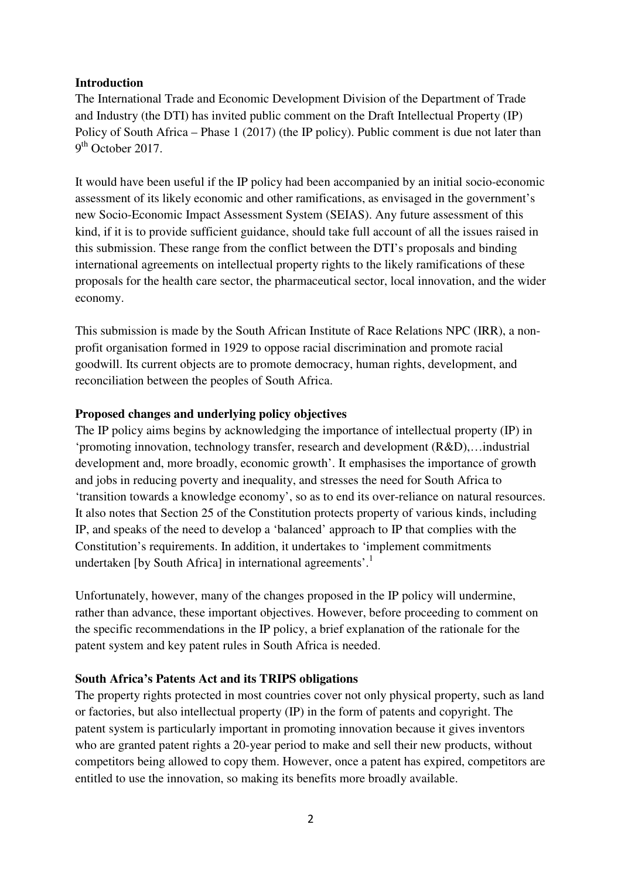**Introduction**

The International Trade and Economic Development Division of the Department of Trade and Industry (the DTI) has invited public comment on the Draft Intellectual Property (IP) Policy of South Africa – Phase 1 (2017) (the IP policy). Public comment is due not later than 9th October 2017.

It would have been useful if the IP policy had been accompanied by an initial socio-economic assessment of its likely economic and other ramifications, as envisaged in the government's new Socio-Economic Impact Assessment System (SEIAS). Any future assessment of this kind, if it is to provide sufficient guidance, should take full account of all the issues raised in this submission. These range from the conflict between the DTI's proposals and binding international agreements on intellectual property rights to the likely ramifications of these proposals for the health care sector, the pharmaceutical sector, local innovation, and the wider economy.

This submission is made by the South African Institute of Race Relations NPC (IRR), a non-profit organisation formed in 1929 to oppose racial discrimination and promote racial goodwill. Its current objects are to promote democracy, human rights, development, and reconciliation between the peoples of South Africa.

**Proposed changes and underlying policy objectives**

The IP policy aims begins by acknowledging the importance of intellectual property (IP) in 'promoting innovation, technology transfer, research and development (R&D),…industrial development and, more broadly, economic growth'. It emphasises the importance of growth and jobs in reducing poverty and inequality, and stresses the need for South Africa to 'transition towards a knowledge economy', so as to end its over-reliance on natural resources. It also notes that Section 25 of the Constitution protects property of various kinds, including IP, and speaks of the need to develop a 'balanced' approach to IP that complies with the Constitution's requirements. In addition, it undertakes to 'implement commitments undertaken [by South Africa] in international agreements'.[1]

Unfortunately, however, many of the changes proposed in the IP policy will undermine, rather than advance, these important objectives. However, before proceeding to comment on the specific recommendations in the IP policy, a brief explanation of the rationale for the patent system and key patent rules in South Africa is needed.

**South Africa's Patents Act and its TRIPS obligations**

The property rights protected in most countries cover not only physical property, such as land or factories, but also intellectual property (IP) in the form of patents and copyright. The patent system is particularly important in promoting innovation because it gives inventors who are granted patent rights a 20-year period to make and sell their new products, without competitors being allowed to copy them. However, once a patent has expired, competitors are entitled to use the innovation, so making its benefits more broadly available.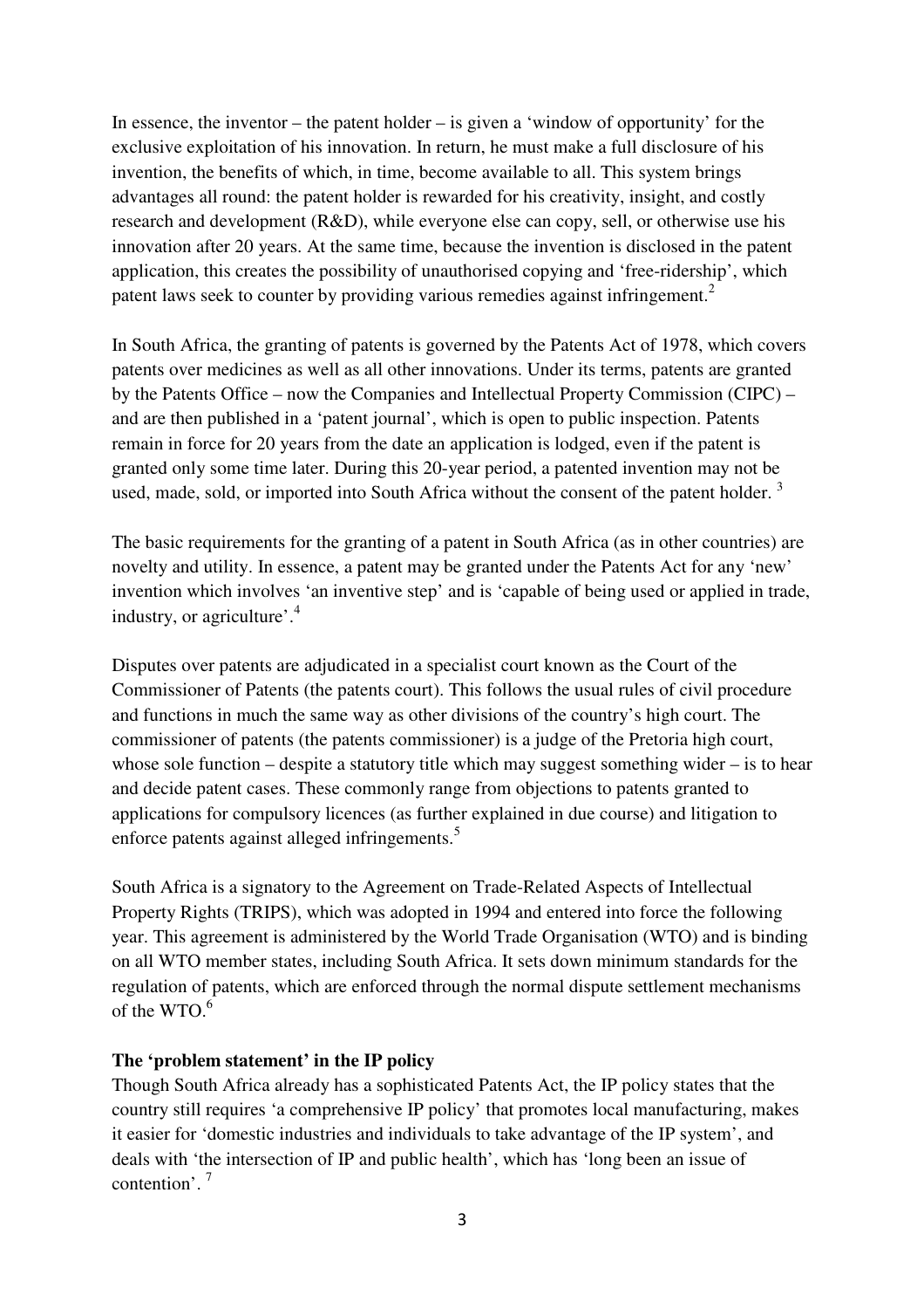In essence, the inventor – the patent holder – is given a 'window of opportunity' for the exclusive exploitation of his innovation. In return, he must make a full disclosure of his invention, the benefits of which, in time, become available to all. This system brings advantages all round: the patent holder is rewarded for his creativity, insight, and costly research and development (R&D), while everyone else can copy, sell, or otherwise use his innovation after 20 years. At the same time, because the invention is disclosed in the patent application, this creates the possibility of unauthorised copying and 'free-ridership', which patent laws seek to counter by providing various remedies against infringement.[2]

In South Africa, the granting of patents is governed by the Patents Act of 1978, which covers patents over medicines as well as all other innovations. Under its terms, patents are granted by the Patents Office – now the Companies and Intellectual Property Commission (CIPC) – and are then published in a 'patent journal', which is open to public inspection. Patents remain in force for 20 years from the date an application is lodged, even if the patent is granted only some time later. During this 20-year period, a patented invention may not be used, made, sold, or imported into South Africa without the consent of the patent holder. [3]

The basic requirements for the granting of a patent in South Africa (as in other countries) are novelty and utility. In essence, a patent may be granted under the Patents Act for any 'new' invention which involves 'an inventive step' and is 'capable of being used or applied in trade, industry, or agriculture'.[4]

Disputes over patents are adjudicated in a specialist court known as the Court of the Commissioner of Patents (the patents court). This follows the usual rules of civil procedure and functions in much the same way as other divisions of the country's high court. The commissioner of patents (the patents commissioner) is a judge of the Pretoria high court, whose sole function – despite a statutory title which may suggest something wider – is to hear and decide patent cases. These commonly range from objections to patents granted to applications for compulsory licences (as further explained in due course) and litigation to enforce patents against alleged infringements.[5]

South Africa is a signatory to the Agreement on Trade-Related Aspects of Intellectual Property Rights (TRIPS), which was adopted in 1994 and entered into force the following year. This agreement is administered by the World Trade Organisation (WTO) and is binding on all WTO member states, including South Africa. It sets down minimum standards for the regulation of patents, which are enforced through the normal dispute settlement mechanisms of the WTO.[6]

**The 'problem statement' in the IP policy**

Though South Africa already has a sophisticated Patents Act, the IP policy states that the country still requires 'a comprehensive IP policy' that promotes local manufacturing, makes it easier for 'domestic industries and individuals to take advantage of the IP system', and deals with 'the intersection of IP and public health', which has 'long been an issue of contention'. [7]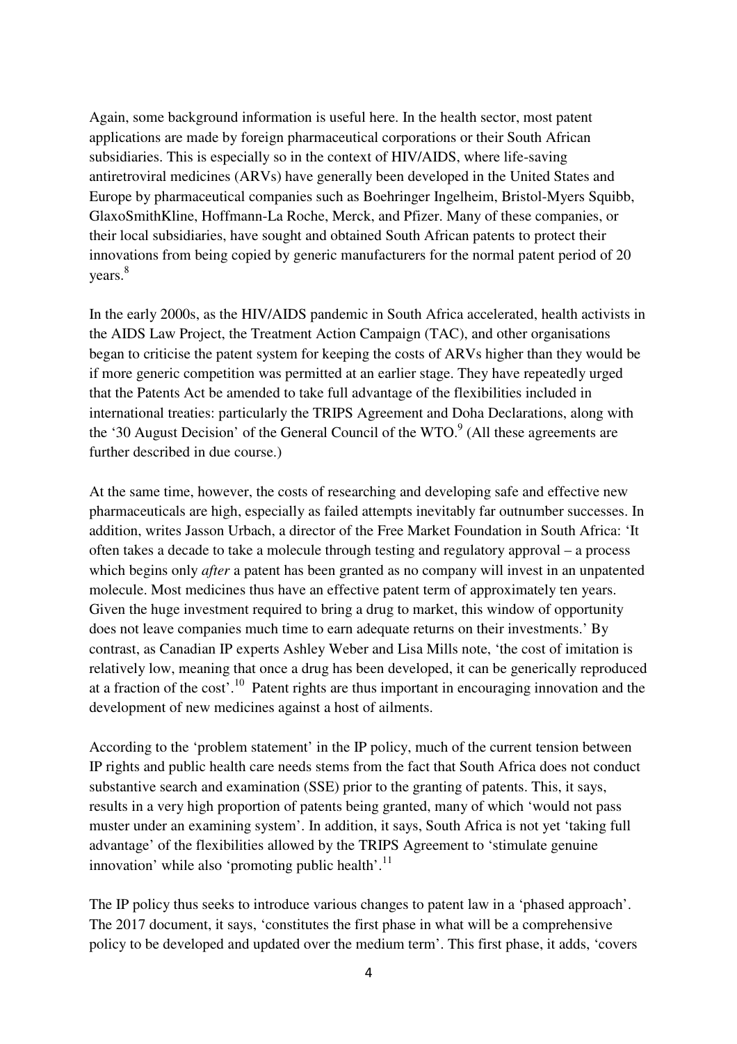Again, some background information is useful here. In the health sector, most patent applications are made by foreign pharmaceutical corporations or their South African subsidiaries. This is especially so in the context of HIV/AIDS, where life-saving antiretroviral medicines (ARVs) have generally been developed in the United States and Europe by pharmaceutical companies such as Boehringer Ingelheim, Bristol-Myers Squibb, GlaxoSmithKline, Hoffmann-La Roche, Merck, and Pfizer. Many of these companies, or their local subsidiaries, have sought and obtained South African patents to protect their innovations from being copied by generic manufacturers for the normal patent period of 20 years.[8]

In the early 2000s, as the HIV/AIDS pandemic in South Africa accelerated, health activists in the AIDS Law Project, the Treatment Action Campaign (TAC), and other organisations began to criticise the patent system for keeping the costs of ARVs higher than they would be if more generic competition was permitted at an earlier stage. They have repeatedly urged that the Patents Act be amended to take full advantage of the flexibilities included in international treaties: particularly the TRIPS Agreement and Doha Declarations, along with the '30 August Decision' of the General Council of the WTO.[9] (All these agreements are further described in due course.)

At the same time, however, the costs of researching and developing safe and effective new pharmaceuticals are high, especially as failed attempts inevitably far outnumber successes. In addition, writes Jasson Urbach, a director of the Free Market Foundation in South Africa: 'It often takes a decade to take a molecule through testing and regulatory approval – a process which begins only *after* a patent has been granted as no company will invest in an unpatented molecule. Most medicines thus have an effective patent term of approximately ten years. Given the huge investment required to bring a drug to market, this window of opportunity does not leave companies much time to earn adequate returns on their investments.' By contrast, as Canadian IP experts Ashley Weber and Lisa Mills note, 'the cost of imitation is relatively low, meaning that once a drug has been developed, it can be generically reproduced at a fraction of the cost'.[10] Patent rights are thus important in encouraging innovation and the development of new medicines against a host of ailments.

According to the 'problem statement' in the IP policy, much of the current tension between IP rights and public health care needs stems from the fact that South Africa does not conduct substantive search and examination (SSE) prior to the granting of patents. This, it says, results in a very high proportion of patents being granted, many of which 'would not pass muster under an examining system'. In addition, it says, South Africa is not yet 'taking full advantage' of the flexibilities allowed by the TRIPS Agreement to 'stimulate genuine innovation' while also 'promoting public health'.[11]

The IP policy thus seeks to introduce various changes to patent law in a 'phased approach'. The 2017 document, it says, 'constitutes the first phase in what will be a comprehensive policy to be developed and updated over the medium term'. This first phase, it adds, 'covers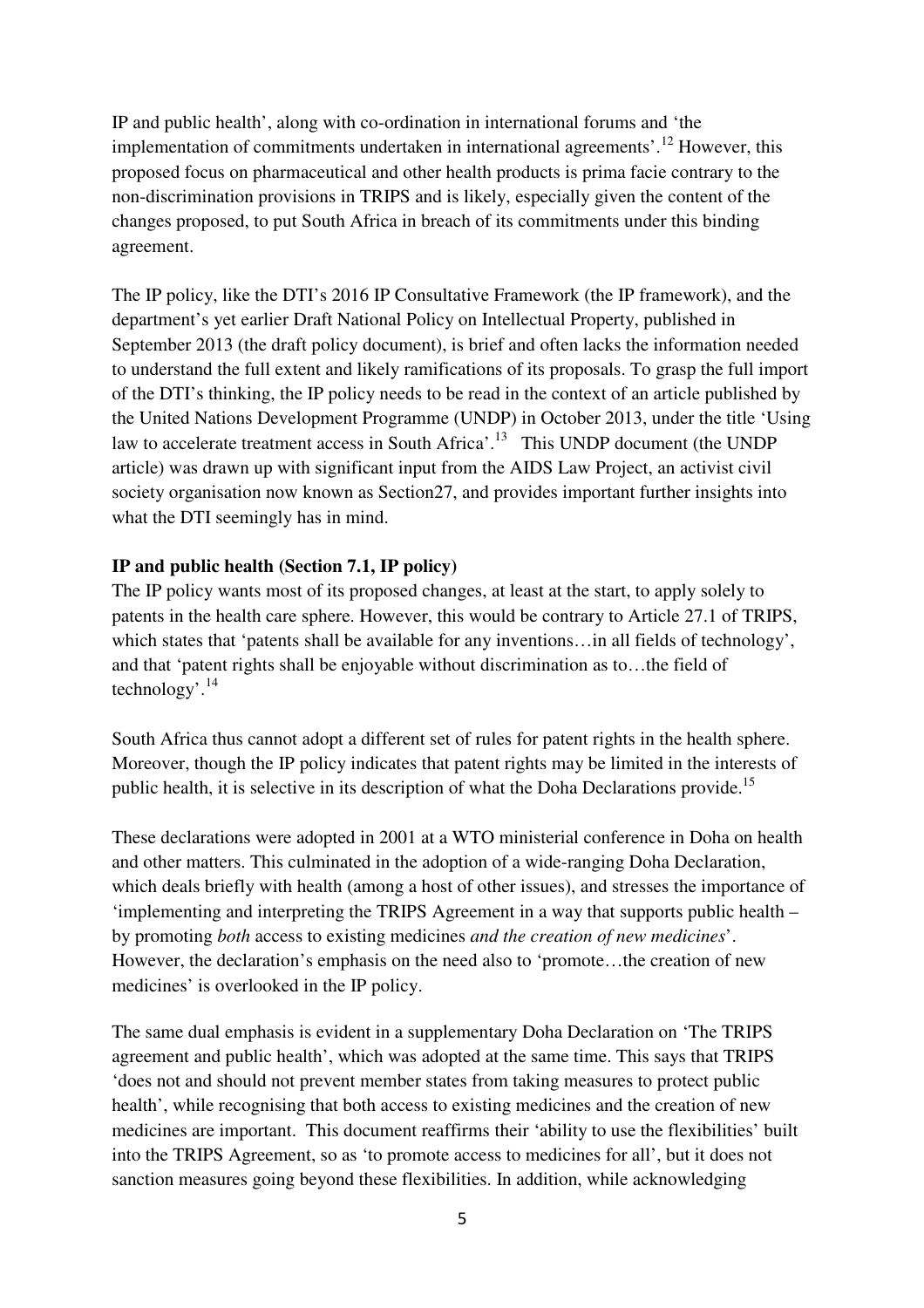IP and public health', along with co-ordination in international forums and 'the implementation of commitments undertaken in international agreements'.[12] However, this proposed focus on pharmaceutical and other health products is prima facie contrary to the non-discrimination provisions in TRIPS and is likely, especially given the content of the changes proposed, to put South Africa in breach of its commitments under this binding agreement.

The IP policy, like the DTI's 2016 IP Consultative Framework (the IP framework), and the department's yet earlier Draft National Policy on Intellectual Property, published in September 2013 (the draft policy document), is brief and often lacks the information needed to understand the full extent and likely ramifications of its proposals. To grasp the full import of the DTI's thinking, the IP policy needs to be read in the context of an article published by the United Nations Development Programme (UNDP) in October 2013, under the title 'Using law to accelerate treatment access in South Africa'.[13] This UNDP document (the UNDP article) was drawn up with significant input from the AIDS Law Project, an activist civil society organisation now known as Section27, and provides important further insights into what the DTI seemingly has in mind.

**IP and public health (Section 7.1, IP policy)**

The IP policy wants most of its proposed changes, at least at the start, to apply solely to patents in the health care sphere. However, this would be contrary to Article 27.1 of TRIPS, which states that 'patents shall be available for any inventions…in all fields of technology', and that 'patent rights shall be enjoyable without discrimination as to…the field of technology'.[14]

South Africa thus cannot adopt a different set of rules for patent rights in the health sphere. Moreover, though the IP policy indicates that patent rights may be limited in the interests of public health, it is selective in its description of what the Doha Declarations provide.[15]

These declarations were adopted in 2001 at a WTO ministerial conference in Doha on health and other matters. This culminated in the adoption of a wide-ranging Doha Declaration, which deals briefly with health (among a host of other issues), and stresses the importance of 'implementing and interpreting the TRIPS Agreement in a way that supports public health – by promoting *both* access to existing medicines *and the creation of new medicines*'. However, the declaration's emphasis on the need also to 'promote…the creation of new medicines' is overlooked in the IP policy.

The same dual emphasis is evident in a supplementary Doha Declaration on 'The TRIPS agreement and public health', which was adopted at the same time. This says that TRIPS 'does not and should not prevent member states from taking measures to protect public health', while recognising that both access to existing medicines and the creation of new medicines are important. This document reaffirms their 'ability to use the flexibilities' built into the TRIPS Agreement, so as 'to promote access to medicines for all', but it does not sanction measures going beyond these flexibilities. In addition, while acknowledging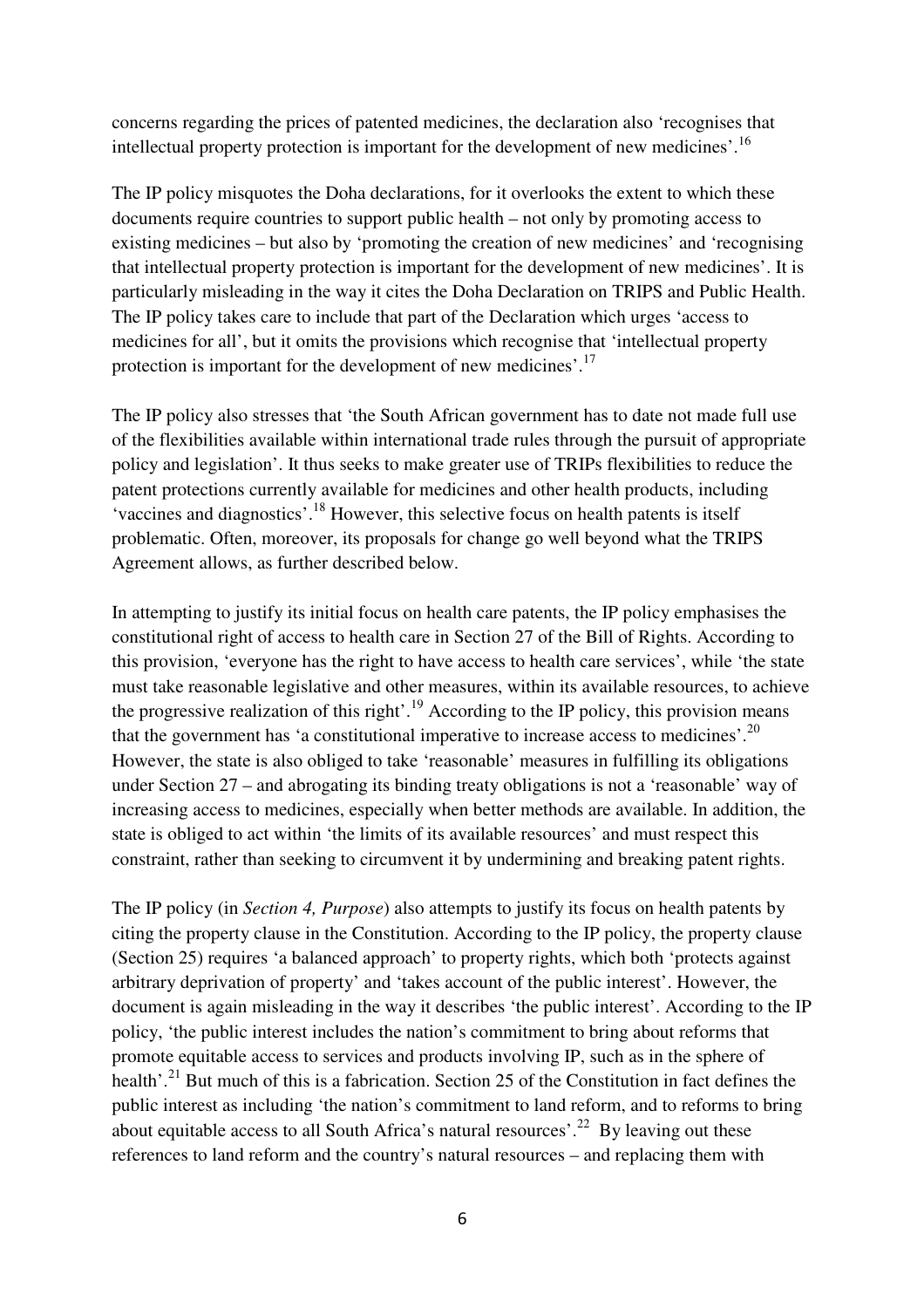concerns regarding the prices of patented medicines, the declaration also 'recognises that intellectual property protection is important for the development of new medicines'.[16]

The IP policy misquotes the Doha declarations, for it overlooks the extent to which these documents require countries to support public health – not only by promoting access to existing medicines – but also by 'promoting the creation of new medicines' and 'recognising that intellectual property protection is important for the development of new medicines'. It is particularly misleading in the way it cites the Doha Declaration on TRIPS and Public Health. The IP policy takes care to include that part of the Declaration which urges 'access to medicines for all', but it omits the provisions which recognise that 'intellectual property protection is important for the development of new medicines'.[17]

The IP policy also stresses that 'the South African government has to date not made full use of the flexibilities available within international trade rules through the pursuit of appropriate policy and legislation'. It thus seeks to make greater use of TRIPs flexibilities to reduce the patent protections currently available for medicines and other health products, including 'vaccines and diagnostics'.[18] However, this selective focus on health patents is itself problematic. Often, moreover, its proposals for change go well beyond what the TRIPS Agreement allows, as further described below.

In attempting to justify its initial focus on health care patents, the IP policy emphasises the constitutional right of access to health care in Section 27 of the Bill of Rights. According to this provision, 'everyone has the right to have access to health care services', while 'the state must take reasonable legislative and other measures, within its available resources, to achieve the progressive realization of this right'.[19] According to the IP policy, this provision means that the government has 'a constitutional imperative to increase access to medicines'.[20] However, the state is also obliged to take 'reasonable' measures in fulfilling its obligations under Section 27 – and abrogating its binding treaty obligations is not a 'reasonable' way of increasing access to medicines, especially when better methods are available. In addition, the state is obliged to act within 'the limits of its available resources' and must respect this constraint, rather than seeking to circumvent it by undermining and breaking patent rights.

The IP policy (in *Section 4, Purpose*) also attempts to justify its focus on health patents by citing the property clause in the Constitution. According to the IP policy, the property clause (Section 25) requires 'a balanced approach' to property rights, which both 'protects against arbitrary deprivation of property' and 'takes account of the public interest'. However, the document is again misleading in the way it describes 'the public interest'. According to the IP policy, 'the public interest includes the nation's commitment to bring about reforms that promote equitable access to services and products involving IP, such as in the sphere of health'.[21] But much of this is a fabrication. Section 25 of the Constitution in fact defines the public interest as including 'the nation's commitment to land reform, and to reforms to bring about equitable access to all South Africa's natural resources'.[22] By leaving out these references to land reform and the country's natural resources – and replacing them with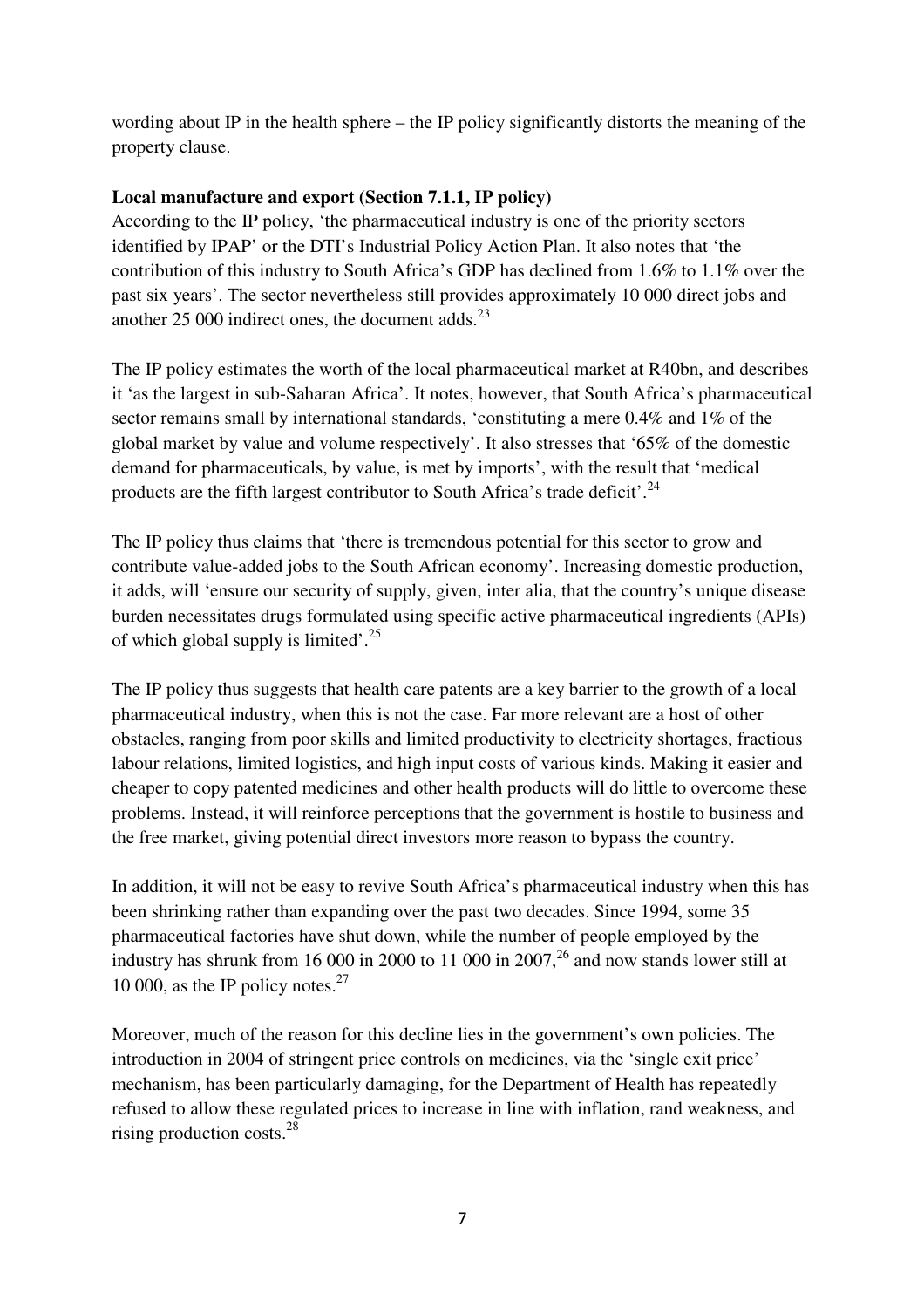wording about IP in the health sphere – the IP policy significantly distorts the meaning of the property clause.

**Local manufacture and export (Section 7.1.1, IP policy)**

According to the IP policy, 'the pharmaceutical industry is one of the priority sectors identified by IPAP' or the DTI's Industrial Policy Action Plan. It also notes that 'the contribution of this industry to South Africa's GDP has declined from 1.6% to 1.1% over the past six years'. The sector nevertheless still provides approximately 10 000 direct jobs and another 25 000 indirect ones, the document adds.[23]

The IP policy estimates the worth of the local pharmaceutical market at R40bn, and describes it 'as the largest in sub-Saharan Africa'. It notes, however, that South Africa's pharmaceutical sector remains small by international standards, 'constituting a mere 0.4% and 1% of the global market by value and volume respectively'. It also stresses that '65% of the domestic demand for pharmaceuticals, by value, is met by imports', with the result that 'medical products are the fifth largest contributor to South Africa's trade deficit'.[24]

The IP policy thus claims that 'there is tremendous potential for this sector to grow and contribute value-added jobs to the South African economy'. Increasing domestic production, it adds, will 'ensure our security of supply, given, inter alia, that the country's unique disease burden necessitates drugs formulated using specific active pharmaceutical ingredients (APIs) of which global supply is limited'.[25]

The IP policy thus suggests that health care patents are a key barrier to the growth of a local pharmaceutical industry, when this is not the case. Far more relevant are a host of other obstacles, ranging from poor skills and limited productivity to electricity shortages, fractious labour relations, limited logistics, and high input costs of various kinds. Making it easier and cheaper to copy patented medicines and other health products will do little to overcome these problems. Instead, it will reinforce perceptions that the government is hostile to business and the free market, giving potential direct investors more reason to bypass the country.

In addition, it will not be easy to revive South Africa's pharmaceutical industry when this has been shrinking rather than expanding over the past two decades. Since 1994, some 35 pharmaceutical factories have shut down, while the number of people employed by the industry has shrunk from 16 000 in 2000 to 11 000 in 2007,[26] and now stands lower still at 10 000, as the IP policy notes.[27]

Moreover, much of the reason for this decline lies in the government's own policies. The introduction in 2004 of stringent price controls on medicines, via the 'single exit price' mechanism, has been particularly damaging, for the Department of Health has repeatedly refused to allow these regulated prices to increase in line with inflation, rand weakness, and rising production costs.[28]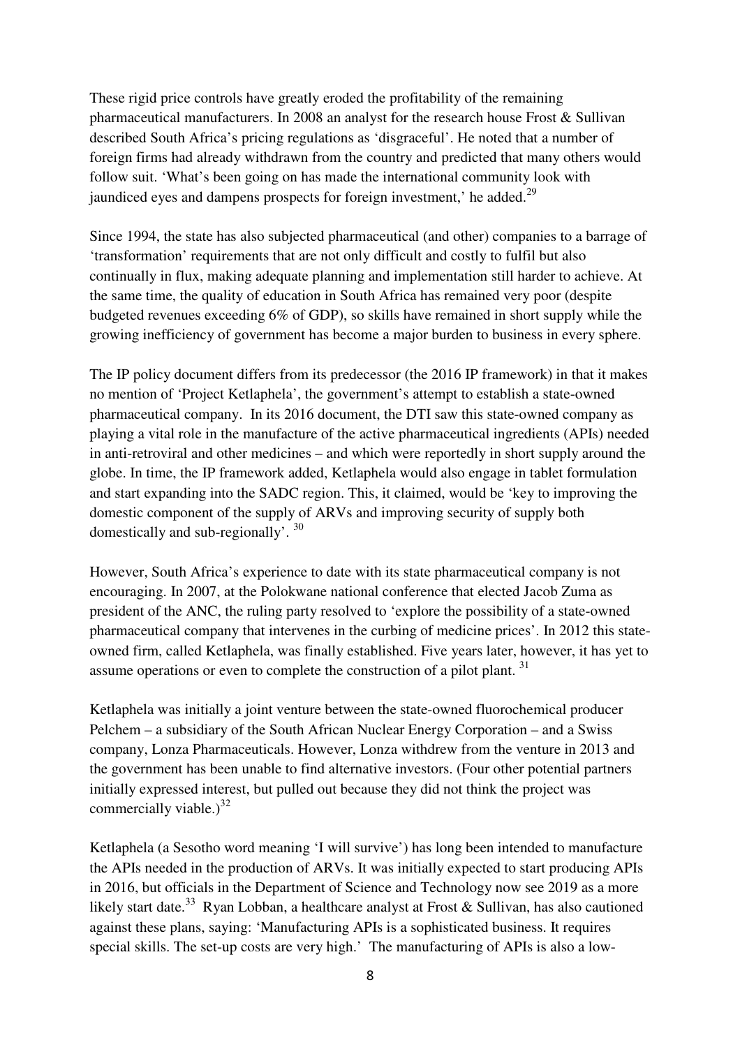These rigid price controls have greatly eroded the profitability of the remaining pharmaceutical manufacturers. In 2008 an analyst for the research house Frost & Sullivan described South Africa's pricing regulations as 'disgraceful'. He noted that a number of foreign firms had already withdrawn from the country and predicted that many others would follow suit. 'What's been going on has made the international community look with jaundiced eyes and dampens prospects for foreign investment,' he added.[29]

Since 1994, the state has also subjected pharmaceutical (and other) companies to a barrage of 'transformation' requirements that are not only difficult and costly to fulfil but also continually in flux, making adequate planning and implementation still harder to achieve. At the same time, the quality of education in South Africa has remained very poor (despite budgeted revenues exceeding 6% of GDP), so skills have remained in short supply while the growing inefficiency of government has become a major burden to business in every sphere.

The IP policy document differs from its predecessor (the 2016 IP framework) in that it makes no mention of 'Project Ketlaphela', the government's attempt to establish a state-owned pharmaceutical company. In its 2016 document, the DTI saw this state-owned company as playing a vital role in the manufacture of the active pharmaceutical ingredients (APIs) needed in anti-retroviral and other medicines – and which were reportedly in short supply around the globe. In time, the IP framework added, Ketlaphela would also engage in tablet formulation and start expanding into the SADC region. This, it claimed, would be 'key to improving the domestic component of the supply of ARVs and improving security of supply both domestically and sub-regionally'. [30]

However, South Africa's experience to date with its state pharmaceutical company is not encouraging. In 2007, at the Polokwane national conference that elected Jacob Zuma as president of the ANC, the ruling party resolved to 'explore the possibility of a state-owned pharmaceutical company that intervenes in the curbing of medicine prices'. In 2012 this state-owned firm, called Ketlaphela, was finally established. Five years later, however, it has yet to assume operations or even to complete the construction of a pilot plant. [31]

Ketlaphela was initially a joint venture between the state-owned fluorochemical producer Pelchem – a subsidiary of the South African Nuclear Energy Corporation – and a Swiss company, Lonza Pharmaceuticals. However, Lonza withdrew from the venture in 2013 and the government has been unable to find alternative investors. (Four other potential partners initially expressed interest, but pulled out because they did not think the project was commercially viable.)[32]

Ketlaphela (a Sesotho word meaning 'I will survive') has long been intended to manufacture the APIs needed in the production of ARVs. It was initially expected to start producing APIs in 2016, but officials in the Department of Science and Technology now see 2019 as a more likely start date.[33] Ryan Lobban, a healthcare analyst at Frost & Sullivan, has also cautioned against these plans, saying: 'Manufacturing APIs is a sophisticated business. It requires special skills. The set-up costs are very high.' The manufacturing of APIs is also a low-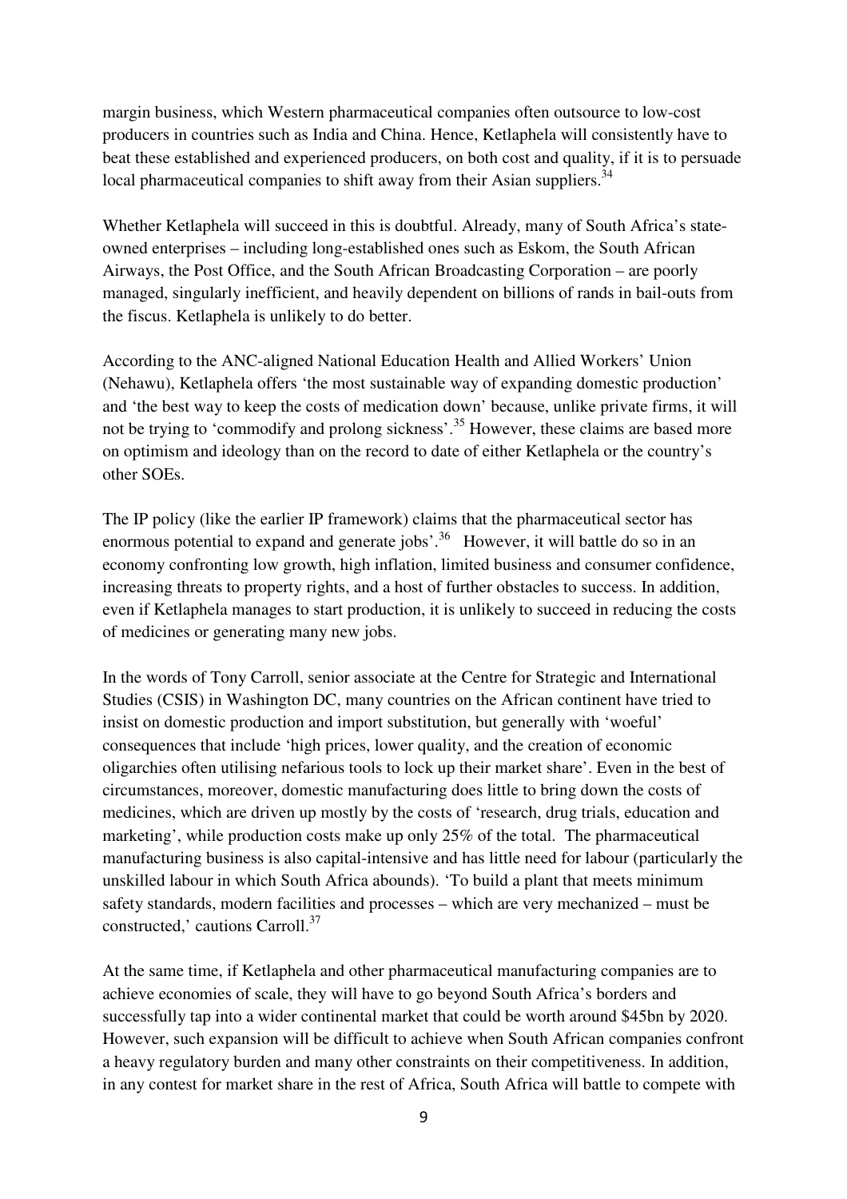margin business, which Western pharmaceutical companies often outsource to low-cost producers in countries such as India and China. Hence, Ketlaphela will consistently have to beat these established and experienced producers, on both cost and quality, if it is to persuade local pharmaceutical companies to shift away from their Asian suppliers.[34]

Whether Ketlaphela will succeed in this is doubtful. Already, many of South Africa's state-owned enterprises – including long-established ones such as Eskom, the South African Airways, the Post Office, and the South African Broadcasting Corporation – are poorly managed, singularly inefficient, and heavily dependent on billions of rands in bail-outs from the fiscus. Ketlaphela is unlikely to do better.

According to the ANC-aligned National Education Health and Allied Workers' Union (Nehawu), Ketlaphela offers 'the most sustainable way of expanding domestic production' and 'the best way to keep the costs of medication down' because, unlike private firms, it will not be trying to 'commodify and prolong sickness'.[35] However, these claims are based more on optimism and ideology than on the record to date of either Ketlaphela or the country's other SOEs.

The IP policy (like the earlier IP framework) claims that the pharmaceutical sector has enormous potential to expand and generate jobs'.[36] However, it will battle do so in an economy confronting low growth, high inflation, limited business and consumer confidence, increasing threats to property rights, and a host of further obstacles to success. In addition, even if Ketlaphela manages to start production, it is unlikely to succeed in reducing the costs of medicines or generating many new jobs.

In the words of Tony Carroll, senior associate at the Centre for Strategic and International Studies (CSIS) in Washington DC, many countries on the African continent have tried to insist on domestic production and import substitution, but generally with 'woeful' consequences that include 'high prices, lower quality, and the creation of economic oligarchies often utilising nefarious tools to lock up their market share'. Even in the best of circumstances, moreover, domestic manufacturing does little to bring down the costs of medicines, which are driven up mostly by the costs of 'research, drug trials, education and marketing', while production costs make up only 25% of the total. The pharmaceutical manufacturing business is also capital-intensive and has little need for labour (particularly the unskilled labour in which South Africa abounds). 'To build a plant that meets minimum safety standards, modern facilities and processes – which are very mechanized – must be constructed,' cautions Carroll.[37]

At the same time, if Ketlaphela and other pharmaceutical manufacturing companies are to achieve economies of scale, they will have to go beyond South Africa's borders and successfully tap into a wider continental market that could be worth around $45bn by 2020. However, such expansion will be difficult to achieve when South African companies confront a heavy regulatory burden and many other constraints on their competitiveness. In addition, in any contest for market share in the rest of Africa, South Africa will battle to compete with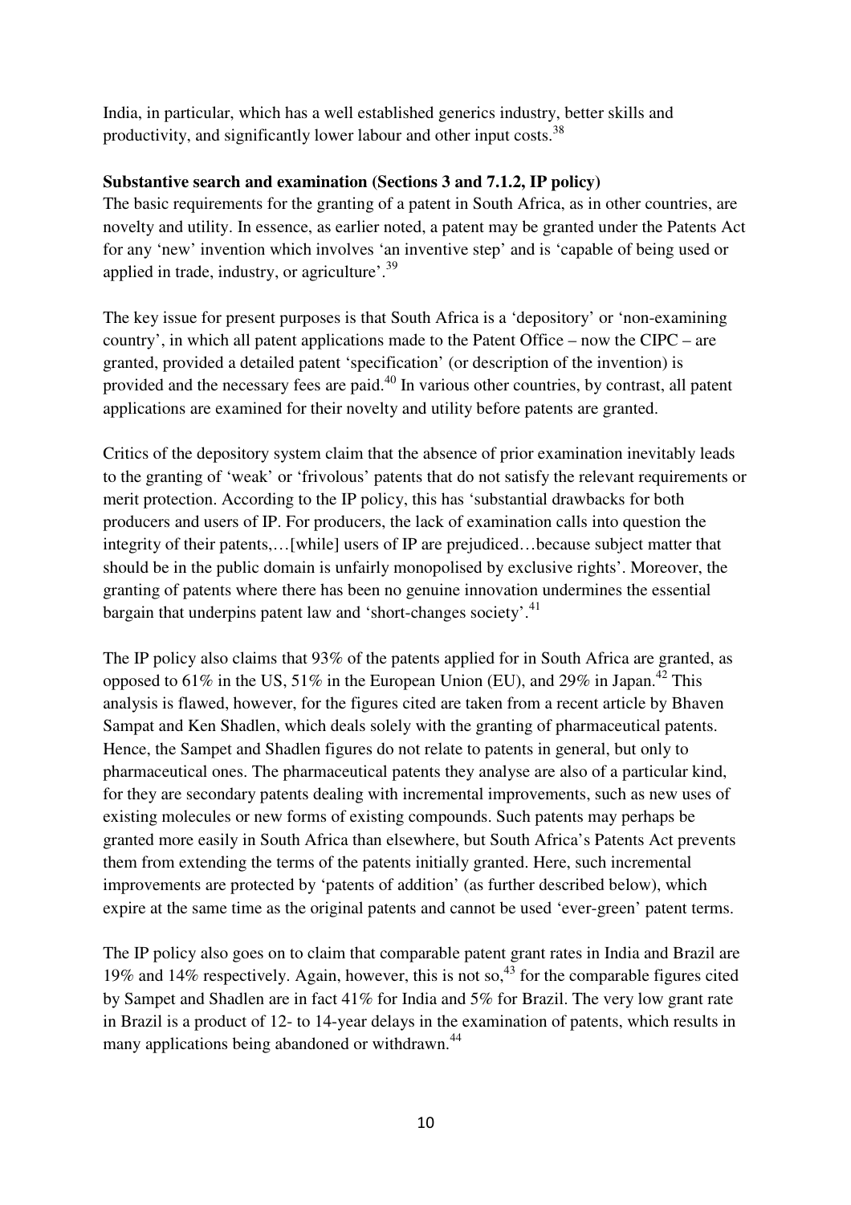India, in particular, which has a well established generics industry, better skills and productivity, and significantly lower labour and other input costs.[38]

**Substantive search and examination (Sections 3 and 7.1.2, IP policy)**

The basic requirements for the granting of a patent in South Africa, as in other countries, are novelty and utility. In essence, as earlier noted, a patent may be granted under the Patents Act for any 'new' invention which involves 'an inventive step' and is 'capable of being used or applied in trade, industry, or agriculture'.[39]

The key issue for present purposes is that South Africa is a 'depository' or 'non-examining country', in which all patent applications made to the Patent Office – now the CIPC – are granted, provided a detailed patent 'specification' (or description of the invention) is provided and the necessary fees are paid.[40] In various other countries, by contrast, all patent applications are examined for their novelty and utility before patents are granted.

Critics of the depository system claim that the absence of prior examination inevitably leads to the granting of 'weak' or 'frivolous' patents that do not satisfy the relevant requirements or merit protection. According to the IP policy, this has 'substantial drawbacks for both producers and users of IP. For producers, the lack of examination calls into question the integrity of their patents,…[while] users of IP are prejudiced…because subject matter that should be in the public domain is unfairly monopolised by exclusive rights'. Moreover, the granting of patents where there has been no genuine innovation undermines the essential bargain that underpins patent law and 'short-changes society'.[41]

The IP policy also claims that 93% of the patents applied for in South Africa are granted, as opposed to 61% in the US, 51% in the European Union (EU), and 29% in Japan.[42] This analysis is flawed, however, for the figures cited are taken from a recent article by Bhaven Sampat and Ken Shadlen, which deals solely with the granting of pharmaceutical patents. Hence, the Sampet and Shadlen figures do not relate to patents in general, but only to pharmaceutical ones. The pharmaceutical patents they analyse are also of a particular kind, for they are secondary patents dealing with incremental improvements, such as new uses of existing molecules or new forms of existing compounds. Such patents may perhaps be granted more easily in South Africa than elsewhere, but South Africa's Patents Act prevents them from extending the terms of the patents initially granted. Here, such incremental improvements are protected by 'patents of addition' (as further described below), which expire at the same time as the original patents and cannot be used 'ever-green' patent terms.

The IP policy also goes on to claim that comparable patent grant rates in India and Brazil are 19% and 14% respectively. Again, however, this is not so,[43] for the comparable figures cited by Sampet and Shadlen are in fact 41% for India and 5% for Brazil. The very low grant rate in Brazil is a product of 12- to 14-year delays in the examination of patents, which results in many applications being abandoned or withdrawn.[44]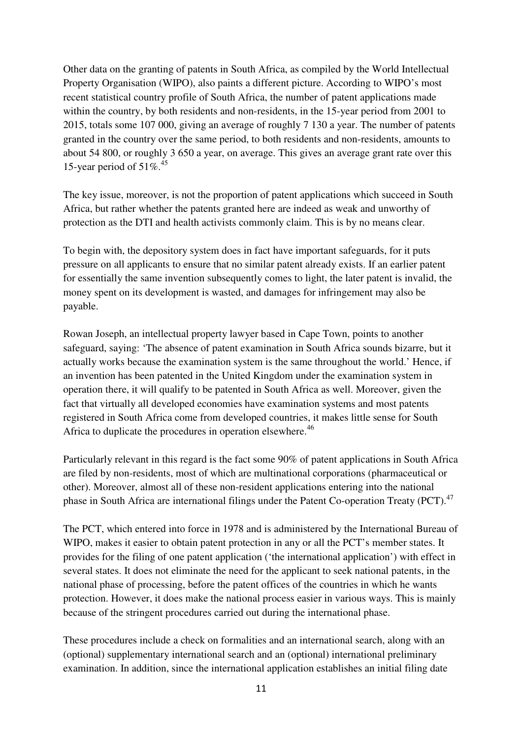Other data on the granting of patents in South Africa, as compiled by the World Intellectual Property Organisation (WIPO), also paints a different picture. According to WIPO's most recent statistical country profile of South Africa, the number of patent applications made within the country, by both residents and non-residents, in the 15-year period from 2001 to 2015, totals some 107 000, giving an average of roughly 7 130 a year. The number of patents granted in the country over the same period, to both residents and non-residents, amounts to about 54 800, or roughly 3 650 a year, on average. This gives an average grant rate over this 15-year period of 51%.[45]

The key issue, moreover, is not the proportion of patent applications which succeed in South Africa, but rather whether the patents granted here are indeed as weak and unworthy of protection as the DTI and health activists commonly claim. This is by no means clear.

To begin with, the depository system does in fact have important safeguards, for it puts pressure on all applicants to ensure that no similar patent already exists. If an earlier patent for essentially the same invention subsequently comes to light, the later patent is invalid, the money spent on its development is wasted, and damages for infringement may also be payable.

Rowan Joseph, an intellectual property lawyer based in Cape Town, points to another safeguard, saying: 'The absence of patent examination in South Africa sounds bizarre, but it actually works because the examination system is the same throughout the world.' Hence, if an invention has been patented in the United Kingdom under the examination system in operation there, it will qualify to be patented in South Africa as well. Moreover, given the fact that virtually all developed economies have examination systems and most patents registered in South Africa come from developed countries, it makes little sense for South Africa to duplicate the procedures in operation elsewhere.[46]

Particularly relevant in this regard is the fact some 90% of patent applications in South Africa are filed by non-residents, most of which are multinational corporations (pharmaceutical or other). Moreover, almost all of these non-resident applications entering into the national phase in South Africa are international filings under the Patent Co-operation Treaty (PCT).[47]

The PCT, which entered into force in 1978 and is administered by the International Bureau of WIPO, makes it easier to obtain patent protection in any or all the PCT's member states. It provides for the filing of one patent application ('the international application') with effect in several states. It does not eliminate the need for the applicant to seek national patents, in the national phase of processing, before the patent offices of the countries in which he wants protection. However, it does make the national process easier in various ways. This is mainly because of the stringent procedures carried out during the international phase.

These procedures include a check on formalities and an international search, along with an (optional) supplementary international search and an (optional) international preliminary examination. In addition, since the international application establishes an initial filing date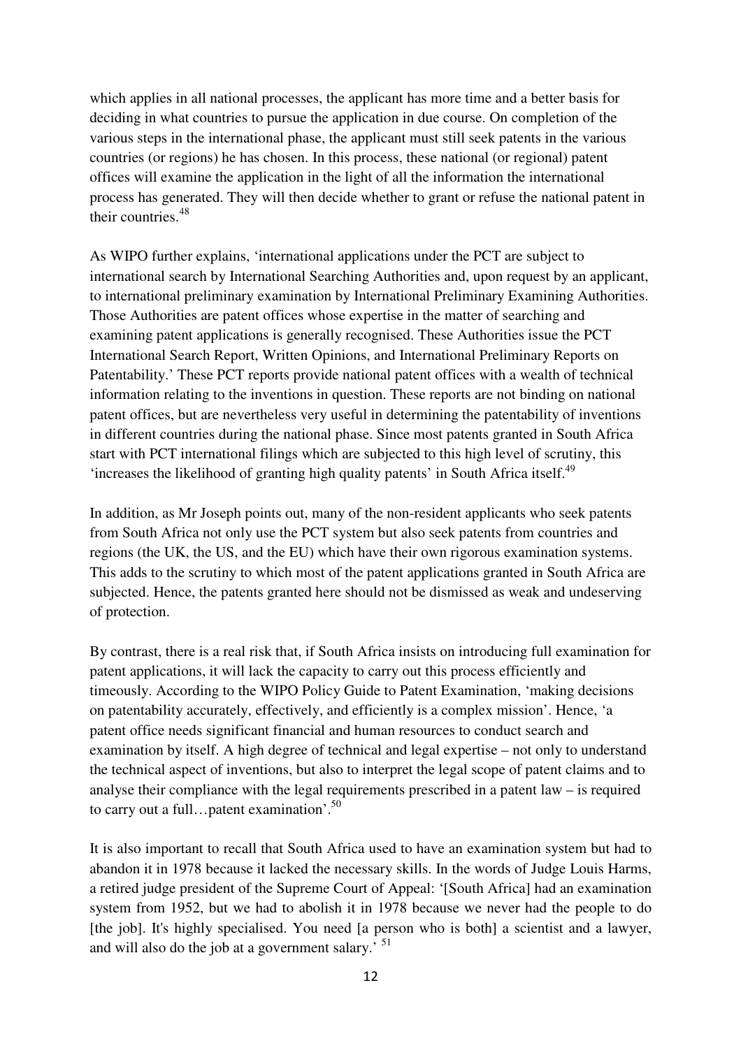which applies in all national processes, the applicant has more time and a better basis for deciding in what countries to pursue the application in due course. On completion of the various steps in the international phase, the applicant must still seek patents in the various countries (or regions) he has chosen. In this process, these national (or regional) patent offices will examine the application in the light of all the information the international process has generated. They will then decide whether to grant or refuse the national patent in their countries.[48]

As WIPO further explains, 'international applications under the PCT are subject to international search by International Searching Authorities and, upon request by an applicant, to international preliminary examination by International Preliminary Examining Authorities. Those Authorities are patent offices whose expertise in the matter of searching and examining patent applications is generally recognised. These Authorities issue the PCT International Search Report, Written Opinions, and International Preliminary Reports on Patentability.' These PCT reports provide national patent offices with a wealth of technical information relating to the inventions in question. These reports are not binding on national patent offices, but are nevertheless very useful in determining the patentability of inventions in different countries during the national phase. Since most patents granted in South Africa start with PCT international filings which are subjected to this high level of scrutiny, this 'increases the likelihood of granting high quality patents' in South Africa itself.[49]

In addition, as Mr Joseph points out, many of the non-resident applicants who seek patents from South Africa not only use the PCT system but also seek patents from countries and regions (the UK, the US, and the EU) which have their own rigorous examination systems. This adds to the scrutiny to which most of the patent applications granted in South Africa are subjected. Hence, the patents granted here should not be dismissed as weak and undeserving of protection.

By contrast, there is a real risk that, if South Africa insists on introducing full examination for patent applications, it will lack the capacity to carry out this process efficiently and timeously. According to the WIPO Policy Guide to Patent Examination, 'making decisions on patentability accurately, effectively, and efficiently is a complex mission'. Hence, 'a patent office needs significant financial and human resources to conduct search and examination by itself. A high degree of technical and legal expertise – not only to understand the technical aspect of inventions, but also to interpret the legal scope of patent claims and to analyse their compliance with the legal requirements prescribed in a patent law – is required to carry out a full…patent examination'.[50]

It is also important to recall that South Africa used to have an examination system but had to abandon it in 1978 because it lacked the necessary skills. In the words of Judge Louis Harms, a retired judge president of the Supreme Court of Appeal: '[South Africa] had an examination system from 1952, but we had to abolish it in 1978 because we never had the people to do [the job]. It's highly specialised. You need [a person who is both] a scientist and a lawyer, and will also do the job at a government salary.' [51]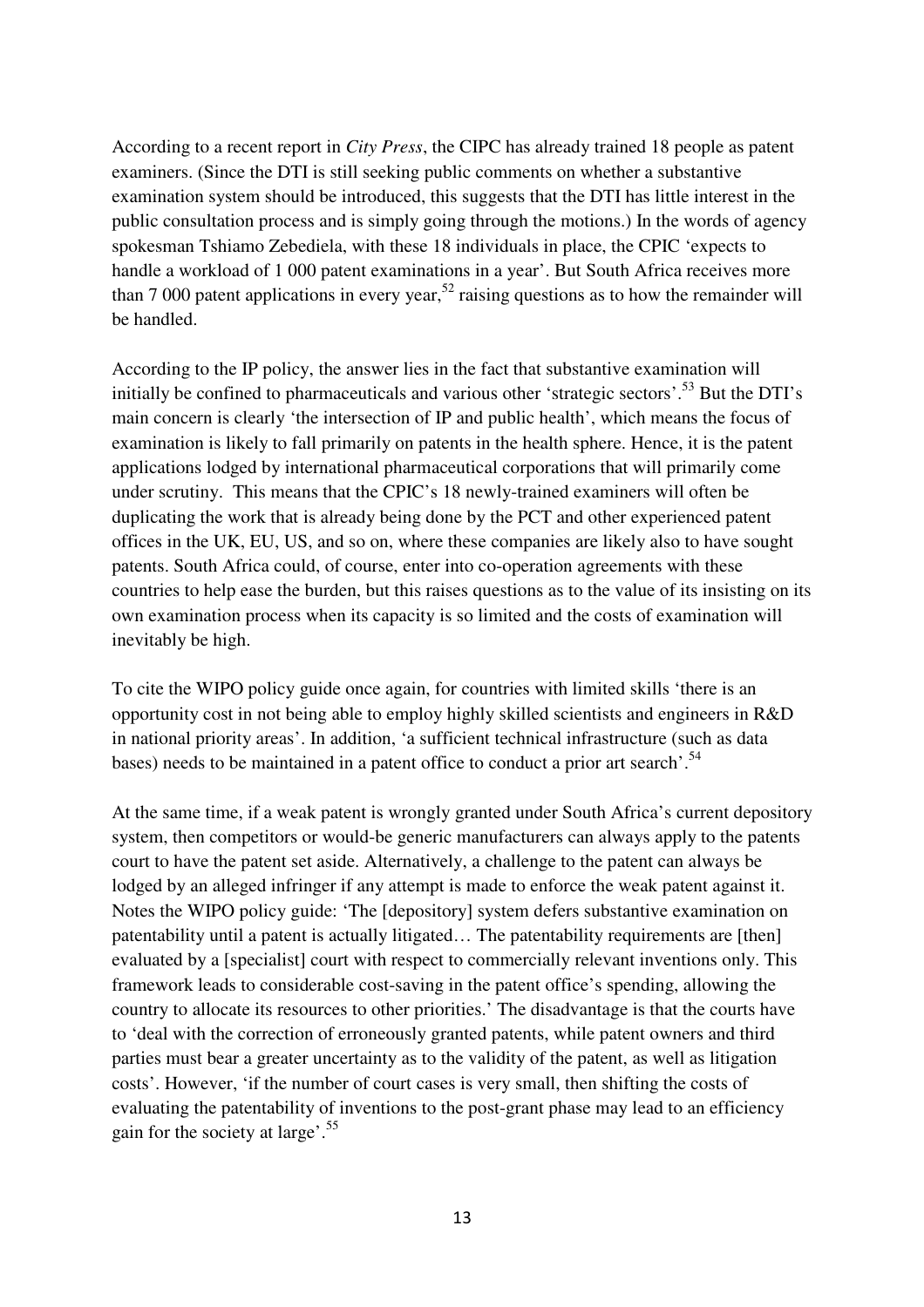According to a recent report in *City Press*, the CIPC has already trained 18 people as patent examiners. (Since the DTI is still seeking public comments on whether a substantive examination system should be introduced, this suggests that the DTI has little interest in the public consultation process and is simply going through the motions.) In the words of agency spokesman Tshiamo Zebediela, with these 18 individuals in place, the CPIC 'expects to handle a workload of 1 000 patent examinations in a year'. But South Africa receives more than 7 000 patent applications in every year,[52] raising questions as to how the remainder will be handled.

According to the IP policy, the answer lies in the fact that substantive examination will initially be confined to pharmaceuticals and various other 'strategic sectors'.[53] But the DTI's main concern is clearly 'the intersection of IP and public health', which means the focus of examination is likely to fall primarily on patents in the health sphere. Hence, it is the patent applications lodged by international pharmaceutical corporations that will primarily come under scrutiny. This means that the CPIC's 18 newly-trained examiners will often be duplicating the work that is already being done by the PCT and other experienced patent offices in the UK, EU, US, and so on, where these companies are likely also to have sought patents. South Africa could, of course, enter into co-operation agreements with these countries to help ease the burden, but this raises questions as to the value of its insisting on its own examination process when its capacity is so limited and the costs of examination will inevitably be high.

To cite the WIPO policy guide once again, for countries with limited skills 'there is an opportunity cost in not being able to employ highly skilled scientists and engineers in R&D in national priority areas'. In addition, 'a sufficient technical infrastructure (such as data bases) needs to be maintained in a patent office to conduct a prior art search'.[54]

At the same time, if a weak patent is wrongly granted under South Africa's current depository system, then competitors or would-be generic manufacturers can always apply to the patents court to have the patent set aside. Alternatively, a challenge to the patent can always be lodged by an alleged infringer if any attempt is made to enforce the weak patent against it. Notes the WIPO policy guide: 'The [depository] system defers substantive examination on patentability until a patent is actually litigated… The patentability requirements are [then] evaluated by a [specialist] court with respect to commercially relevant inventions only. This framework leads to considerable cost-saving in the patent office's spending, allowing the country to allocate its resources to other priorities.' The disadvantage is that the courts have to 'deal with the correction of erroneously granted patents, while patent owners and third parties must bear a greater uncertainty as to the validity of the patent, as well as litigation costs'. However, 'if the number of court cases is very small, then shifting the costs of evaluating the patentability of inventions to the post-grant phase may lead to an efficiency gain for the society at large'.[55]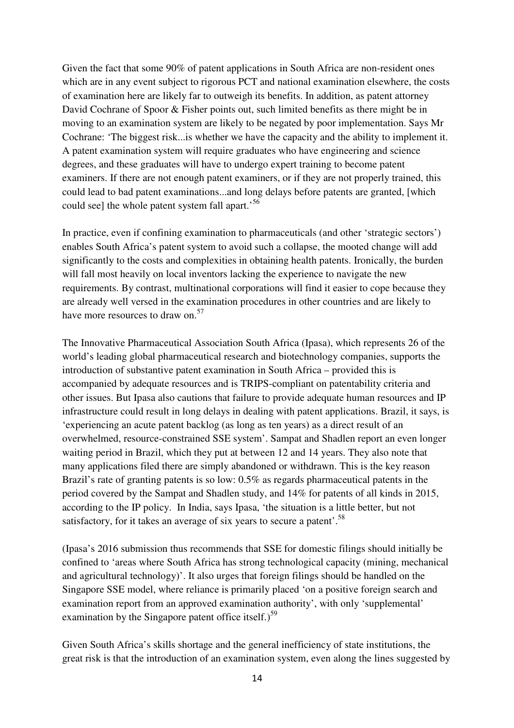Given the fact that some 90% of patent applications in South Africa are non-resident ones which are in any event subject to rigorous PCT and national examination elsewhere, the costs of examination here are likely far to outweigh its benefits. In addition, as patent attorney David Cochrane of Spoor & Fisher points out, such limited benefits as there might be in moving to an examination system are likely to be negated by poor implementation. Says Mr Cochrane: 'The biggest risk...is whether we have the capacity and the ability to implement it. A patent examination system will require graduates who have engineering and science degrees, and these graduates will have to undergo expert training to become patent examiners. If there are not enough patent examiners, or if they are not properly trained, this could lead to bad patent examinations...and long delays before patents are granted, [which could see] the whole patent system fall apart.'[56]

In practice, even if confining examination to pharmaceuticals (and other 'strategic sectors') enables South Africa's patent system to avoid such a collapse, the mooted change will add significantly to the costs and complexities in obtaining health patents. Ironically, the burden will fall most heavily on local inventors lacking the experience to navigate the new requirements. By contrast, multinational corporations will find it easier to cope because they are already well versed in the examination procedures in other countries and are likely to have more resources to draw on.[57]

The Innovative Pharmaceutical Association South Africa (Ipasa), which represents 26 of the world's leading global pharmaceutical research and biotechnology companies, supports the introduction of substantive patent examination in South Africa – provided this is accompanied by adequate resources and is TRIPS-compliant on patentability criteria and other issues. But Ipasa also cautions that failure to provide adequate human resources and IP infrastructure could result in long delays in dealing with patent applications. Brazil, it says, is 'experiencing an acute patent backlog (as long as ten years) as a direct result of an overwhelmed, resource-constrained SSE system'. Sampat and Shadlen report an even longer waiting period in Brazil, which they put at between 12 and 14 years. They also note that many applications filed there are simply abandoned or withdrawn. This is the key reason Brazil's rate of granting patents is so low: 0.5% as regards pharmaceutical patents in the period covered by the Sampat and Shadlen study, and 14% for patents of all kinds in 2015, according to the IP policy. In India, says Ipasa, 'the situation is a little better, but not satisfactory, for it takes an average of six years to secure a patent'.[58]

(Ipasa's 2016 submission thus recommends that SSE for domestic filings should initially be confined to 'areas where South Africa has strong technological capacity (mining, mechanical and agricultural technology)'. It also urges that foreign filings should be handled on the Singapore SSE model, where reliance is primarily placed 'on a positive foreign search and examination report from an approved examination authority', with only 'supplemental' examination by the Singapore patent office itself.)[59]

Given South Africa's skills shortage and the general inefficiency of state institutions, the great risk is that the introduction of an examination system, even along the lines suggested by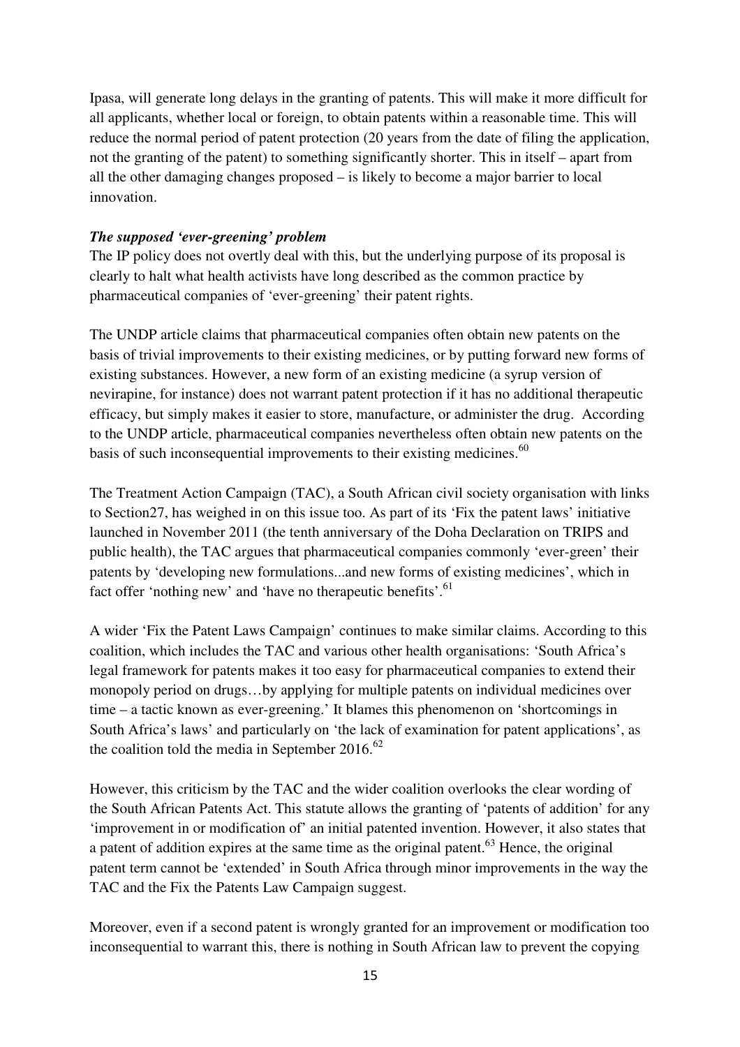Ipasa, will generate long delays in the granting of patents. This will make it more difficult for all applicants, whether local or foreign, to obtain patents within a reasonable time. This will reduce the normal period of patent protection (20 years from the date of filing the application, not the granting of the patent) to something significantly shorter. This in itself – apart from all the other damaging changes proposed – is likely to become a major barrier to local innovation.

***The supposed 'ever-greening' problem***

The IP policy does not overtly deal with this, but the underlying purpose of its proposal is clearly to halt what health activists have long described as the common practice by pharmaceutical companies of 'ever-greening' their patent rights.

The UNDP article claims that pharmaceutical companies often obtain new patents on the basis of trivial improvements to their existing medicines, or by putting forward new forms of existing substances. However, a new form of an existing medicine (a syrup version of nevirapine, for instance) does not warrant patent protection if it has no additional therapeutic efficacy, but simply makes it easier to store, manufacture, or administer the drug. According to the UNDP article, pharmaceutical companies nevertheless often obtain new patents on the basis of such inconsequential improvements to their existing medicines.[60]

The Treatment Action Campaign (TAC), a South African civil society organisation with links to Section27, has weighed in on this issue too. As part of its 'Fix the patent laws' initiative launched in November 2011 (the tenth anniversary of the Doha Declaration on TRIPS and public health), the TAC argues that pharmaceutical companies commonly 'ever-green' their patents by 'developing new formulations...and new forms of existing medicines', which in fact offer 'nothing new' and 'have no therapeutic benefits'.[61]

A wider 'Fix the Patent Laws Campaign' continues to make similar claims. According to this coalition, which includes the TAC and various other health organisations: 'South Africa's legal framework for patents makes it too easy for pharmaceutical companies to extend their monopoly period on drugs…by applying for multiple patents on individual medicines over time – a tactic known as ever-greening.' It blames this phenomenon on 'shortcomings in South Africa's laws' and particularly on 'the lack of examination for patent applications', as the coalition told the media in September 2016.[62]

However, this criticism by the TAC and the wider coalition overlooks the clear wording of the South African Patents Act. This statute allows the granting of 'patents of addition' for any 'improvement in or modification of' an initial patented invention. However, it also states that a patent of addition expires at the same time as the original patent.[63] Hence, the original patent term cannot be 'extended' in South Africa through minor improvements in the way the TAC and the Fix the Patents Law Campaign suggest.

Moreover, even if a second patent is wrongly granted for an improvement or modification too inconsequential to warrant this, there is nothing in South African law to prevent the copying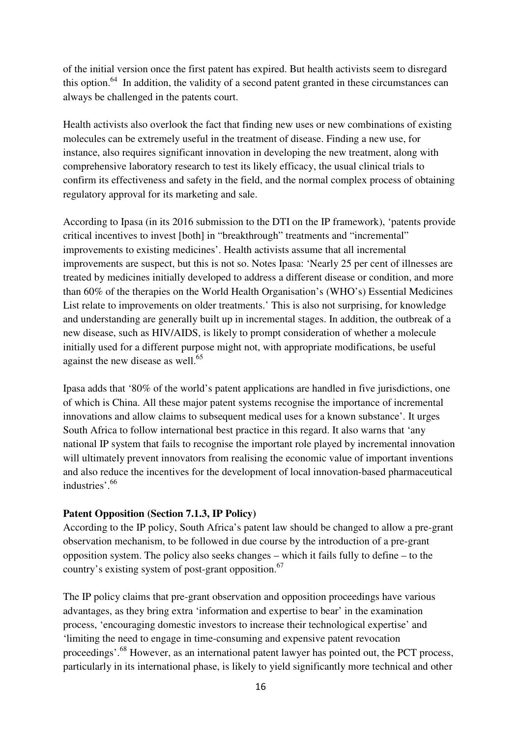of the initial version once the first patent has expired. But health activists seem to disregard this option.[64] In addition, the validity of a second patent granted in these circumstances can always be challenged in the patents court.

Health activists also overlook the fact that finding new uses or new combinations of existing molecules can be extremely useful in the treatment of disease. Finding a new use, for instance, also requires significant innovation in developing the new treatment, along with comprehensive laboratory research to test its likely efficacy, the usual clinical trials to confirm its effectiveness and safety in the field, and the normal complex process of obtaining regulatory approval for its marketing and sale.

According to Ipasa (in its 2016 submission to the DTI on the IP framework), 'patents provide critical incentives to invest [both] in "breakthrough" treatments and "incremental" improvements to existing medicines'. Health activists assume that all incremental improvements are suspect, but this is not so. Notes Ipasa: 'Nearly 25 per cent of illnesses are treated by medicines initially developed to address a different disease or condition, and more than 60% of the therapies on the World Health Organisation's (WHO's) Essential Medicines List relate to improvements on older treatments.' This is also not surprising, for knowledge and understanding are generally built up in incremental stages. In addition, the outbreak of a new disease, such as HIV/AIDS, is likely to prompt consideration of whether a molecule initially used for a different purpose might not, with appropriate modifications, be useful against the new disease as well.[65]

Ipasa adds that '80% of the world's patent applications are handled in five jurisdictions, one of which is China. All these major patent systems recognise the importance of incremental innovations and allow claims to subsequent medical uses for a known substance'. It urges South Africa to follow international best practice in this regard. It also warns that 'any national IP system that fails to recognise the important role played by incremental innovation will ultimately prevent innovators from realising the economic value of important inventions and also reduce the incentives for the development of local innovation-based pharmaceutical industries'.[66]

**Patent Opposition (Section 7.1.3, IP Policy)**

According to the IP policy, South Africa's patent law should be changed to allow a pre-grant observation mechanism, to be followed in due course by the introduction of a pre-grant opposition system. The policy also seeks changes – which it fails fully to define – to the country's existing system of post-grant opposition.[67]

The IP policy claims that pre-grant observation and opposition proceedings have various advantages, as they bring extra 'information and expertise to bear' in the examination process, 'encouraging domestic investors to increase their technological expertise' and 'limiting the need to engage in time-consuming and expensive patent revocation proceedings'.[68] However, as an international patent lawyer has pointed out, the PCT process, particularly in its international phase, is likely to yield significantly more technical and other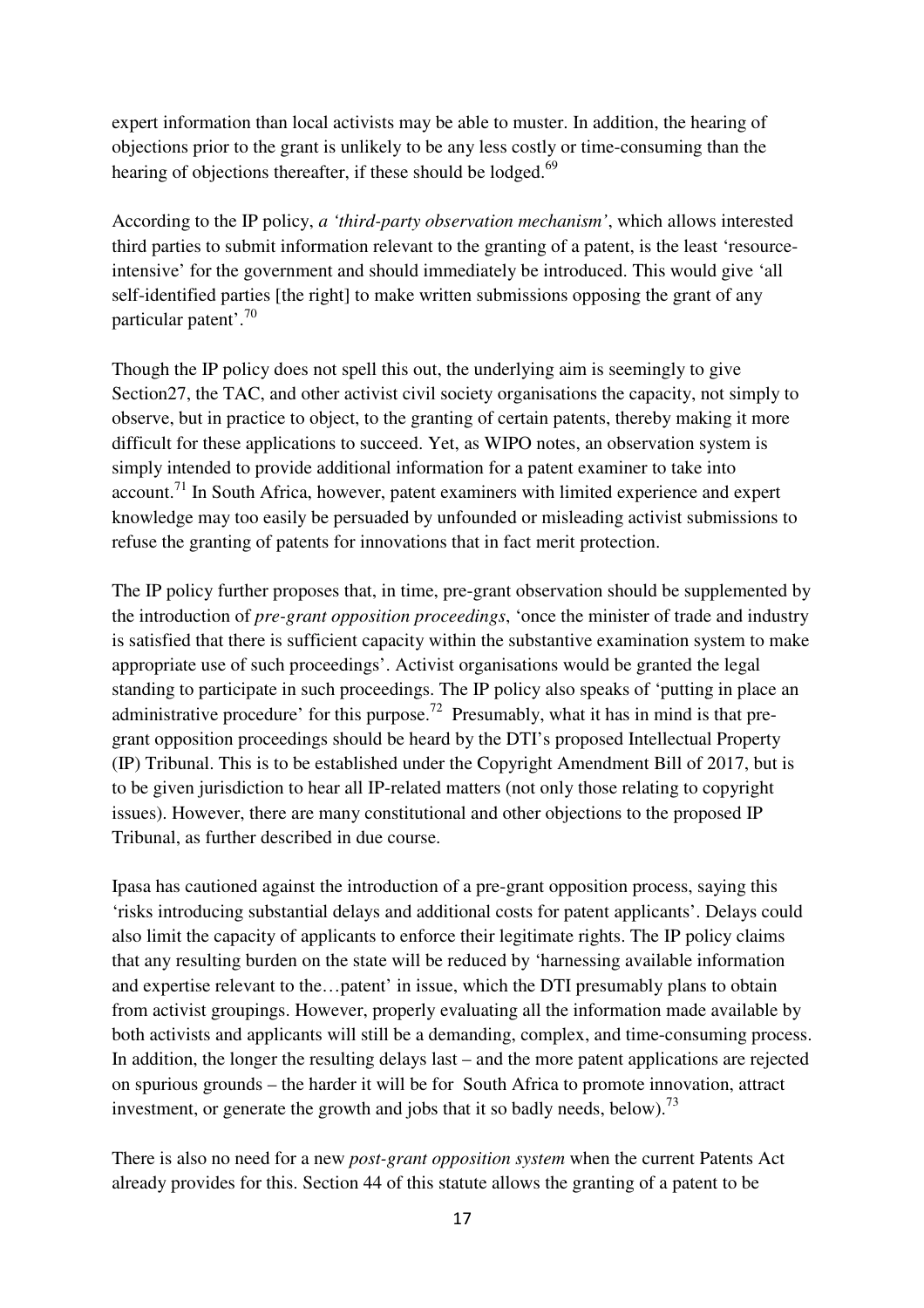expert information than local activists may be able to muster. In addition, the hearing of objections prior to the grant is unlikely to be any less costly or time-consuming than the hearing of objections thereafter, if these should be lodged.[69]

According to the IP policy, *a 'third-party observation mechanism'*, which allows interested third parties to submit information relevant to the granting of a patent, is the least 'resource-intensive' for the government and should immediately be introduced. This would give 'all self-identified parties [the right] to make written submissions opposing the grant of any particular patent'.[70]

Though the IP policy does not spell this out, the underlying aim is seemingly to give Section27, the TAC, and other activist civil society organisations the capacity, not simply to observe, but in practice to object, to the granting of certain patents, thereby making it more difficult for these applications to succeed. Yet, as WIPO notes, an observation system is simply intended to provide additional information for a patent examiner to take into account.[71] In South Africa, however, patent examiners with limited experience and expert knowledge may too easily be persuaded by unfounded or misleading activist submissions to refuse the granting of patents for innovations that in fact merit protection.

The IP policy further proposes that, in time, pre-grant observation should be supplemented by the introduction of *pre-grant opposition proceedings*, 'once the minister of trade and industry is satisfied that there is sufficient capacity within the substantive examination system to make appropriate use of such proceedings'. Activist organisations would be granted the legal standing to participate in such proceedings. The IP policy also speaks of 'putting in place an administrative procedure' for this purpose.[72] Presumably, what it has in mind is that pre-grant opposition proceedings should be heard by the DTI's proposed Intellectual Property (IP) Tribunal. This is to be established under the Copyright Amendment Bill of 2017, but is to be given jurisdiction to hear all IP-related matters (not only those relating to copyright issues). However, there are many constitutional and other objections to the proposed IP Tribunal, as further described in due course.

Ipasa has cautioned against the introduction of a pre-grant opposition process, saying this 'risks introducing substantial delays and additional costs for patent applicants'. Delays could also limit the capacity of applicants to enforce their legitimate rights. The IP policy claims that any resulting burden on the state will be reduced by 'harnessing available information and expertise relevant to the…patent' in issue, which the DTI presumably plans to obtain from activist groupings. However, properly evaluating all the information made available by both activists and applicants will still be a demanding, complex, and time-consuming process. In addition, the longer the resulting delays last – and the more patent applications are rejected on spurious grounds – the harder it will be for South Africa to promote innovation, attract investment, or generate the growth and jobs that it so badly needs, below).[73]

There is also no need for a new *post-grant opposition system* when the current Patents Act already provides for this. Section 44 of this statute allows the granting of a patent to be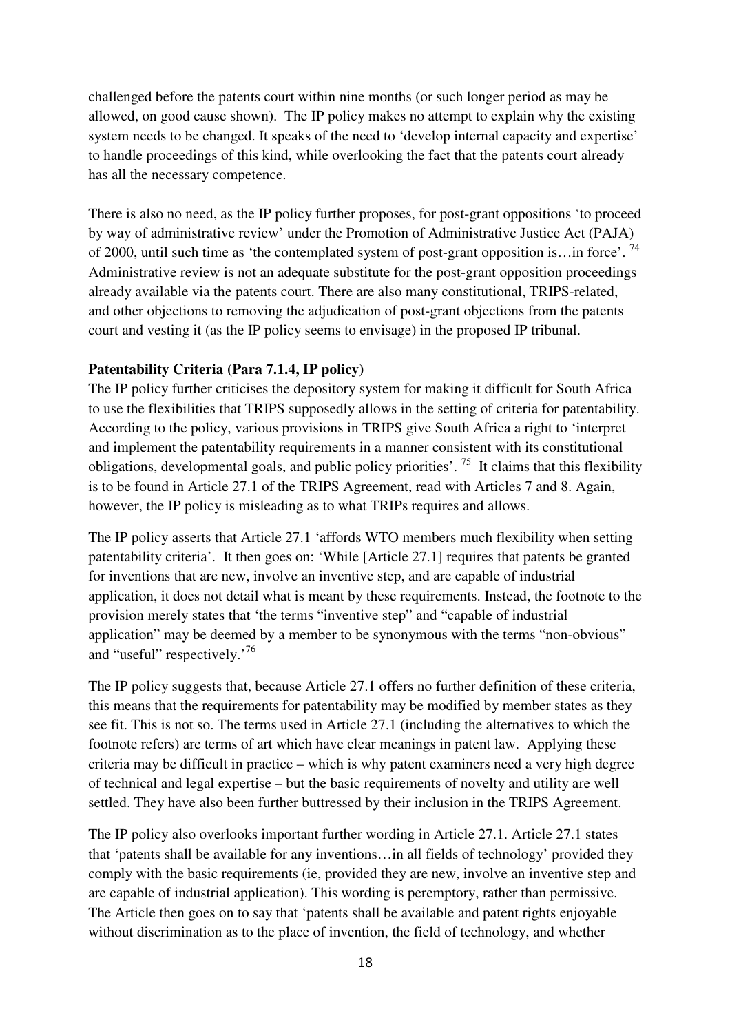challenged before the patents court within nine months (or such longer period as may be allowed, on good cause shown). The IP policy makes no attempt to explain why the existing system needs to be changed. It speaks of the need to 'develop internal capacity and expertise' to handle proceedings of this kind, while overlooking the fact that the patents court already has all the necessary competence.

There is also no need, as the IP policy further proposes, for post-grant oppositions 'to proceed by way of administrative review' under the Promotion of Administrative Justice Act (PAJA) of 2000, until such time as 'the contemplated system of post-grant opposition is…in force'. [74] Administrative review is not an adequate substitute for the post-grant opposition proceedings already available via the patents court. There are also many constitutional, TRIPS-related, and other objections to removing the adjudication of post-grant objections from the patents court and vesting it (as the IP policy seems to envisage) in the proposed IP tribunal.

**Patentability Criteria (Para 7.1.4, IP policy)**

The IP policy further criticises the depository system for making it difficult for South Africa to use the flexibilities that TRIPS supposedly allows in the setting of criteria for patentability. According to the policy, various provisions in TRIPS give South Africa a right to 'interpret and implement the patentability requirements in a manner consistent with its constitutional obligations, developmental goals, and public policy priorities'. [75] It claims that this flexibility is to be found in Article 27.1 of the TRIPS Agreement, read with Articles 7 and 8. Again, however, the IP policy is misleading as to what TRIPs requires and allows.

The IP policy asserts that Article 27.1 'affords WTO members much flexibility when setting patentability criteria'. It then goes on: 'While [Article 27.1] requires that patents be granted for inventions that are new, involve an inventive step, and are capable of industrial application, it does not detail what is meant by these requirements. Instead, the footnote to the provision merely states that 'the terms "inventive step" and "capable of industrial application" may be deemed by a member to be synonymous with the terms "non-obvious" and "useful" respectively.'[76]

The IP policy suggests that, because Article 27.1 offers no further definition of these criteria, this means that the requirements for patentability may be modified by member states as they see fit. This is not so. The terms used in Article 27.1 (including the alternatives to which the footnote refers) are terms of art which have clear meanings in patent law. Applying these criteria may be difficult in practice – which is why patent examiners need a very high degree of technical and legal expertise – but the basic requirements of novelty and utility are well settled. They have also been further buttressed by their inclusion in the TRIPS Agreement.

The IP policy also overlooks important further wording in Article 27.1. Article 27.1 states that 'patents shall be available for any inventions…in all fields of technology' provided they comply with the basic requirements (ie, provided they are new, involve an inventive step and are capable of industrial application). This wording is peremptory, rather than permissive. The Article then goes on to say that 'patents shall be available and patent rights enjoyable without discrimination as to the place of invention, the field of technology, and whether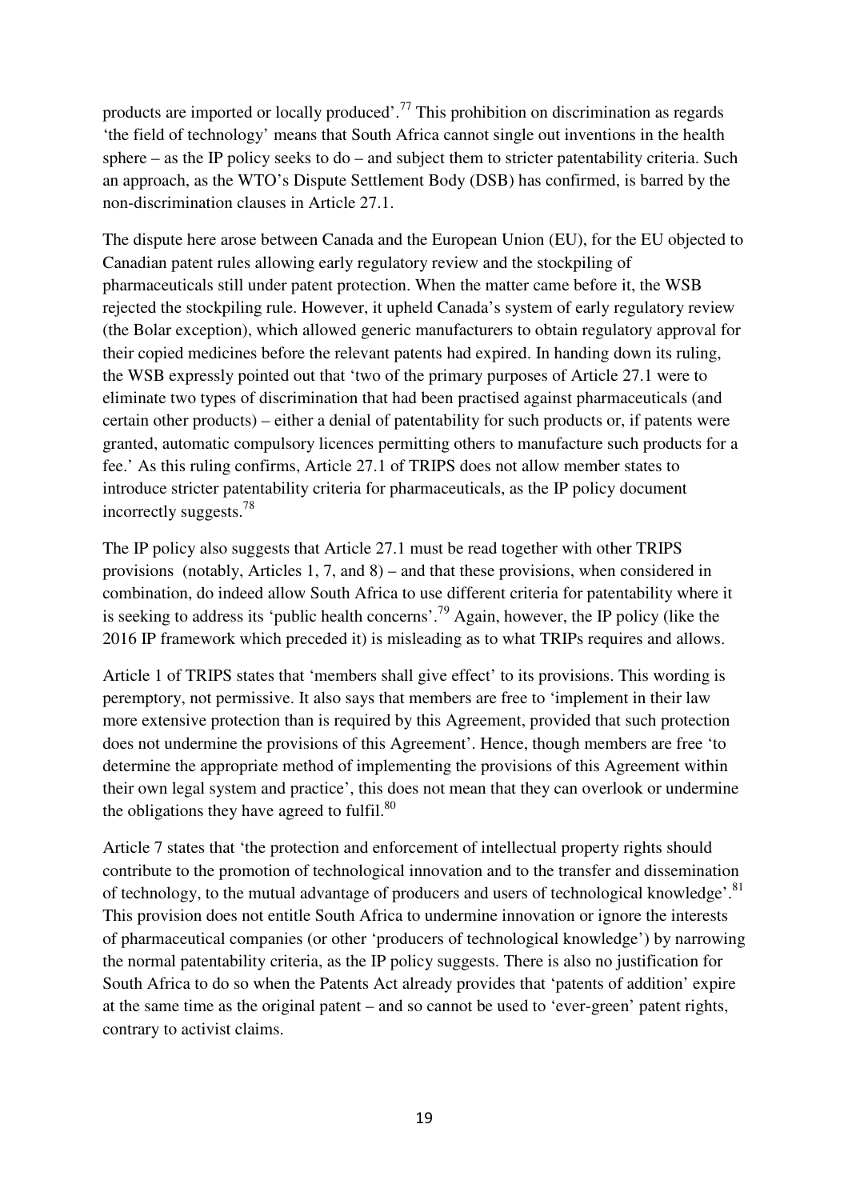products are imported or locally produced'.[77] This prohibition on discrimination as regards 'the field of technology' means that South Africa cannot single out inventions in the health sphere – as the IP policy seeks to do – and subject them to stricter patentability criteria. Such an approach, as the WTO's Dispute Settlement Body (DSB) has confirmed, is barred by the non-discrimination clauses in Article 27.1.

The dispute here arose between Canada and the European Union (EU), for the EU objected to Canadian patent rules allowing early regulatory review and the stockpiling of pharmaceuticals still under patent protection. When the matter came before it, the WSB rejected the stockpiling rule. However, it upheld Canada's system of early regulatory review (the Bolar exception), which allowed generic manufacturers to obtain regulatory approval for their copied medicines before the relevant patents had expired. In handing down its ruling, the WSB expressly pointed out that 'two of the primary purposes of Article 27.1 were to eliminate two types of discrimination that had been practised against pharmaceuticals (and certain other products) – either a denial of patentability for such products or, if patents were granted, automatic compulsory licences permitting others to manufacture such products for a fee.' As this ruling confirms, Article 27.1 of TRIPS does not allow member states to introduce stricter patentability criteria for pharmaceuticals, as the IP policy document incorrectly suggests.[78]

The IP policy also suggests that Article 27.1 must be read together with other TRIPS provisions (notably, Articles 1, 7, and 8) – and that these provisions, when considered in combination, do indeed allow South Africa to use different criteria for patentability where it is seeking to address its 'public health concerns'.[79] Again, however, the IP policy (like the 2016 IP framework which preceded it) is misleading as to what TRIPs requires and allows.

Article 1 of TRIPS states that 'members shall give effect' to its provisions. This wording is peremptory, not permissive. It also says that members are free to 'implement in their law more extensive protection than is required by this Agreement, provided that such protection does not undermine the provisions of this Agreement'. Hence, though members are free 'to determine the appropriate method of implementing the provisions of this Agreement within their own legal system and practice', this does not mean that they can overlook or undermine the obligations they have agreed to fulfil.[80]

Article 7 states that 'the protection and enforcement of intellectual property rights should contribute to the promotion of technological innovation and to the transfer and dissemination of technology, to the mutual advantage of producers and users of technological knowledge'.[81] This provision does not entitle South Africa to undermine innovation or ignore the interests of pharmaceutical companies (or other 'producers of technological knowledge') by narrowing the normal patentability criteria, as the IP policy suggests. There is also no justification for South Africa to do so when the Patents Act already provides that 'patents of addition' expire at the same time as the original patent – and so cannot be used to 'ever-green' patent rights, contrary to activist claims.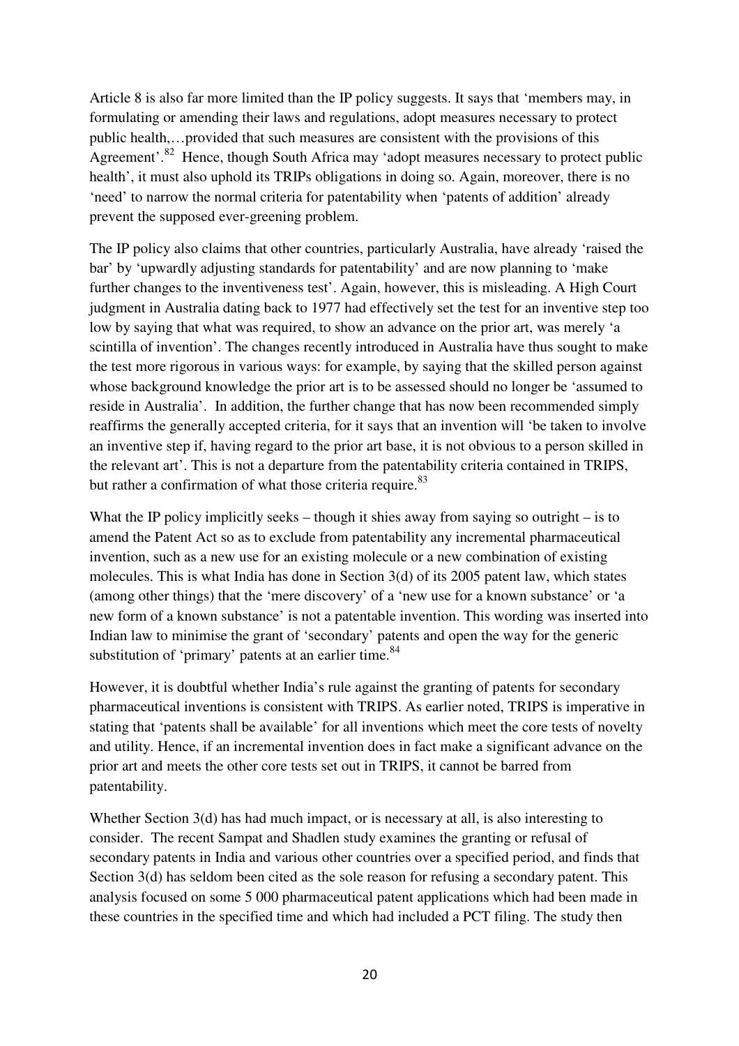Article 8 is also far more limited than the IP policy suggests. It says that 'members may, in formulating or amending their laws and regulations, adopt measures necessary to protect public health,…provided that such measures are consistent with the provisions of this Agreement'.[82] Hence, though South Africa may 'adopt measures necessary to protect public health', it must also uphold its TRIPs obligations in doing so. Again, moreover, there is no 'need' to narrow the normal criteria for patentability when 'patents of addition' already prevent the supposed ever-greening problem.

The IP policy also claims that other countries, particularly Australia, have already 'raised the bar' by 'upwardly adjusting standards for patentability' and are now planning to 'make further changes to the inventiveness test'. Again, however, this is misleading. A High Court judgment in Australia dating back to 1977 had effectively set the test for an inventive step too low by saying that what was required, to show an advance on the prior art, was merely 'a scintilla of invention'. The changes recently introduced in Australia have thus sought to make the test more rigorous in various ways: for example, by saying that the skilled person against whose background knowledge the prior art is to be assessed should no longer be 'assumed to reside in Australia'. In addition, the further change that has now been recommended simply reaffirms the generally accepted criteria, for it says that an invention will 'be taken to involve an inventive step if, having regard to the prior art base, it is not obvious to a person skilled in the relevant art'. This is not a departure from the patentability criteria contained in TRIPS, but rather a confirmation of what those criteria require.[83]

What the IP policy implicitly seeks – though it shies away from saying so outright – is to amend the Patent Act so as to exclude from patentability any incremental pharmaceutical invention, such as a new use for an existing molecule or a new combination of existing molecules. This is what India has done in Section 3(d) of its 2005 patent law, which states (among other things) that the 'mere discovery' of a 'new use for a known substance' or 'a new form of a known substance' is not a patentable invention. This wording was inserted into Indian law to minimise the grant of 'secondary' patents and open the way for the generic substitution of 'primary' patents at an earlier time.[84]

However, it is doubtful whether India's rule against the granting of patents for secondary pharmaceutical inventions is consistent with TRIPS. As earlier noted, TRIPS is imperative in stating that 'patents shall be available' for all inventions which meet the core tests of novelty and utility. Hence, if an incremental invention does in fact make a significant advance on the prior art and meets the other core tests set out in TRIPS, it cannot be barred from patentability.

Whether Section 3(d) has had much impact, or is necessary at all, is also interesting to consider. The recent Sampat and Shadlen study examines the granting or refusal of secondary patents in India and various other countries over a specified period, and finds that Section 3(d) has seldom been cited as the sole reason for refusing a secondary patent. This analysis focused on some 5 000 pharmaceutical patent applications which had been made in these countries in the specified time and which had included a PCT filing. The study then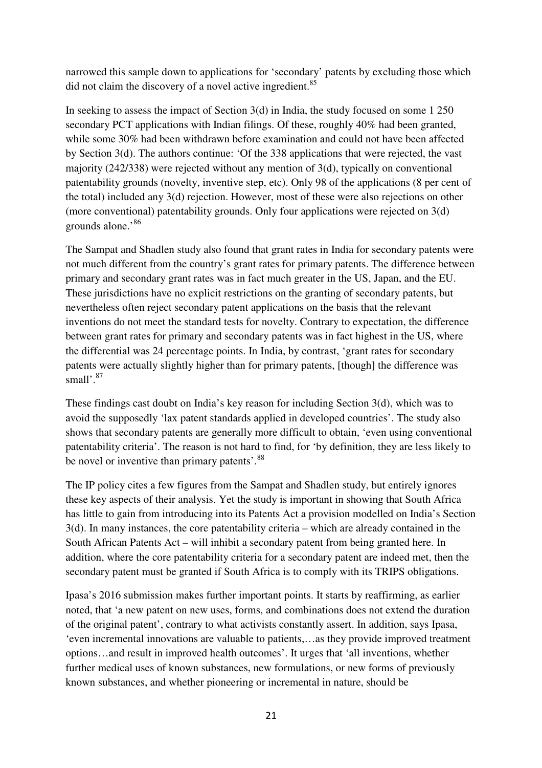narrowed this sample down to applications for 'secondary' patents by excluding those which did not claim the discovery of a novel active ingredient.[85]

In seeking to assess the impact of Section 3(d) in India, the study focused on some 1 250 secondary PCT applications with Indian filings. Of these, roughly 40% had been granted, while some 30% had been withdrawn before examination and could not have been affected by Section 3(d). The authors continue: 'Of the 338 applications that were rejected, the vast majority (242/338) were rejected without any mention of 3(d), typically on conventional patentability grounds (novelty, inventive step, etc). Only 98 of the applications (8 per cent of the total) included any 3(d) rejection. However, most of these were also rejections on other (more conventional) patentability grounds. Only four applications were rejected on 3(d) grounds alone.'[86]

The Sampat and Shadlen study also found that grant rates in India for secondary patents were not much different from the country's grant rates for primary patents. The difference between primary and secondary grant rates was in fact much greater in the US, Japan, and the EU. These jurisdictions have no explicit restrictions on the granting of secondary patents, but nevertheless often reject secondary patent applications on the basis that the relevant inventions do not meet the standard tests for novelty. Contrary to expectation, the difference between grant rates for primary and secondary patents was in fact highest in the US, where the differential was 24 percentage points. In India, by contrast, 'grant rates for secondary patents were actually slightly higher than for primary patents, [though] the difference was small'.[87]

These findings cast doubt on India's key reason for including Section 3(d), which was to avoid the supposedly 'lax patent standards applied in developed countries'. The study also shows that secondary patents are generally more difficult to obtain, 'even using conventional patentability criteria'. The reason is not hard to find, for 'by definition, they are less likely to be novel or inventive than primary patents'.[88]

The IP policy cites a few figures from the Sampat and Shadlen study, but entirely ignores these key aspects of their analysis. Yet the study is important in showing that South Africa has little to gain from introducing into its Patents Act a provision modelled on India's Section 3(d). In many instances, the core patentability criteria – which are already contained in the South African Patents Act – will inhibit a secondary patent from being granted here. In addition, where the core patentability criteria for a secondary patent are indeed met, then the secondary patent must be granted if South Africa is to comply with its TRIPS obligations.

Ipasa's 2016 submission makes further important points. It starts by reaffirming, as earlier noted, that 'a new patent on new uses, forms, and combinations does not extend the duration of the original patent', contrary to what activists constantly assert. In addition, says Ipasa, 'even incremental innovations are valuable to patients,…as they provide improved treatment options…and result in improved health outcomes'. It urges that 'all inventions, whether further medical uses of known substances, new formulations, or new forms of previously known substances, and whether pioneering or incremental in nature, should be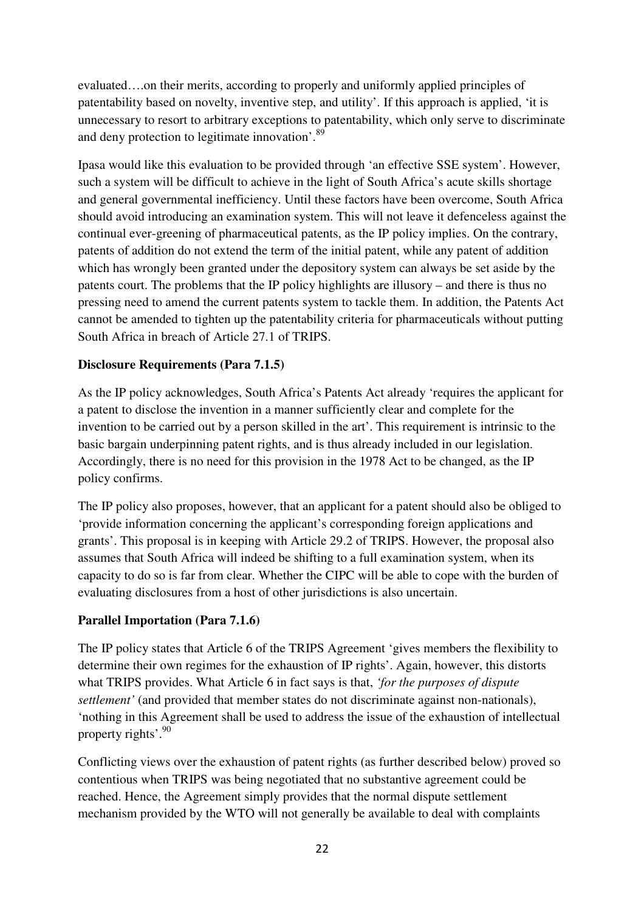evaluated….on their merits, according to properly and uniformly applied principles of patentability based on novelty, inventive step, and utility'. If this approach is applied, 'it is unnecessary to resort to arbitrary exceptions to patentability, which only serve to discriminate and deny protection to legitimate innovation'.[89]

Ipasa would like this evaluation to be provided through 'an effective SSE system'. However, such a system will be difficult to achieve in the light of South Africa's acute skills shortage and general governmental inefficiency. Until these factors have been overcome, South Africa should avoid introducing an examination system. This will not leave it defenceless against the continual ever-greening of pharmaceutical patents, as the IP policy implies. On the contrary, patents of addition do not extend the term of the initial patent, while any patent of addition which has wrongly been granted under the depository system can always be set aside by the patents court. The problems that the IP policy highlights are illusory – and there is thus no pressing need to amend the current patents system to tackle them. In addition, the Patents Act cannot be amended to tighten up the patentability criteria for pharmaceuticals without putting South Africa in breach of Article 27.1 of TRIPS.

**Disclosure Requirements (Para 7.1.5)**

As the IP policy acknowledges, South Africa's Patents Act already 'requires the applicant for a patent to disclose the invention in a manner sufficiently clear and complete for the invention to be carried out by a person skilled in the art'. This requirement is intrinsic to the basic bargain underpinning patent rights, and is thus already included in our legislation. Accordingly, there is no need for this provision in the 1978 Act to be changed, as the IP policy confirms.

The IP policy also proposes, however, that an applicant for a patent should also be obliged to 'provide information concerning the applicant's corresponding foreign applications and grants'. This proposal is in keeping with Article 29.2 of TRIPS. However, the proposal also assumes that South Africa will indeed be shifting to a full examination system, when its capacity to do so is far from clear. Whether the CIPC will be able to cope with the burden of evaluating disclosures from a host of other jurisdictions is also uncertain.

**Parallel Importation (Para 7.1.6)**

The IP policy states that Article 6 of the TRIPS Agreement 'gives members the flexibility to determine their own regimes for the exhaustion of IP rights'. Again, however, this distorts what TRIPS provides. What Article 6 in fact says is that, *'for the purposes of dispute settlement'* (and provided that member states do not discriminate against non-nationals), 'nothing in this Agreement shall be used to address the issue of the exhaustion of intellectual property rights'.[90]

Conflicting views over the exhaustion of patent rights (as further described below) proved so contentious when TRIPS was being negotiated that no substantive agreement could be reached. Hence, the Agreement simply provides that the normal dispute settlement mechanism provided by the WTO will not generally be available to deal with complaints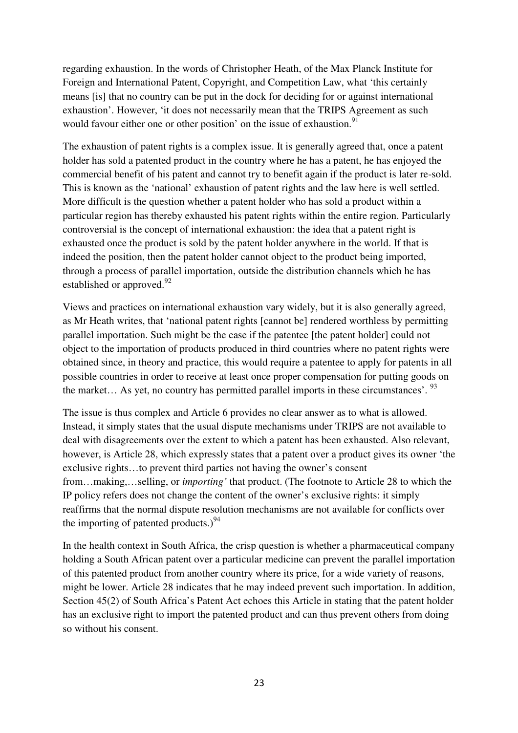regarding exhaustion. In the words of Christopher Heath, of the Max Planck Institute for Foreign and International Patent, Copyright, and Competition Law, what 'this certainly means [is] that no country can be put in the dock for deciding for or against international exhaustion'. However, 'it does not necessarily mean that the TRIPS Agreement as such would favour either one or other position' on the issue of exhaustion.[91]

The exhaustion of patent rights is a complex issue. It is generally agreed that, once a patent holder has sold a patented product in the country where he has a patent, he has enjoyed the commercial benefit of his patent and cannot try to benefit again if the product is later re-sold. This is known as the 'national' exhaustion of patent rights and the law here is well settled. More difficult is the question whether a patent holder who has sold a product within a particular region has thereby exhausted his patent rights within the entire region. Particularly controversial is the concept of international exhaustion: the idea that a patent right is exhausted once the product is sold by the patent holder anywhere in the world. If that is indeed the position, then the patent holder cannot object to the product being imported, through a process of parallel importation, outside the distribution channels which he has established or approved.[92]

Views and practices on international exhaustion vary widely, but it is also generally agreed, as Mr Heath writes, that 'national patent rights [cannot be] rendered worthless by permitting parallel importation. Such might be the case if the patentee [the patent holder] could not object to the importation of products produced in third countries where no patent rights were obtained since, in theory and practice, this would require a patentee to apply for patents in all possible countries in order to receive at least once proper compensation for putting goods on the market… As yet, no country has permitted parallel imports in these circumstances'. [93]

The issue is thus complex and Article 6 provides no clear answer as to what is allowed. Instead, it simply states that the usual dispute mechanisms under TRIPS are not available to deal with disagreements over the extent to which a patent has been exhausted. Also relevant, however, is Article 28, which expressly states that a patent over a product gives its owner 'the exclusive rights…to prevent third parties not having the owner's consent from…making,…selling, or *importing'* that product. (The footnote to Article 28 to which the IP policy refers does not change the content of the owner's exclusive rights: it simply reaffirms that the normal dispute resolution mechanisms are not available for conflicts over the importing of patented products.)[94]

In the health context in South Africa, the crisp question is whether a pharmaceutical company holding a South African patent over a particular medicine can prevent the parallel importation of this patented product from another country where its price, for a wide variety of reasons, might be lower. Article 28 indicates that he may indeed prevent such importation. In addition, Section 45(2) of South Africa's Patent Act echoes this Article in stating that the patent holder has an exclusive right to import the patented product and can thus prevent others from doing so without his consent.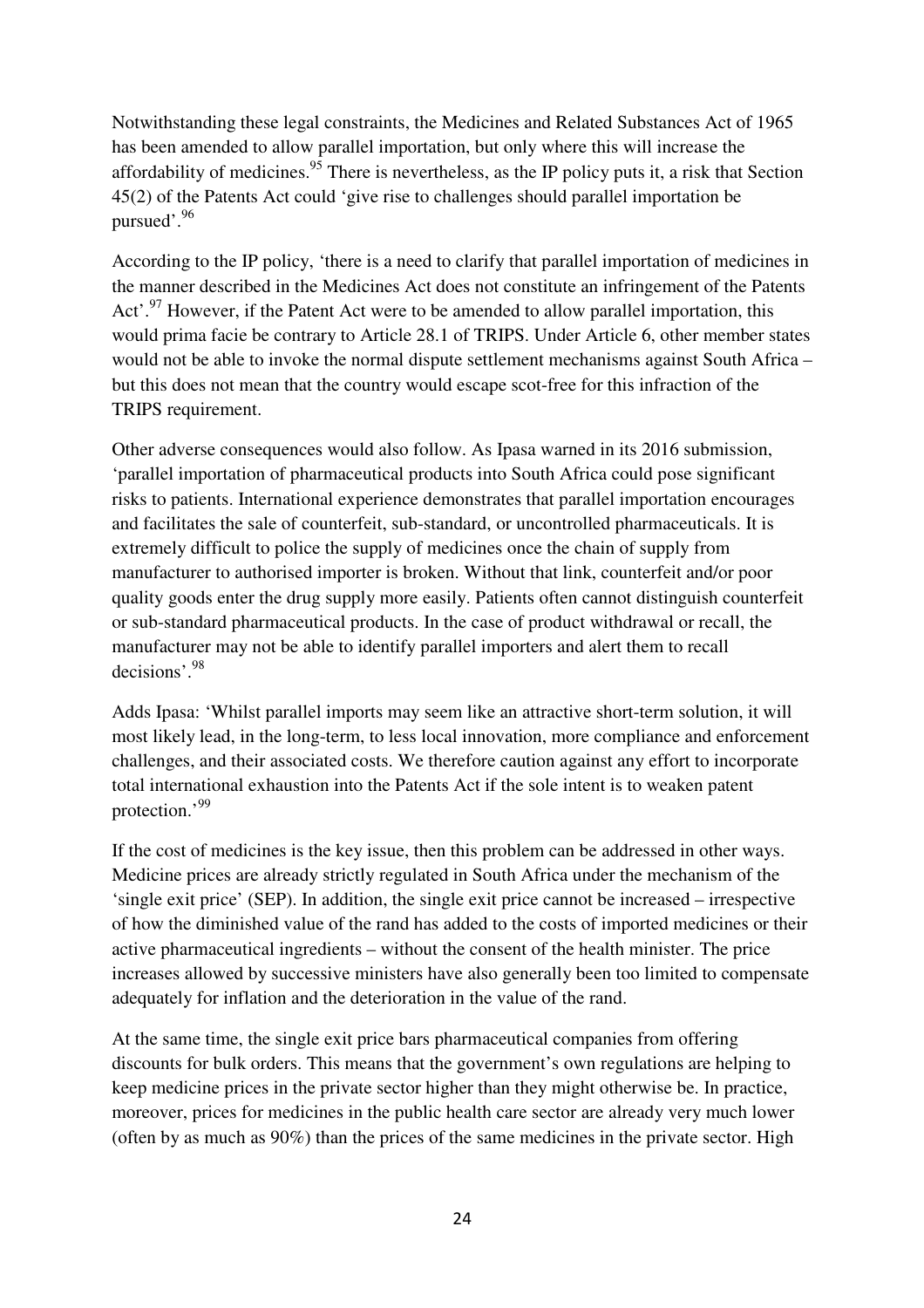Notwithstanding these legal constraints, the Medicines and Related Substances Act of 1965 has been amended to allow parallel importation, but only where this will increase the affordability of medicines.[95] There is nevertheless, as the IP policy puts it, a risk that Section 45(2) of the Patents Act could 'give rise to challenges should parallel importation be pursued'.[96]

According to the IP policy, 'there is a need to clarify that parallel importation of medicines in the manner described in the Medicines Act does not constitute an infringement of the Patents Act'.[97] However, if the Patent Act were to be amended to allow parallel importation, this would prima facie be contrary to Article 28.1 of TRIPS. Under Article 6, other member states would not be able to invoke the normal dispute settlement mechanisms against South Africa – but this does not mean that the country would escape scot-free for this infraction of the TRIPS requirement.

Other adverse consequences would also follow. As Ipasa warned in its 2016 submission, 'parallel importation of pharmaceutical products into South Africa could pose significant risks to patients. International experience demonstrates that parallel importation encourages and facilitates the sale of counterfeit, sub-standard, or uncontrolled pharmaceuticals. It is extremely difficult to police the supply of medicines once the chain of supply from manufacturer to authorised importer is broken. Without that link, counterfeit and/or poor quality goods enter the drug supply more easily. Patients often cannot distinguish counterfeit or sub-standard pharmaceutical products. In the case of product withdrawal or recall, the manufacturer may not be able to identify parallel importers and alert them to recall decisions'.[98]

Adds Ipasa: 'Whilst parallel imports may seem like an attractive short-term solution, it will most likely lead, in the long-term, to less local innovation, more compliance and enforcement challenges, and their associated costs. We therefore caution against any effort to incorporate total international exhaustion into the Patents Act if the sole intent is to weaken patent protection.'[99]

If the cost of medicines is the key issue, then this problem can be addressed in other ways. Medicine prices are already strictly regulated in South Africa under the mechanism of the 'single exit price' (SEP). In addition, the single exit price cannot be increased – irrespective of how the diminished value of the rand has added to the costs of imported medicines or their active pharmaceutical ingredients – without the consent of the health minister. The price increases allowed by successive ministers have also generally been too limited to compensate adequately for inflation and the deterioration in the value of the rand.

At the same time, the single exit price bars pharmaceutical companies from offering discounts for bulk orders. This means that the government's own regulations are helping to keep medicine prices in the private sector higher than they might otherwise be. In practice, moreover, prices for medicines in the public health care sector are already very much lower (often by as much as 90%) than the prices of the same medicines in the private sector. High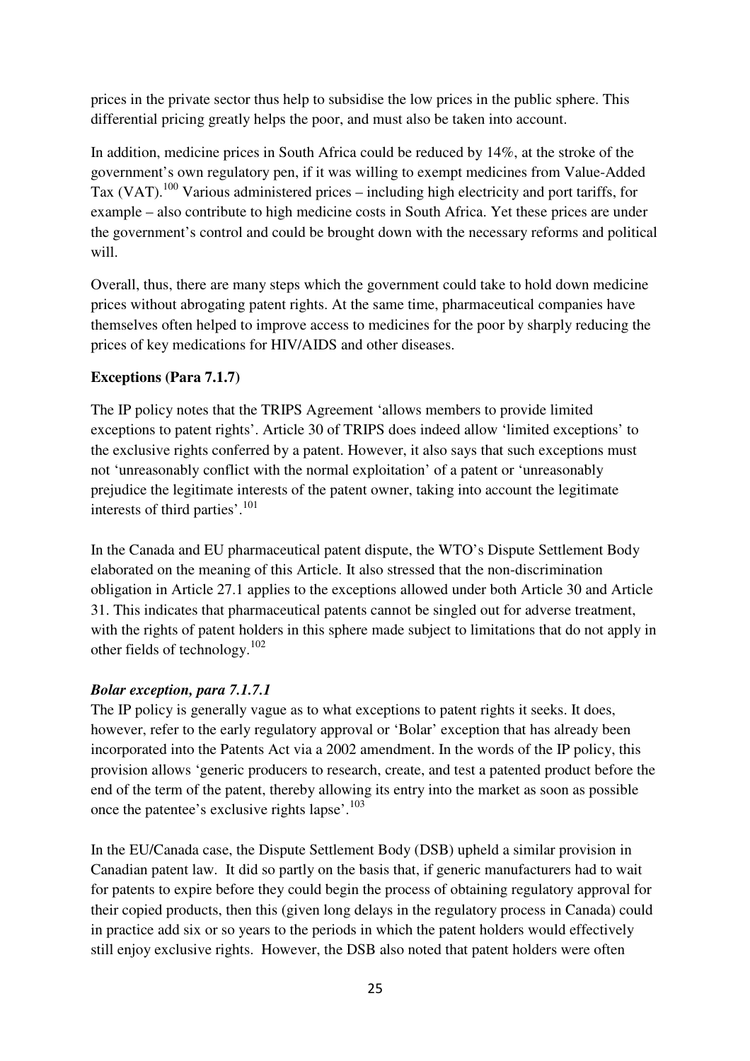prices in the private sector thus help to subsidise the low prices in the public sphere. This differential pricing greatly helps the poor, and must also be taken into account.

In addition, medicine prices in South Africa could be reduced by 14%, at the stroke of the government's own regulatory pen, if it was willing to exempt medicines from Value-Added Tax (VAT).[100] Various administered prices – including high electricity and port tariffs, for example – also contribute to high medicine costs in South Africa. Yet these prices are under the government's control and could be brought down with the necessary reforms and political will.

Overall, thus, there are many steps which the government could take to hold down medicine prices without abrogating patent rights. At the same time, pharmaceutical companies have themselves often helped to improve access to medicines for the poor by sharply reducing the prices of key medications for HIV/AIDS and other diseases.

**Exceptions (Para 7.1.7)**

The IP policy notes that the TRIPS Agreement 'allows members to provide limited exceptions to patent rights'. Article 30 of TRIPS does indeed allow 'limited exceptions' to the exclusive rights conferred by a patent. However, it also says that such exceptions must not 'unreasonably conflict with the normal exploitation' of a patent or 'unreasonably prejudice the legitimate interests of the patent owner, taking into account the legitimate interests of third parties'.[101]

In the Canada and EU pharmaceutical patent dispute, the WTO's Dispute Settlement Body elaborated on the meaning of this Article. It also stressed that the non-discrimination obligation in Article 27.1 applies to the exceptions allowed under both Article 30 and Article 31. This indicates that pharmaceutical patents cannot be singled out for adverse treatment, with the rights of patent holders in this sphere made subject to limitations that do not apply in other fields of technology.[102]

***Bolar exception, para 7.1.7.1***

The IP policy is generally vague as to what exceptions to patent rights it seeks. It does, however, refer to the early regulatory approval or 'Bolar' exception that has already been incorporated into the Patents Act via a 2002 amendment. In the words of the IP policy, this provision allows 'generic producers to research, create, and test a patented product before the end of the term of the patent, thereby allowing its entry into the market as soon as possible once the patentee's exclusive rights lapse'.[103]

In the EU/Canada case, the Dispute Settlement Body (DSB) upheld a similar provision in Canadian patent law. It did so partly on the basis that, if generic manufacturers had to wait for patents to expire before they could begin the process of obtaining regulatory approval for their copied products, then this (given long delays in the regulatory process in Canada) could in practice add six or so years to the periods in which the patent holders would effectively still enjoy exclusive rights. However, the DSB also noted that patent holders were often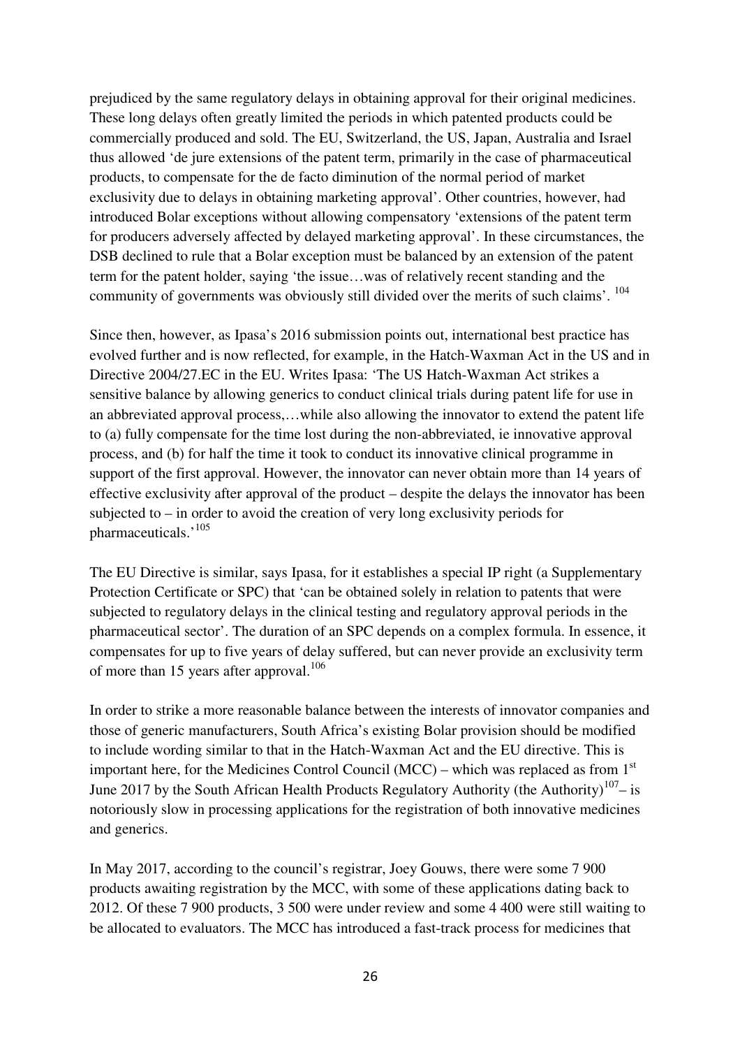prejudiced by the same regulatory delays in obtaining approval for their original medicines. These long delays often greatly limited the periods in which patented products could be commercially produced and sold. The EU, Switzerland, the US, Japan, Australia and Israel thus allowed 'de jure extensions of the patent term, primarily in the case of pharmaceutical products, to compensate for the de facto diminution of the normal period of market exclusivity due to delays in obtaining marketing approval'. Other countries, however, had introduced Bolar exceptions without allowing compensatory 'extensions of the patent term for producers adversely affected by delayed marketing approval'. In these circumstances, the DSB declined to rule that a Bolar exception must be balanced by an extension of the patent term for the patent holder, saying 'the issue…was of relatively recent standing and the community of governments was obviously still divided over the merits of such claims'. [104]

Since then, however, as Ipasa's 2016 submission points out, international best practice has evolved further and is now reflected, for example, in the Hatch-Waxman Act in the US and in Directive 2004/27.EC in the EU. Writes Ipasa: 'The US Hatch-Waxman Act strikes a sensitive balance by allowing generics to conduct clinical trials during patent life for use in an abbreviated approval process,…while also allowing the innovator to extend the patent life to (a) fully compensate for the time lost during the non-abbreviated, ie innovative approval process, and (b) for half the time it took to conduct its innovative clinical programme in support of the first approval. However, the innovator can never obtain more than 14 years of effective exclusivity after approval of the product – despite the delays the innovator has been subjected to – in order to avoid the creation of very long exclusivity periods for pharmaceuticals.'[105]

The EU Directive is similar, says Ipasa, for it establishes a special IP right (a Supplementary Protection Certificate or SPC) that 'can be obtained solely in relation to patents that were subjected to regulatory delays in the clinical testing and regulatory approval periods in the pharmaceutical sector'. The duration of an SPC depends on a complex formula. In essence, it compensates for up to five years of delay suffered, but can never provide an exclusivity term of more than 15 years after approval.[106]

In order to strike a more reasonable balance between the interests of innovator companies and those of generic manufacturers, South Africa's existing Bolar provision should be modified to include wording similar to that in the Hatch-Waxman Act and the EU directive. This is important here, for the Medicines Control Council (MCC) – which was replaced as from 1st June 2017 by the South African Health Products Regulatory Authority (the Authority)[107]– is notoriously slow in processing applications for the registration of both innovative medicines and generics.

In May 2017, according to the council's registrar, Joey Gouws, there were some 7 900 products awaiting registration by the MCC, with some of these applications dating back to 2012. Of these 7 900 products, 3 500 were under review and some 4 400 were still waiting to be allocated to evaluators. The MCC has introduced a fast-track process for medicines that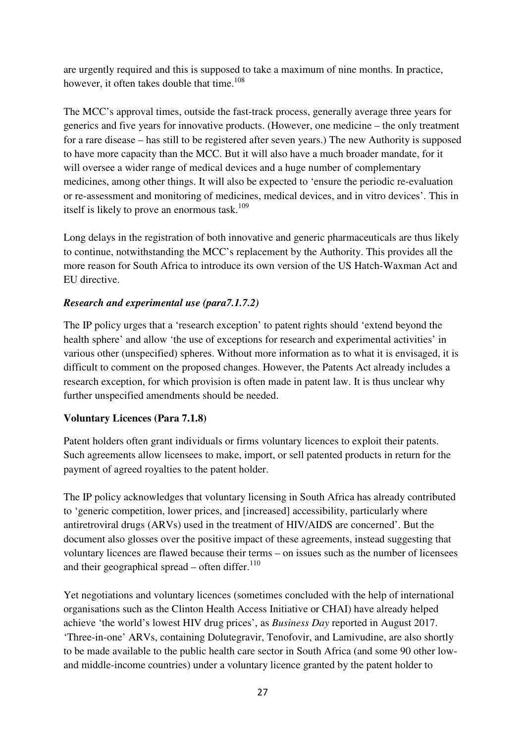are urgently required and this is supposed to take a maximum of nine months. In practice, however, it often takes double that time.[108]

The MCC's approval times, outside the fast-track process, generally average three years for generics and five years for innovative products. (However, one medicine – the only treatment for a rare disease – has still to be registered after seven years.) The new Authority is supposed to have more capacity than the MCC. But it will also have a much broader mandate, for it will oversee a wider range of medical devices and a huge number of complementary medicines, among other things. It will also be expected to 'ensure the periodic re-evaluation or re-assessment and monitoring of medicines, medical devices, and in vitro devices'. This in itself is likely to prove an enormous task.[109]

Long delays in the registration of both innovative and generic pharmaceuticals are thus likely to continue, notwithstanding the MCC's replacement by the Authority. This provides all the more reason for South Africa to introduce its own version of the US Hatch-Waxman Act and EU directive.

***Research and experimental use (para7.1.7.2)***

The IP policy urges that a 'research exception' to patent rights should 'extend beyond the health sphere' and allow 'the use of exceptions for research and experimental activities' in various other (unspecified) spheres. Without more information as to what it is envisaged, it is difficult to comment on the proposed changes. However, the Patents Act already includes a research exception, for which provision is often made in patent law. It is thus unclear why further unspecified amendments should be needed.

**Voluntary Licences (Para 7.1.8)**

Patent holders often grant individuals or firms voluntary licences to exploit their patents. Such agreements allow licensees to make, import, or sell patented products in return for the payment of agreed royalties to the patent holder.

The IP policy acknowledges that voluntary licensing in South Africa has already contributed to 'generic competition, lower prices, and [increased] accessibility, particularly where antiretroviral drugs (ARVs) used in the treatment of HIV/AIDS are concerned'. But the document also glosses over the positive impact of these agreements, instead suggesting that voluntary licences are flawed because their terms – on issues such as the number of licensees and their geographical spread – often differ.[110]

Yet negotiations and voluntary licences (sometimes concluded with the help of international organisations such as the Clinton Health Access Initiative or CHAI) have already helped achieve 'the world's lowest HIV drug prices', as *Business Day* reported in August 2017. 'Three-in-one' ARVs, containing Dolutegravir, Tenofovir, and Lamivudine, are also shortly to be made available to the public health care sector in South Africa (and some 90 other low- and middle-income countries) under a voluntary licence granted by the patent holder to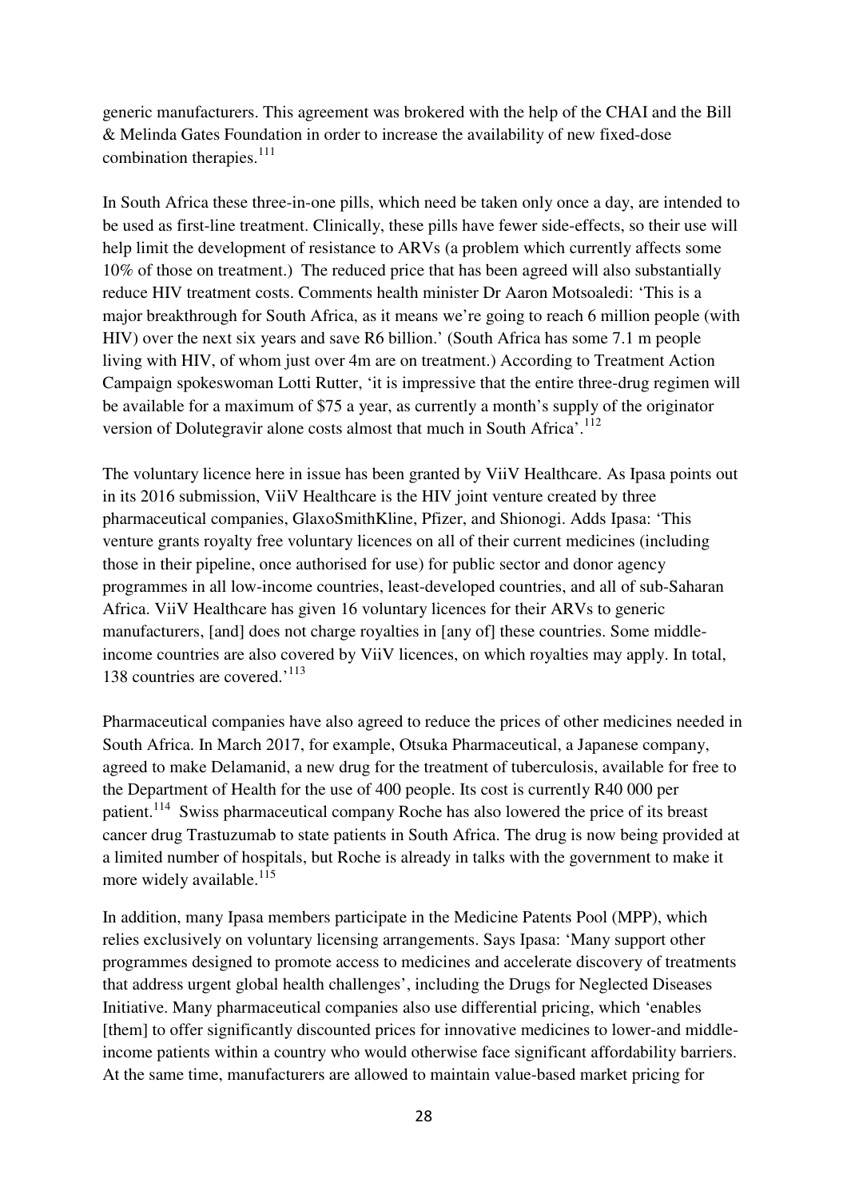generic manufacturers. This agreement was brokered with the help of the CHAI and the Bill & Melinda Gates Foundation in order to increase the availability of new fixed-dose combination therapies.[111]

In South Africa these three-in-one pills, which need be taken only once a day, are intended to be used as first-line treatment. Clinically, these pills have fewer side-effects, so their use will help limit the development of resistance to ARVs (a problem which currently affects some 10% of those on treatment.) The reduced price that has been agreed will also substantially reduce HIV treatment costs. Comments health minister Dr Aaron Motsoaledi: 'This is a major breakthrough for South Africa, as it means we're going to reach 6 million people (with HIV) over the next six years and save R6 billion.' (South Africa has some 7.1 m people living with HIV, of whom just over 4m are on treatment.) According to Treatment Action Campaign spokeswoman Lotti Rutter, 'it is impressive that the entire three-drug regimen will be available for a maximum of $75 a year, as currently a month's supply of the originator version of Dolutegravir alone costs almost that much in South Africa'.[112]

The voluntary licence here in issue has been granted by ViiV Healthcare. As Ipasa points out in its 2016 submission, ViiV Healthcare is the HIV joint venture created by three pharmaceutical companies, GlaxoSmithKline, Pfizer, and Shionogi. Adds Ipasa: 'This venture grants royalty free voluntary licences on all of their current medicines (including those in their pipeline, once authorised for use) for public sector and donor agency programmes in all low-income countries, least-developed countries, and all of sub-Saharan Africa. ViiV Healthcare has given 16 voluntary licences for their ARVs to generic manufacturers, [and] does not charge royalties in [any of] these countries. Some middle-income countries are also covered by ViiV licences, on which royalties may apply. In total, 138 countries are covered.'[113]

Pharmaceutical companies have also agreed to reduce the prices of other medicines needed in South Africa. In March 2017, for example, Otsuka Pharmaceutical, a Japanese company, agreed to make Delamanid, a new drug for the treatment of tuberculosis, available for free to the Department of Health for the use of 400 people. Its cost is currently R40 000 per patient.[114] Swiss pharmaceutical company Roche has also lowered the price of its breast cancer drug Trastuzumab to state patients in South Africa. The drug is now being provided at a limited number of hospitals, but Roche is already in talks with the government to make it more widely available.[115]

In addition, many Ipasa members participate in the Medicine Patents Pool (MPP), which relies exclusively on voluntary licensing arrangements. Says Ipasa: 'Many support other programmes designed to promote access to medicines and accelerate discovery of treatments that address urgent global health challenges', including the Drugs for Neglected Diseases Initiative. Many pharmaceutical companies also use differential pricing, which 'enables [them] to offer significantly discounted prices for innovative medicines to lower-and middle-income patients within a country who would otherwise face significant affordability barriers. At the same time, manufacturers are allowed to maintain value-based market pricing for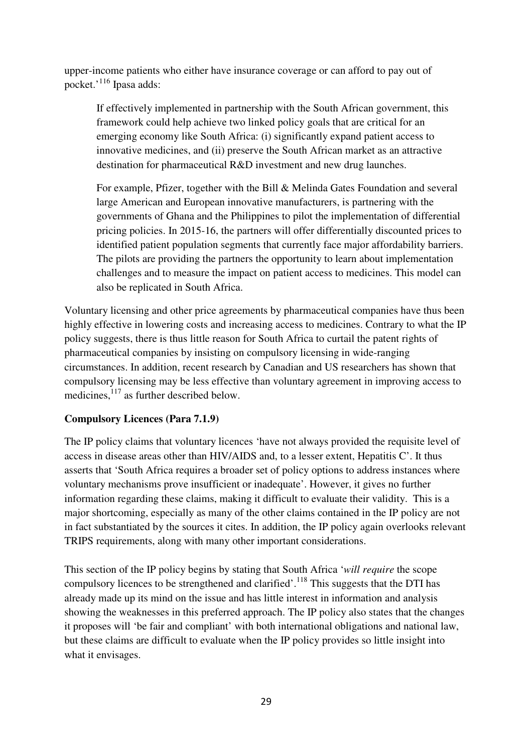upper-income patients who either have insurance coverage or can afford to pay out of pocket.'[116] Ipasa adds:

> If effectively implemented in partnership with the South African government, this framework could help achieve two linked policy goals that are critical for an emerging economy like South Africa: (i) significantly expand patient access to innovative medicines, and (ii) preserve the South African market as an attractive destination for pharmaceutical R&D investment and new drug launches.
>
> For example, Pfizer, together with the Bill & Melinda Gates Foundation and several large American and European innovative manufacturers, is partnering with the governments of Ghana and the Philippines to pilot the implementation of differential pricing policies. In 2015-16, the partners will offer differentially discounted prices to identified patient population segments that currently face major affordability barriers. The pilots are providing the partners the opportunity to learn about implementation challenges and to measure the impact on patient access to medicines. This model can also be replicated in South Africa.

Voluntary licensing and other price agreements by pharmaceutical companies have thus been highly effective in lowering costs and increasing access to medicines. Contrary to what the IP policy suggests, there is thus little reason for South Africa to curtail the patent rights of pharmaceutical companies by insisting on compulsory licensing in wide-ranging circumstances. In addition, recent research by Canadian and US researchers has shown that compulsory licensing may be less effective than voluntary agreement in improving access to medicines,[117] as further described below.

**Compulsory Licences (Para 7.1.9)**

The IP policy claims that voluntary licences 'have not always provided the requisite level of access in disease areas other than HIV/AIDS and, to a lesser extent, Hepatitis C'. It thus asserts that 'South Africa requires a broader set of policy options to address instances where voluntary mechanisms prove insufficient or inadequate'. However, it gives no further information regarding these claims, making it difficult to evaluate their validity. This is a major shortcoming, especially as many of the other claims contained in the IP policy are not in fact substantiated by the sources it cites. In addition, the IP policy again overlooks relevant TRIPS requirements, along with many other important considerations.

This section of the IP policy begins by stating that South Africa '*will require* the scope compulsory licences to be strengthened and clarified'.[118] This suggests that the DTI has already made up its mind on the issue and has little interest in information and analysis showing the weaknesses in this preferred approach. The IP policy also states that the changes it proposes will 'be fair and compliant' with both international obligations and national law, but these claims are difficult to evaluate when the IP policy provides so little insight into what it envisages.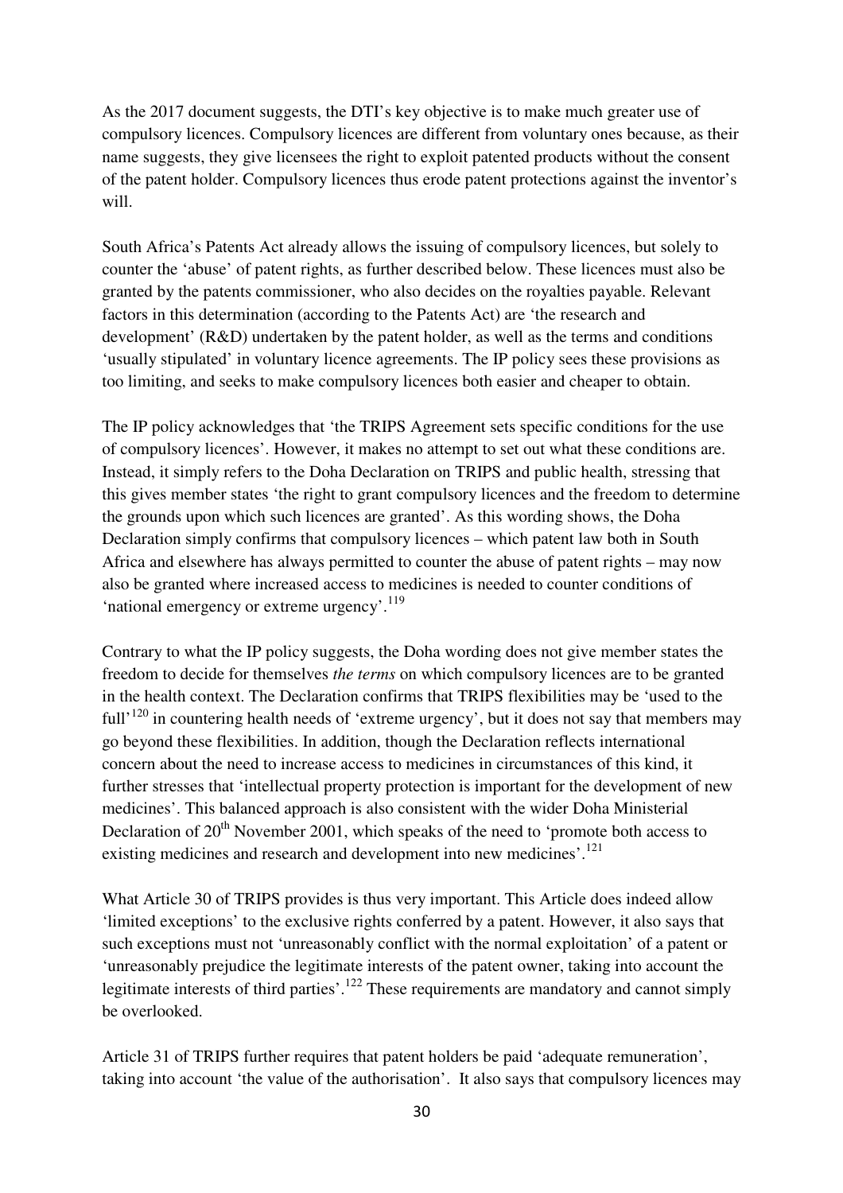As the 2017 document suggests, the DTI's key objective is to make much greater use of compulsory licences. Compulsory licences are different from voluntary ones because, as their name suggests, they give licensees the right to exploit patented products without the consent of the patent holder. Compulsory licences thus erode patent protections against the inventor's will.

South Africa's Patents Act already allows the issuing of compulsory licences, but solely to counter the 'abuse' of patent rights, as further described below. These licences must also be granted by the patents commissioner, who also decides on the royalties payable. Relevant factors in this determination (according to the Patents Act) are 'the research and development' (R&D) undertaken by the patent holder, as well as the terms and conditions 'usually stipulated' in voluntary licence agreements. The IP policy sees these provisions as too limiting, and seeks to make compulsory licences both easier and cheaper to obtain.

The IP policy acknowledges that 'the TRIPS Agreement sets specific conditions for the use of compulsory licences'. However, it makes no attempt to set out what these conditions are. Instead, it simply refers to the Doha Declaration on TRIPS and public health, stressing that this gives member states 'the right to grant compulsory licences and the freedom to determine the grounds upon which such licences are granted'. As this wording shows, the Doha Declaration simply confirms that compulsory licences – which patent law both in South Africa and elsewhere has always permitted to counter the abuse of patent rights – may now also be granted where increased access to medicines is needed to counter conditions of 'national emergency or extreme urgency'.[119]

Contrary to what the IP policy suggests, the Doha wording does not give member states the freedom to decide for themselves *the terms* on which compulsory licences are to be granted in the health context. The Declaration confirms that TRIPS flexibilities may be 'used to the full'[120] in countering health needs of 'extreme urgency', but it does not say that members may go beyond these flexibilities. In addition, though the Declaration reflects international concern about the need to increase access to medicines in circumstances of this kind, it further stresses that 'intellectual property protection is important for the development of new medicines'. This balanced approach is also consistent with the wider Doha Ministerial Declaration of 20th November 2001, which speaks of the need to 'promote both access to existing medicines and research and development into new medicines'.[121]

What Article 30 of TRIPS provides is thus very important. This Article does indeed allow 'limited exceptions' to the exclusive rights conferred by a patent. However, it also says that such exceptions must not 'unreasonably conflict with the normal exploitation' of a patent or 'unreasonably prejudice the legitimate interests of the patent owner, taking into account the legitimate interests of third parties'.[122] These requirements are mandatory and cannot simply be overlooked.

Article 31 of TRIPS further requires that patent holders be paid 'adequate remuneration', taking into account 'the value of the authorisation'. It also says that compulsory licences may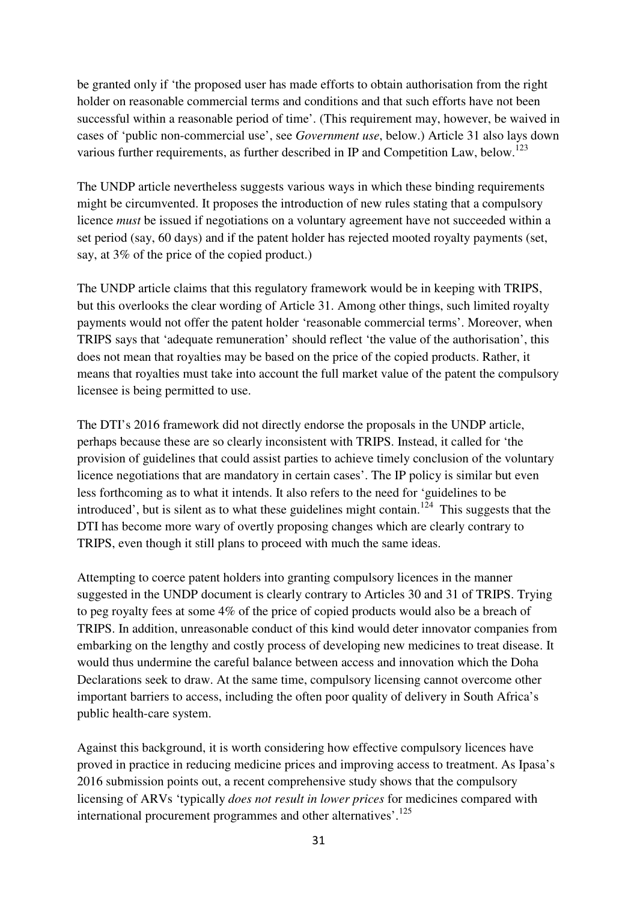be granted only if 'the proposed user has made efforts to obtain authorisation from the right holder on reasonable commercial terms and conditions and that such efforts have not been successful within a reasonable period of time'. (This requirement may, however, be waived in cases of 'public non-commercial use', see *Government use*, below.) Article 31 also lays down various further requirements, as further described in IP and Competition Law, below.[123]

The UNDP article nevertheless suggests various ways in which these binding requirements might be circumvented. It proposes the introduction of new rules stating that a compulsory licence *must* be issued if negotiations on a voluntary agreement have not succeeded within a set period (say, 60 days) and if the patent holder has rejected mooted royalty payments (set, say, at 3% of the price of the copied product.)

The UNDP article claims that this regulatory framework would be in keeping with TRIPS, but this overlooks the clear wording of Article 31. Among other things, such limited royalty payments would not offer the patent holder 'reasonable commercial terms'. Moreover, when TRIPS says that 'adequate remuneration' should reflect 'the value of the authorisation', this does not mean that royalties may be based on the price of the copied products. Rather, it means that royalties must take into account the full market value of the patent the compulsory licensee is being permitted to use.

The DTI's 2016 framework did not directly endorse the proposals in the UNDP article, perhaps because these are so clearly inconsistent with TRIPS. Instead, it called for 'the provision of guidelines that could assist parties to achieve timely conclusion of the voluntary licence negotiations that are mandatory in certain cases'. The IP policy is similar but even less forthcoming as to what it intends. It also refers to the need for 'guidelines to be introduced', but is silent as to what these guidelines might contain.[124] This suggests that the DTI has become more wary of overtly proposing changes which are clearly contrary to TRIPS, even though it still plans to proceed with much the same ideas.

Attempting to coerce patent holders into granting compulsory licences in the manner suggested in the UNDP document is clearly contrary to Articles 30 and 31 of TRIPS. Trying to peg royalty fees at some 4% of the price of copied products would also be a breach of TRIPS. In addition, unreasonable conduct of this kind would deter innovator companies from embarking on the lengthy and costly process of developing new medicines to treat disease. It would thus undermine the careful balance between access and innovation which the Doha Declarations seek to draw. At the same time, compulsory licensing cannot overcome other important barriers to access, including the often poor quality of delivery in South Africa's public health-care system.

Against this background, it is worth considering how effective compulsory licences have proved in practice in reducing medicine prices and improving access to treatment. As Ipasa's 2016 submission points out, a recent comprehensive study shows that the compulsory licensing of ARVs 'typically *does not result in lower prices* for medicines compared with international procurement programmes and other alternatives'.[125]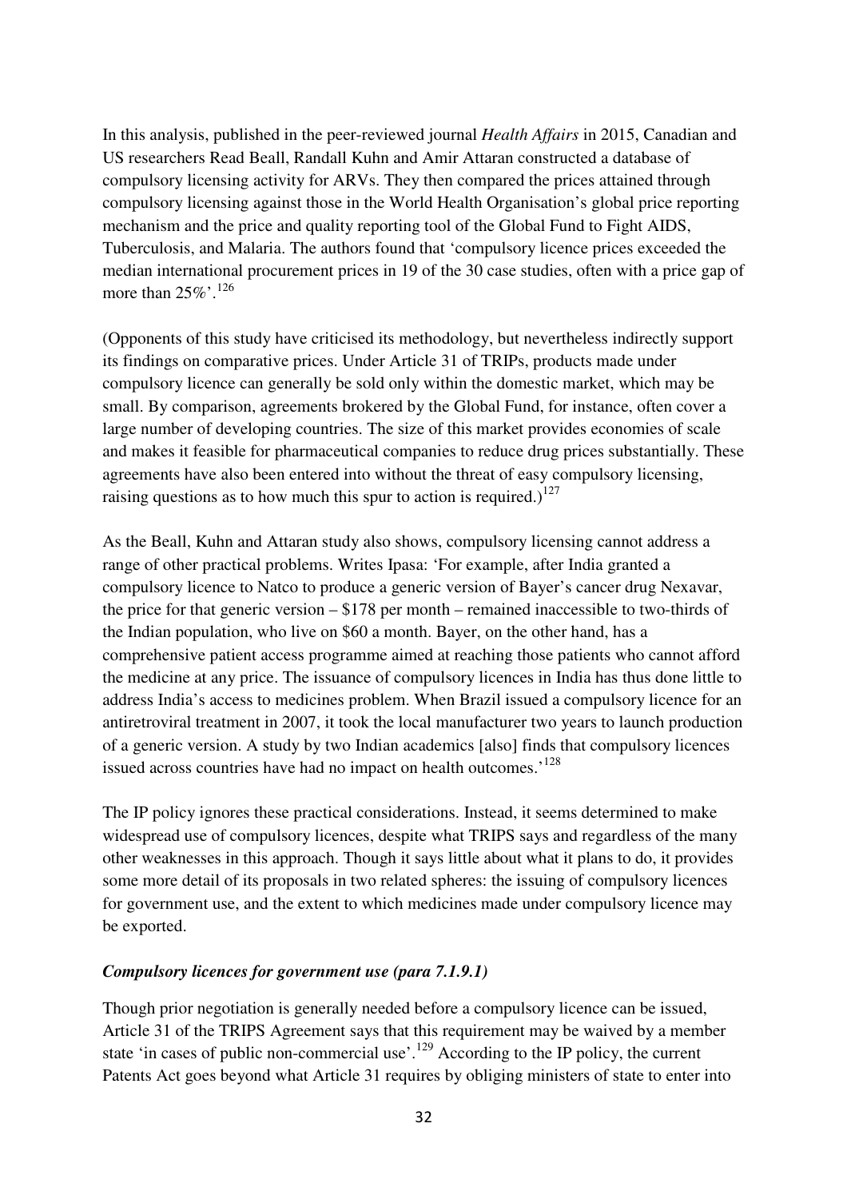In this analysis, published in the peer-reviewed journal *Health Affairs* in 2015, Canadian and US researchers Read Beall, Randall Kuhn and Amir Attaran constructed a database of compulsory licensing activity for ARVs. They then compared the prices attained through compulsory licensing against those in the World Health Organisation's global price reporting mechanism and the price and quality reporting tool of the Global Fund to Fight AIDS, Tuberculosis, and Malaria. The authors found that 'compulsory licence prices exceeded the median international procurement prices in 19 of the 30 case studies, often with a price gap of more than 25%'.[126]

(Opponents of this study have criticised its methodology, but nevertheless indirectly support its findings on comparative prices. Under Article 31 of TRIPs, products made under compulsory licence can generally be sold only within the domestic market, which may be small. By comparison, agreements brokered by the Global Fund, for instance, often cover a large number of developing countries. The size of this market provides economies of scale and makes it feasible for pharmaceutical companies to reduce drug prices substantially. These agreements have also been entered into without the threat of easy compulsory licensing, raising questions as to how much this spur to action is required.)[127]

As the Beall, Kuhn and Attaran study also shows, compulsory licensing cannot address a range of other practical problems. Writes Ipasa: 'For example, after India granted a compulsory licence to Natco to produce a generic version of Bayer's cancer drug Nexavar, the price for that generic version – $178 per month – remained inaccessible to two-thirds of the Indian population, who live on $60 a month. Bayer, on the other hand, has a comprehensive patient access programme aimed at reaching those patients who cannot afford the medicine at any price. The issuance of compulsory licences in India has thus done little to address India's access to medicines problem. When Brazil issued a compulsory licence for an antiretroviral treatment in 2007, it took the local manufacturer two years to launch production of a generic version. A study by two Indian academics [also] finds that compulsory licences issued across countries have had no impact on health outcomes.'[128]

The IP policy ignores these practical considerations. Instead, it seems determined to make widespread use of compulsory licences, despite what TRIPS says and regardless of the many other weaknesses in this approach. Though it says little about what it plans to do, it provides some more detail of its proposals in two related spheres: the issuing of compulsory licences for government use, and the extent to which medicines made under compulsory licence may be exported.

### *Compulsory licences for government use (para 7.1.9.1)*

Though prior negotiation is generally needed before a compulsory licence can be issued, Article 31 of the TRIPS Agreement says that this requirement may be waived by a member state 'in cases of public non-commercial use'.[129] According to the IP policy, the current Patents Act goes beyond what Article 31 requires by obliging ministers of state to enter into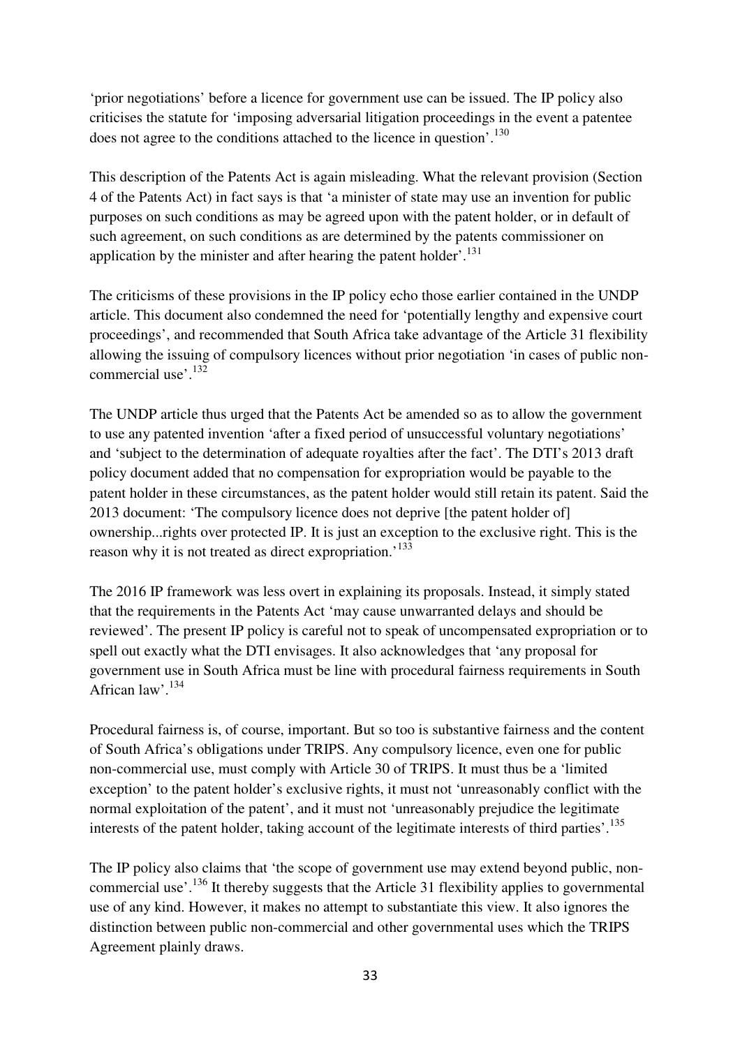'prior negotiations' before a licence for government use can be issued. The IP policy also criticises the statute for 'imposing adversarial litigation proceedings in the event a patentee does not agree to the conditions attached to the licence in question'.[130]

This description of the Patents Act is again misleading. What the relevant provision (Section 4 of the Patents Act) in fact says is that 'a minister of state may use an invention for public purposes on such conditions as may be agreed upon with the patent holder, or in default of such agreement, on such conditions as are determined by the patents commissioner on application by the minister and after hearing the patent holder'.[131]

The criticisms of these provisions in the IP policy echo those earlier contained in the UNDP article. This document also condemned the need for 'potentially lengthy and expensive court proceedings', and recommended that South Africa take advantage of the Article 31 flexibility allowing the issuing of compulsory licences without prior negotiation 'in cases of public non-commercial use'.[132]

The UNDP article thus urged that the Patents Act be amended so as to allow the government to use any patented invention 'after a fixed period of unsuccessful voluntary negotiations' and 'subject to the determination of adequate royalties after the fact'. The DTI's 2013 draft policy document added that no compensation for expropriation would be payable to the patent holder in these circumstances, as the patent holder would still retain its patent. Said the 2013 document: 'The compulsory licence does not deprive [the patent holder of] ownership...rights over protected IP. It is just an exception to the exclusive right. This is the reason why it is not treated as direct expropriation.'[133]

The 2016 IP framework was less overt in explaining its proposals. Instead, it simply stated that the requirements in the Patents Act 'may cause unwarranted delays and should be reviewed'. The present IP policy is careful not to speak of uncompensated expropriation or to spell out exactly what the DTI envisages. It also acknowledges that 'any proposal for government use in South Africa must be line with procedural fairness requirements in South African law'.[134]

Procedural fairness is, of course, important. But so too is substantive fairness and the content of South Africa's obligations under TRIPS. Any compulsory licence, even one for public non-commercial use, must comply with Article 30 of TRIPS. It must thus be a 'limited exception' to the patent holder's exclusive rights, it must not 'unreasonably conflict with the normal exploitation of the patent', and it must not 'unreasonably prejudice the legitimate interests of the patent holder, taking account of the legitimate interests of third parties'.[135]

The IP policy also claims that 'the scope of government use may extend beyond public, non-commercial use'.[136] It thereby suggests that the Article 31 flexibility applies to governmental use of any kind. However, it makes no attempt to substantiate this view. It also ignores the distinction between public non-commercial and other governmental uses which the TRIPS Agreement plainly draws.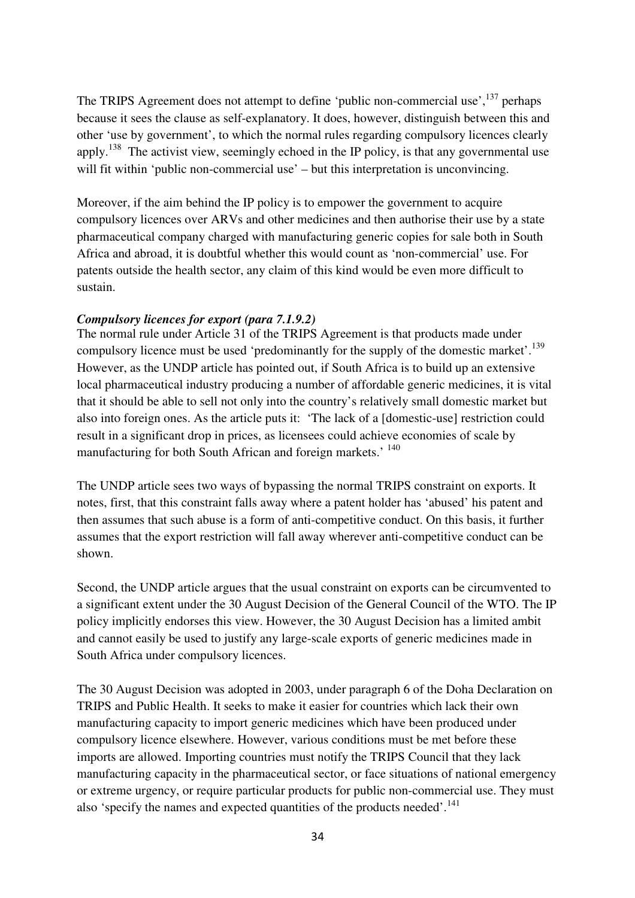The TRIPS Agreement does not attempt to define 'public non-commercial use',[137] perhaps because it sees the clause as self-explanatory. It does, however, distinguish between this and other 'use by government', to which the normal rules regarding compulsory licences clearly apply.[138] The activist view, seemingly echoed in the IP policy, is that any governmental use will fit within 'public non-commercial use' – but this interpretation is unconvincing.

Moreover, if the aim behind the IP policy is to empower the government to acquire compulsory licences over ARVs and other medicines and then authorise their use by a state pharmaceutical company charged with manufacturing generic copies for sale both in South Africa and abroad, it is doubtful whether this would count as 'non-commercial' use. For patents outside the health sector, any claim of this kind would be even more difficult to sustain.

***Compulsory licences for export (para 7.1.9.2)***

The normal rule under Article 31 of the TRIPS Agreement is that products made under compulsory licence must be used 'predominantly for the supply of the domestic market'.[139] However, as the UNDP article has pointed out, if South Africa is to build up an extensive local pharmaceutical industry producing a number of affordable generic medicines, it is vital that it should be able to sell not only into the country's relatively small domestic market but also into foreign ones. As the article puts it: 'The lack of a [domestic-use] restriction could result in a significant drop in prices, as licensees could achieve economies of scale by manufacturing for both South African and foreign markets.' [140]

The UNDP article sees two ways of bypassing the normal TRIPS constraint on exports. It notes, first, that this constraint falls away where a patent holder has 'abused' his patent and then assumes that such abuse is a form of anti-competitive conduct. On this basis, it further assumes that the export restriction will fall away wherever anti-competitive conduct can be shown.

Second, the UNDP article argues that the usual constraint on exports can be circumvented to a significant extent under the 30 August Decision of the General Council of the WTO. The IP policy implicitly endorses this view. However, the 30 August Decision has a limited ambit and cannot easily be used to justify any large-scale exports of generic medicines made in South Africa under compulsory licences.

The 30 August Decision was adopted in 2003, under paragraph 6 of the Doha Declaration on TRIPS and Public Health. It seeks to make it easier for countries which lack their own manufacturing capacity to import generic medicines which have been produced under compulsory licence elsewhere. However, various conditions must be met before these imports are allowed. Importing countries must notify the TRIPS Council that they lack manufacturing capacity in the pharmaceutical sector, or face situations of national emergency or extreme urgency, or require particular products for public non-commercial use. They must also 'specify the names and expected quantities of the products needed'.[141]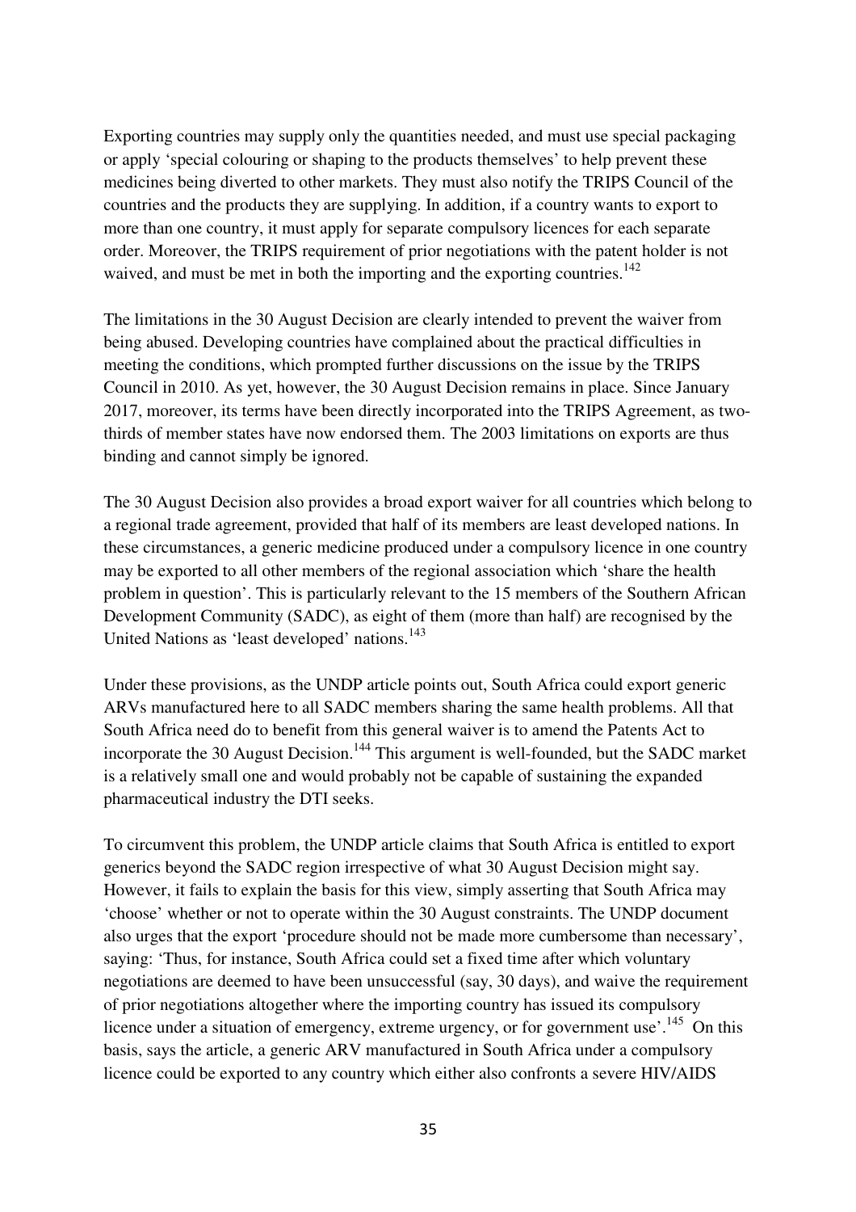Exporting countries may supply only the quantities needed, and must use special packaging or apply 'special colouring or shaping to the products themselves' to help prevent these medicines being diverted to other markets. They must also notify the TRIPS Council of the countries and the products they are supplying. In addition, if a country wants to export to more than one country, it must apply for separate compulsory licences for each separate order. Moreover, the TRIPS requirement of prior negotiations with the patent holder is not waived, and must be met in both the importing and the exporting countries.[142]

The limitations in the 30 August Decision are clearly intended to prevent the waiver from being abused. Developing countries have complained about the practical difficulties in meeting the conditions, which prompted further discussions on the issue by the TRIPS Council in 2010. As yet, however, the 30 August Decision remains in place. Since January 2017, moreover, its terms have been directly incorporated into the TRIPS Agreement, as two-thirds of member states have now endorsed them. The 2003 limitations on exports are thus binding and cannot simply be ignored.

The 30 August Decision also provides a broad export waiver for all countries which belong to a regional trade agreement, provided that half of its members are least developed nations. In these circumstances, a generic medicine produced under a compulsory licence in one country may be exported to all other members of the regional association which 'share the health problem in question'. This is particularly relevant to the 15 members of the Southern African Development Community (SADC), as eight of them (more than half) are recognised by the United Nations as 'least developed' nations.[143]

Under these provisions, as the UNDP article points out, South Africa could export generic ARVs manufactured here to all SADC members sharing the same health problems. All that South Africa need do to benefit from this general waiver is to amend the Patents Act to incorporate the 30 August Decision.[144] This argument is well-founded, but the SADC market is a relatively small one and would probably not be capable of sustaining the expanded pharmaceutical industry the DTI seeks.

To circumvent this problem, the UNDP article claims that South Africa is entitled to export generics beyond the SADC region irrespective of what 30 August Decision might say. However, it fails to explain the basis for this view, simply asserting that South Africa may 'choose' whether or not to operate within the 30 August constraints. The UNDP document also urges that the export 'procedure should not be made more cumbersome than necessary', saying: 'Thus, for instance, South Africa could set a fixed time after which voluntary negotiations are deemed to have been unsuccessful (say, 30 days), and waive the requirement of prior negotiations altogether where the importing country has issued its compulsory licence under a situation of emergency, extreme urgency, or for government use'.[145] On this basis, says the article, a generic ARV manufactured in South Africa under a compulsory licence could be exported to any country which either also confronts a severe HIV/AIDS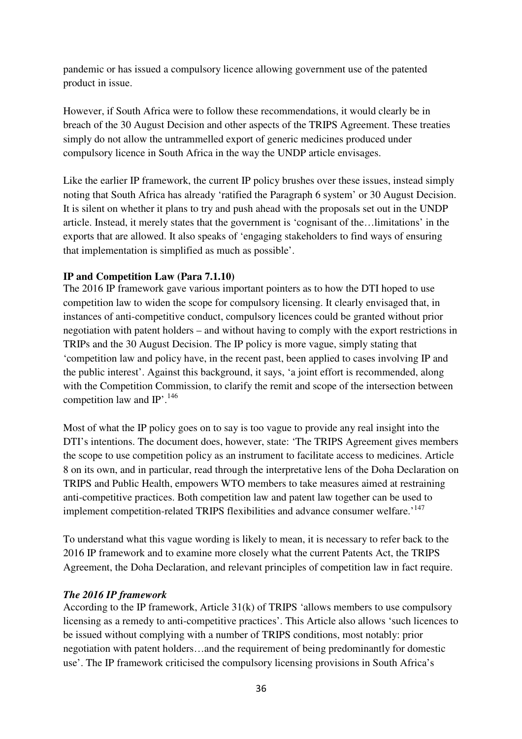pandemic or has issued a compulsory licence allowing government use of the patented product in issue.

However, if South Africa were to follow these recommendations, it would clearly be in breach of the 30 August Decision and other aspects of the TRIPS Agreement. These treaties simply do not allow the untrammelled export of generic medicines produced under compulsory licence in South Africa in the way the UNDP article envisages.

Like the earlier IP framework, the current IP policy brushes over these issues, instead simply noting that South Africa has already 'ratified the Paragraph 6 system' or 30 August Decision. It is silent on whether it plans to try and push ahead with the proposals set out in the UNDP article. Instead, it merely states that the government is 'cognisant of the…limitations' in the exports that are allowed. It also speaks of 'engaging stakeholders to find ways of ensuring that implementation is simplified as much as possible'.

**IP and Competition Law (Para 7.1.10)**

The 2016 IP framework gave various important pointers as to how the DTI hoped to use competition law to widen the scope for compulsory licensing. It clearly envisaged that, in instances of anti-competitive conduct, compulsory licences could be granted without prior negotiation with patent holders – and without having to comply with the export restrictions in TRIPs and the 30 August Decision. The IP policy is more vague, simply stating that 'competition law and policy have, in the recent past, been applied to cases involving IP and the public interest'. Against this background, it says, 'a joint effort is recommended, along with the Competition Commission, to clarify the remit and scope of the intersection between competition law and IP'.[146]

Most of what the IP policy goes on to say is too vague to provide any real insight into the DTI's intentions. The document does, however, state: 'The TRIPS Agreement gives members the scope to use competition policy as an instrument to facilitate access to medicines. Article 8 on its own, and in particular, read through the interpretative lens of the Doha Declaration on TRIPS and Public Health, empowers WTO members to take measures aimed at restraining anti-competitive practices. Both competition law and patent law together can be used to implement competition-related TRIPS flexibilities and advance consumer welfare.'[147]

To understand what this vague wording is likely to mean, it is necessary to refer back to the 2016 IP framework and to examine more closely what the current Patents Act, the TRIPS Agreement, the Doha Declaration, and relevant principles of competition law in fact require.

***The 2016 IP framework***

According to the IP framework, Article 31(k) of TRIPS 'allows members to use compulsory licensing as a remedy to anti-competitive practices'. This Article also allows 'such licences to be issued without complying with a number of TRIPS conditions, most notably: prior negotiation with patent holders…and the requirement of being predominantly for domestic use'. The IP framework criticised the compulsory licensing provisions in South Africa's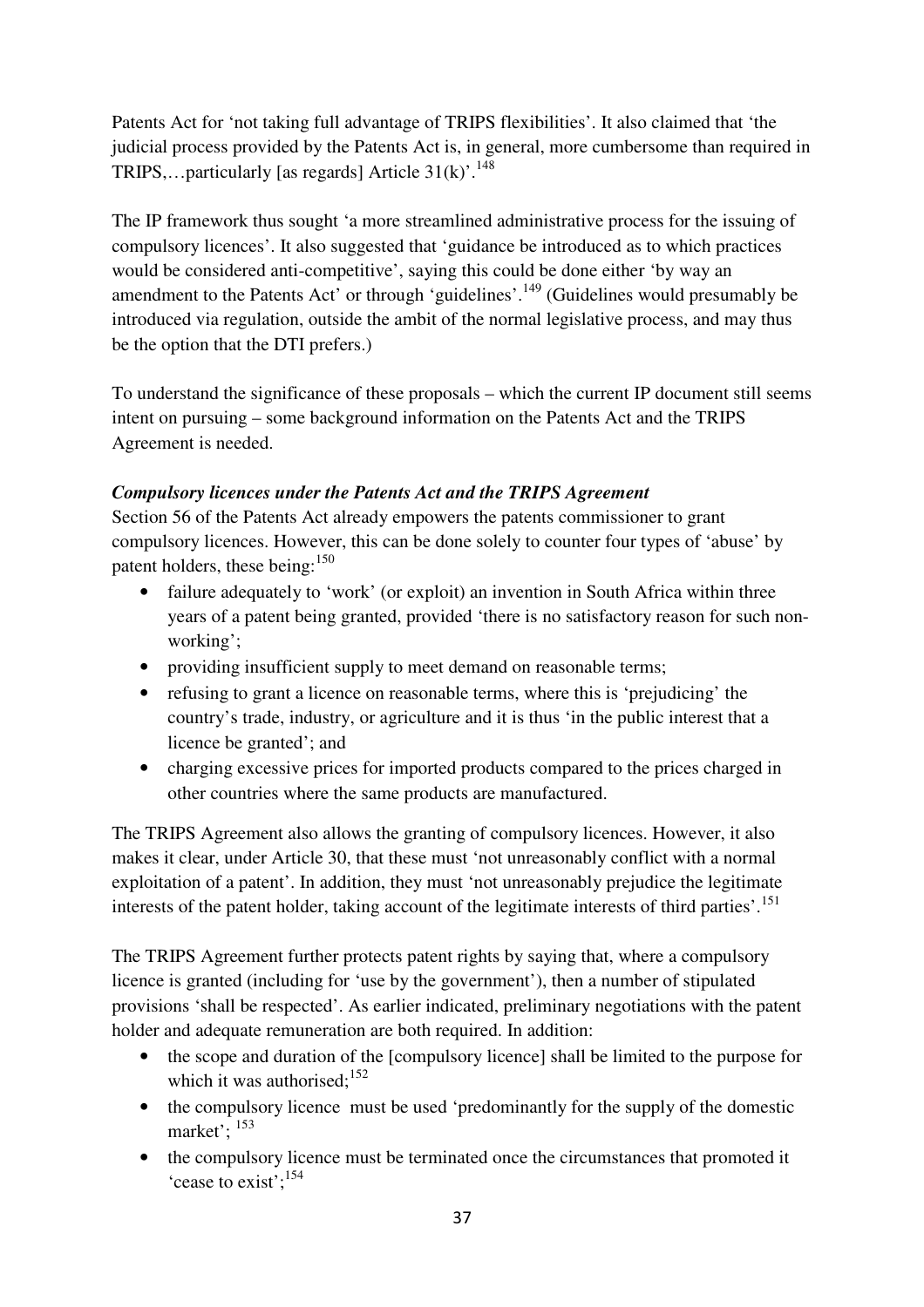Patents Act for 'not taking full advantage of TRIPS flexibilities'. It also claimed that 'the judicial process provided by the Patents Act is, in general, more cumbersome than required in TRIPS,…particularly [as regards] Article 31(k)'.[148]

The IP framework thus sought 'a more streamlined administrative process for the issuing of compulsory licences'. It also suggested that 'guidance be introduced as to which practices would be considered anti-competitive', saying this could be done either 'by way an amendment to the Patents Act' or through 'guidelines'.[149] (Guidelines would presumably be introduced via regulation, outside the ambit of the normal legislative process, and may thus be the option that the DTI prefers.)

To understand the significance of these proposals – which the current IP document still seems intent on pursuing – some background information on the Patents Act and the TRIPS Agreement is needed.

***Compulsory licences under the Patents Act and the TRIPS Agreement***

Section 56 of the Patents Act already empowers the patents commissioner to grant compulsory licences. However, this can be done solely to counter four types of 'abuse' by patent holders, these being:[150]

- failure adequately to 'work' (or exploit) an invention in South Africa within three years of a patent being granted, provided 'there is no satisfactory reason for such non-working';
- providing insufficient supply to meet demand on reasonable terms;
- refusing to grant a licence on reasonable terms, where this is 'prejudicing' the country's trade, industry, or agriculture and it is thus 'in the public interest that a licence be granted'; and
- charging excessive prices for imported products compared to the prices charged in other countries where the same products are manufactured.

The TRIPS Agreement also allows the granting of compulsory licences. However, it also makes it clear, under Article 30, that these must 'not unreasonably conflict with a normal exploitation of a patent'. In addition, they must 'not unreasonably prejudice the legitimate interests of the patent holder, taking account of the legitimate interests of third parties'.[151]

The TRIPS Agreement further protects patent rights by saying that, where a compulsory licence is granted (including for 'use by the government'), then a number of stipulated provisions 'shall be respected'. As earlier indicated, preliminary negotiations with the patent holder and adequate remuneration are both required. In addition:

- the scope and duration of the [compulsory licence] shall be limited to the purpose for which it was authorised;[152]
- the compulsory licence must be used 'predominantly for the supply of the domestic market';[153]
- the compulsory licence must be terminated once the circumstances that promoted it 'cease to exist';[154]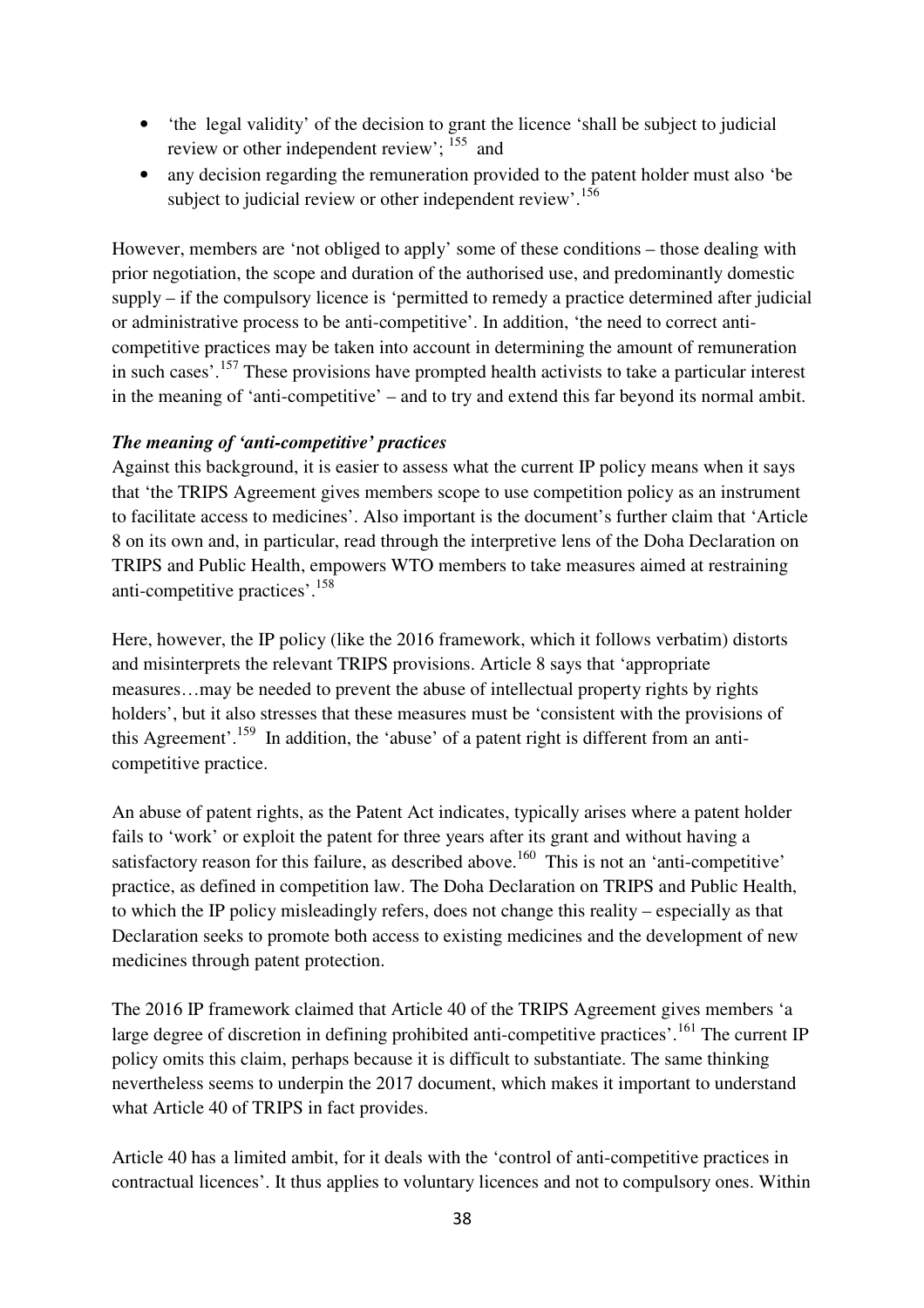- 'the legal validity' of the decision to grant the licence 'shall be subject to judicial review or other independent review'; [155] and
- any decision regarding the remuneration provided to the patent holder must also 'be subject to judicial review or other independent review'.[156]

However, members are 'not obliged to apply' some of these conditions – those dealing with prior negotiation, the scope and duration of the authorised use, and predominantly domestic supply – if the compulsory licence is 'permitted to remedy a practice determined after judicial or administrative process to be anti-competitive'. In addition, 'the need to correct anti-competitive practices may be taken into account in determining the amount of remuneration in such cases'.[157] These provisions have prompted health activists to take a particular interest in the meaning of 'anti-competitive' – and to try and extend this far beyond its normal ambit.

***The meaning of 'anti-competitive' practices***

Against this background, it is easier to assess what the current IP policy means when it says that 'the TRIPS Agreement gives members scope to use competition policy as an instrument to facilitate access to medicines'. Also important is the document's further claim that 'Article 8 on its own and, in particular, read through the interpretive lens of the Doha Declaration on TRIPS and Public Health, empowers WTO members to take measures aimed at restraining anti-competitive practices'.[158]

Here, however, the IP policy (like the 2016 framework, which it follows verbatim) distorts and misinterprets the relevant TRIPS provisions. Article 8 says that 'appropriate measures…may be needed to prevent the abuse of intellectual property rights by rights holders', but it also stresses that these measures must be 'consistent with the provisions of this Agreement'.[159] In addition, the 'abuse' of a patent right is different from an anti-competitive practice.

An abuse of patent rights, as the Patent Act indicates, typically arises where a patent holder fails to 'work' or exploit the patent for three years after its grant and without having a satisfactory reason for this failure, as described above.[160] This is not an 'anti-competitive' practice, as defined in competition law. The Doha Declaration on TRIPS and Public Health, to which the IP policy misleadingly refers, does not change this reality – especially as that Declaration seeks to promote both access to existing medicines and the development of new medicines through patent protection.

The 2016 IP framework claimed that Article 40 of the TRIPS Agreement gives members 'a large degree of discretion in defining prohibited anti-competitive practices'.[161] The current IP policy omits this claim, perhaps because it is difficult to substantiate. The same thinking nevertheless seems to underpin the 2017 document, which makes it important to understand what Article 40 of TRIPS in fact provides.

Article 40 has a limited ambit, for it deals with the 'control of anti-competitive practices in contractual licences'. It thus applies to voluntary licences and not to compulsory ones. Within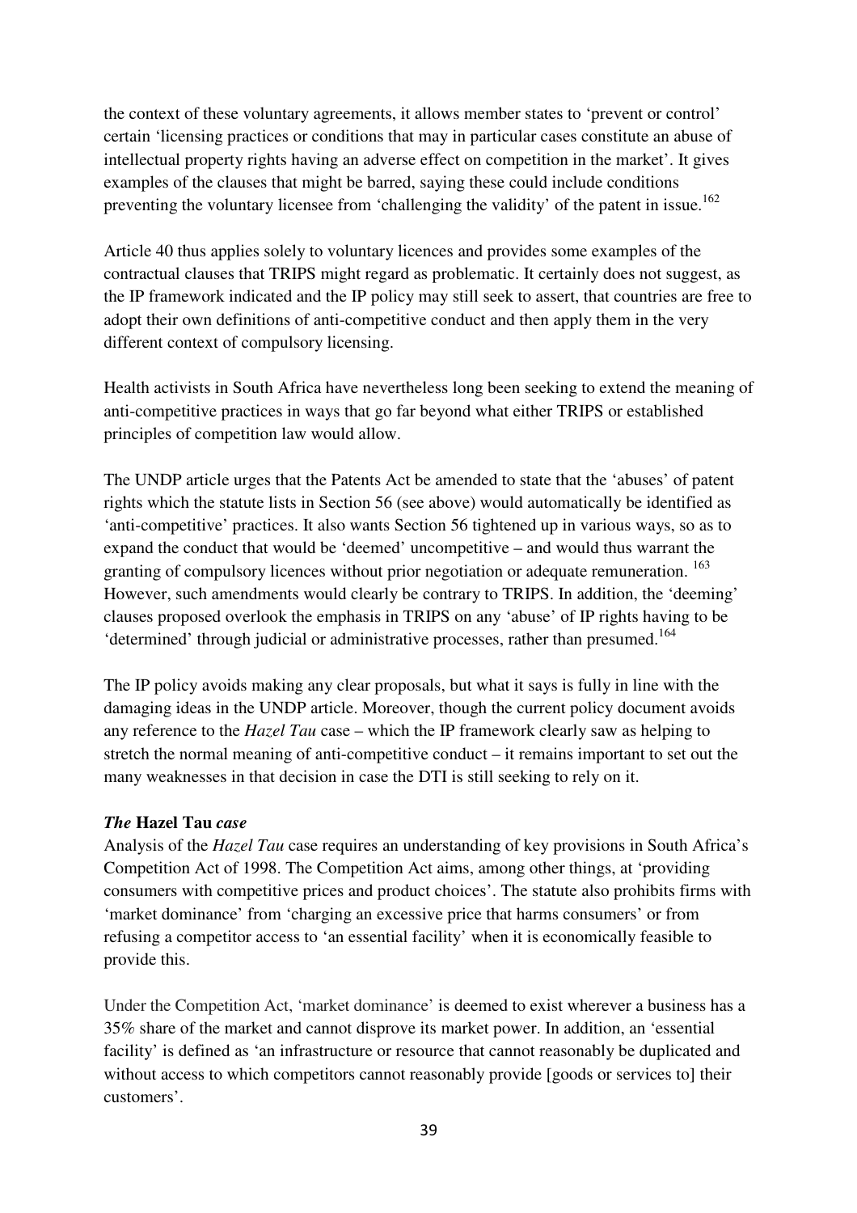the context of these voluntary agreements, it allows member states to 'prevent or control' certain 'licensing practices or conditions that may in particular cases constitute an abuse of intellectual property rights having an adverse effect on competition in the market'. It gives examples of the clauses that might be barred, saying these could include conditions preventing the voluntary licensee from 'challenging the validity' of the patent in issue.[162]

Article 40 thus applies solely to voluntary licences and provides some examples of the contractual clauses that TRIPS might regard as problematic. It certainly does not suggest, as the IP framework indicated and the IP policy may still seek to assert, that countries are free to adopt their own definitions of anti-competitive conduct and then apply them in the very different context of compulsory licensing.

Health activists in South Africa have nevertheless long been seeking to extend the meaning of anti-competitive practices in ways that go far beyond what either TRIPS or established principles of competition law would allow.

The UNDP article urges that the Patents Act be amended to state that the 'abuses' of patent rights which the statute lists in Section 56 (see above) would automatically be identified as 'anti-competitive' practices. It also wants Section 56 tightened up in various ways, so as to expand the conduct that would be 'deemed' uncompetitive – and would thus warrant the granting of compulsory licences without prior negotiation or adequate remuneration.[163] However, such amendments would clearly be contrary to TRIPS. In addition, the 'deeming' clauses proposed overlook the emphasis in TRIPS on any 'abuse' of IP rights having to be 'determined' through judicial or administrative processes, rather than presumed.[164]

The IP policy avoids making any clear proposals, but what it says is fully in line with the damaging ideas in the UNDP article. Moreover, though the current policy document avoids any reference to the *Hazel Tau* case – which the IP framework clearly saw as helping to stretch the normal meaning of anti-competitive conduct – it remains important to set out the many weaknesses in that decision in case the DTI is still seeking to rely on it.

#### ***The* Hazel Tau *case***

Analysis of the *Hazel Tau* case requires an understanding of key provisions in South Africa's Competition Act of 1998. The Competition Act aims, among other things, at 'providing consumers with competitive prices and product choices'. The statute also prohibits firms with 'market dominance' from 'charging an excessive price that harms consumers' or from refusing a competitor access to 'an essential facility' when it is economically feasible to provide this.

Under the Competition Act, 'market dominance' is deemed to exist wherever a business has a 35% share of the market and cannot disprove its market power. In addition, an 'essential facility' is defined as 'an infrastructure or resource that cannot reasonably be duplicated and without access to which competitors cannot reasonably provide [goods or services to] their customers'.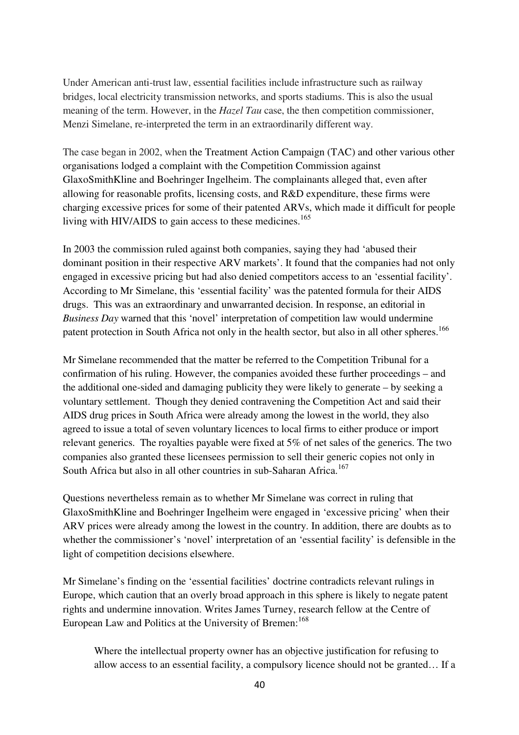Under American anti-trust law, essential facilities include infrastructure such as railway bridges, local electricity transmission networks, and sports stadiums. This is also the usual meaning of the term. However, in the *Hazel Tau* case, the then competition commissioner, Menzi Simelane, re-interpreted the term in an extraordinarily different way.

The case began in 2002, when the Treatment Action Campaign (TAC) and other various other organisations lodged a complaint with the Competition Commission against GlaxoSmithKline and Boehringer Ingelheim. The complainants alleged that, even after allowing for reasonable profits, licensing costs, and R&D expenditure, these firms were charging excessive prices for some of their patented ARVs, which made it difficult for people living with HIV/AIDS to gain access to these medicines.[165]

In 2003 the commission ruled against both companies, saying they had 'abused their dominant position in their respective ARV markets'. It found that the companies had not only engaged in excessive pricing but had also denied competitors access to an 'essential facility'. According to Mr Simelane, this 'essential facility' was the patented formula for their AIDS drugs. This was an extraordinary and unwarranted decision. In response, an editorial in *Business Day* warned that this 'novel' interpretation of competition law would undermine patent protection in South Africa not only in the health sector, but also in all other spheres.[166]

Mr Simelane recommended that the matter be referred to the Competition Tribunal for a confirmation of his ruling. However, the companies avoided these further proceedings – and the additional one-sided and damaging publicity they were likely to generate – by seeking a voluntary settlement. Though they denied contravening the Competition Act and said their AIDS drug prices in South Africa were already among the lowest in the world, they also agreed to issue a total of seven voluntary licences to local firms to either produce or import relevant generics. The royalties payable were fixed at 5% of net sales of the generics. The two companies also granted these licensees permission to sell their generic copies not only in South Africa but also in all other countries in sub-Saharan Africa.[167]

Questions nevertheless remain as to whether Mr Simelane was correct in ruling that GlaxoSmithKline and Boehringer Ingelheim were engaged in 'excessive pricing' when their ARV prices were already among the lowest in the country. In addition, there are doubts as to whether the commissioner's 'novel' interpretation of an 'essential facility' is defensible in the light of competition decisions elsewhere.

Mr Simelane's finding on the 'essential facilities' doctrine contradicts relevant rulings in Europe, which caution that an overly broad approach in this sphere is likely to negate patent rights and undermine innovation. Writes James Turney, research fellow at the Centre of European Law and Politics at the University of Bremen:[168]

> Where the intellectual property owner has an objective justification for refusing to allow access to an essential facility, a compulsory licence should not be granted… If a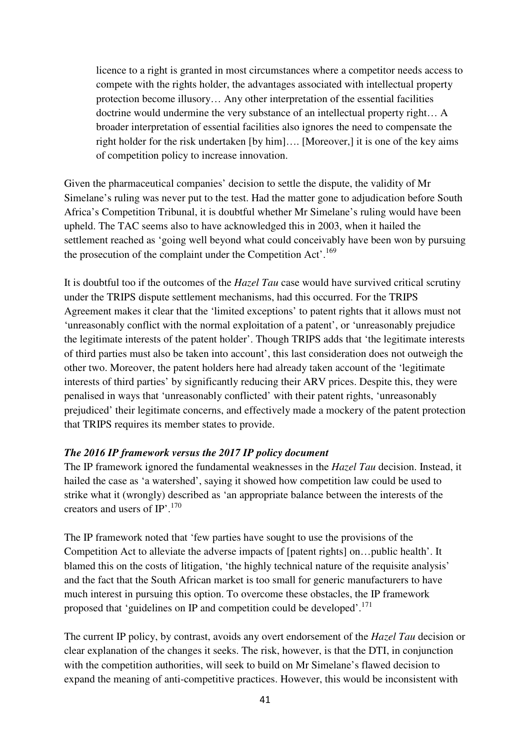> licence to a right is granted in most circumstances where a competitor needs access to compete with the rights holder, the advantages associated with intellectual property protection become illusory… Any other interpretation of the essential facilities doctrine would undermine the very substance of an intellectual property right… A broader interpretation of essential facilities also ignores the need to compensate the right holder for the risk undertaken [by him]…. [Moreover,] it is one of the key aims of competition policy to increase innovation.

Given the pharmaceutical companies' decision to settle the dispute, the validity of Mr Simelane's ruling was never put to the test. Had the matter gone to adjudication before South Africa's Competition Tribunal, it is doubtful whether Mr Simelane's ruling would have been upheld. The TAC seems also to have acknowledged this in 2003, when it hailed the settlement reached as 'going well beyond what could conceivably have been won by pursuing the prosecution of the complaint under the Competition Act'.[169]

It is doubtful too if the outcomes of the *Hazel Tau* case would have survived critical scrutiny under the TRIPS dispute settlement mechanisms, had this occurred. For the TRIPS Agreement makes it clear that the 'limited exceptions' to patent rights that it allows must not 'unreasonably conflict with the normal exploitation of a patent', or 'unreasonably prejudice the legitimate interests of the patent holder'. Though TRIPS adds that 'the legitimate interests of third parties must also be taken into account', this last consideration does not outweigh the other two. Moreover, the patent holders here had already taken account of the 'legitimate interests of third parties' by significantly reducing their ARV prices. Despite this, they were penalised in ways that 'unreasonably conflicted' with their patent rights, 'unreasonably prejudiced' their legitimate concerns, and effectively made a mockery of the patent protection that TRIPS requires its member states to provide.

***The 2016 IP framework versus the 2017 IP policy document***

The IP framework ignored the fundamental weaknesses in the *Hazel Tau* decision. Instead, it hailed the case as 'a watershed', saying it showed how competition law could be used to strike what it (wrongly) described as 'an appropriate balance between the interests of the creators and users of IP'.[170]

The IP framework noted that 'few parties have sought to use the provisions of the Competition Act to alleviate the adverse impacts of [patent rights] on…public health'. It blamed this on the costs of litigation, 'the highly technical nature of the requisite analysis' and the fact that the South African market is too small for generic manufacturers to have much interest in pursuing this option. To overcome these obstacles, the IP framework proposed that 'guidelines on IP and competition could be developed'.[171]

The current IP policy, by contrast, avoids any overt endorsement of the *Hazel Tau* decision or clear explanation of the changes it seeks. The risk, however, is that the DTI, in conjunction with the competition authorities, will seek to build on Mr Simelane's flawed decision to expand the meaning of anti-competitive practices. However, this would be inconsistent with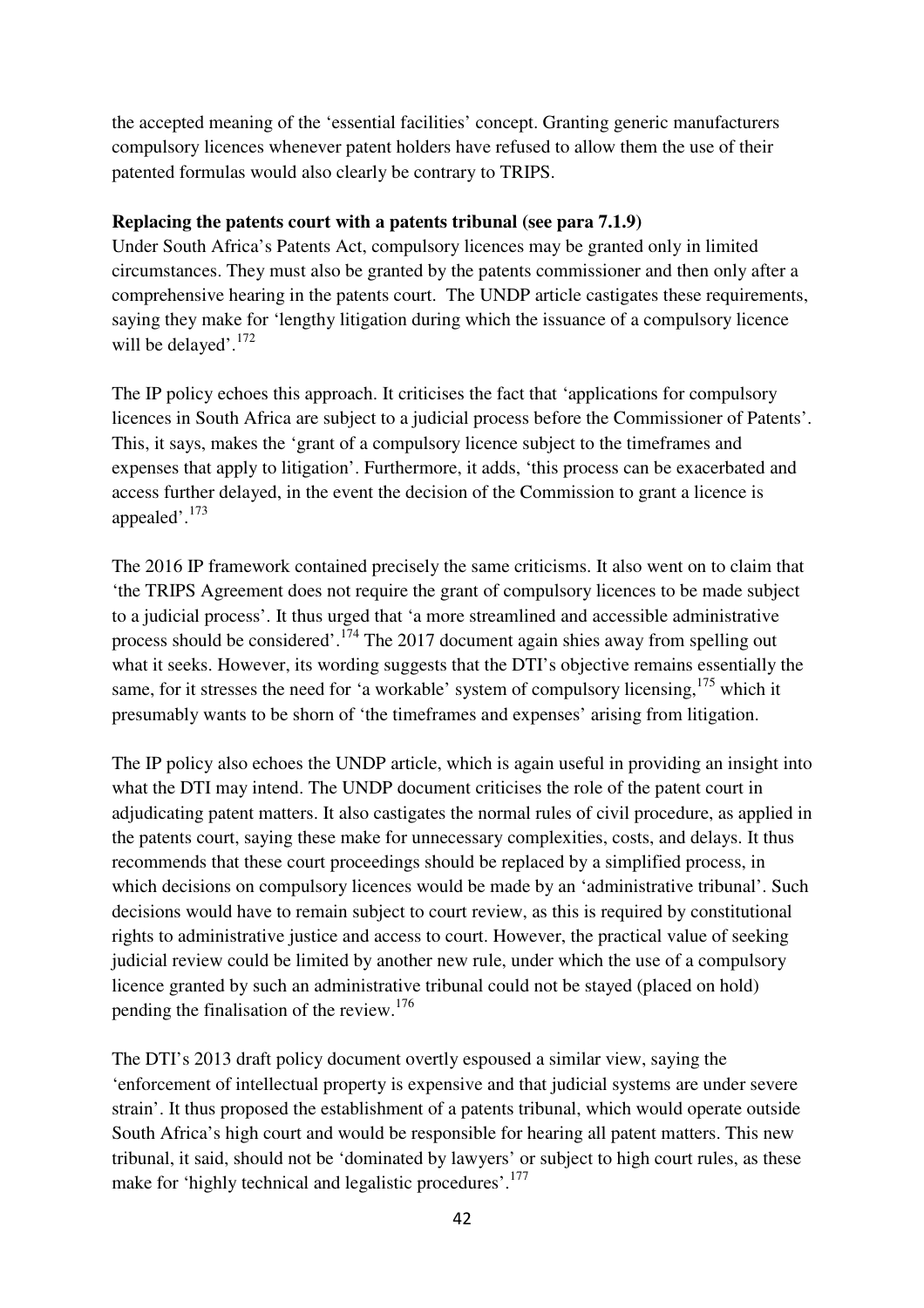the accepted meaning of the 'essential facilities' concept. Granting generic manufacturers compulsory licences whenever patent holders have refused to allow them the use of their patented formulas would also clearly be contrary to TRIPS.

**Replacing the patents court with a patents tribunal (see para 7.1.9)**

Under South Africa's Patents Act, compulsory licences may be granted only in limited circumstances. They must also be granted by the patents commissioner and then only after a comprehensive hearing in the patents court. The UNDP article castigates these requirements, saying they make for 'lengthy litigation during which the issuance of a compulsory licence will be delayed'.[172]

The IP policy echoes this approach. It criticises the fact that 'applications for compulsory licences in South Africa are subject to a judicial process before the Commissioner of Patents'. This, it says, makes the 'grant of a compulsory licence subject to the timeframes and expenses that apply to litigation'. Furthermore, it adds, 'this process can be exacerbated and access further delayed, in the event the decision of the Commission to grant a licence is appealed'.[173]

The 2016 IP framework contained precisely the same criticisms. It also went on to claim that 'the TRIPS Agreement does not require the grant of compulsory licences to be made subject to a judicial process'. It thus urged that 'a more streamlined and accessible administrative process should be considered'.[174] The 2017 document again shies away from spelling out what it seeks. However, its wording suggests that the DTI's objective remains essentially the same, for it stresses the need for 'a workable' system of compulsory licensing,[175] which it presumably wants to be shorn of 'the timeframes and expenses' arising from litigation.

The IP policy also echoes the UNDP article, which is again useful in providing an insight into what the DTI may intend. The UNDP document criticises the role of the patent court in adjudicating patent matters. It also castigates the normal rules of civil procedure, as applied in the patents court, saying these make for unnecessary complexities, costs, and delays. It thus recommends that these court proceedings should be replaced by a simplified process, in which decisions on compulsory licences would be made by an 'administrative tribunal'. Such decisions would have to remain subject to court review, as this is required by constitutional rights to administrative justice and access to court. However, the practical value of seeking judicial review could be limited by another new rule, under which the use of a compulsory licence granted by such an administrative tribunal could not be stayed (placed on hold) pending the finalisation of the review.[176]

The DTI's 2013 draft policy document overtly espoused a similar view, saying the 'enforcement of intellectual property is expensive and that judicial systems are under severe strain'. It thus proposed the establishment of a patents tribunal, which would operate outside South Africa's high court and would be responsible for hearing all patent matters. This new tribunal, it said, should not be 'dominated by lawyers' or subject to high court rules, as these make for 'highly technical and legalistic procedures'.[177]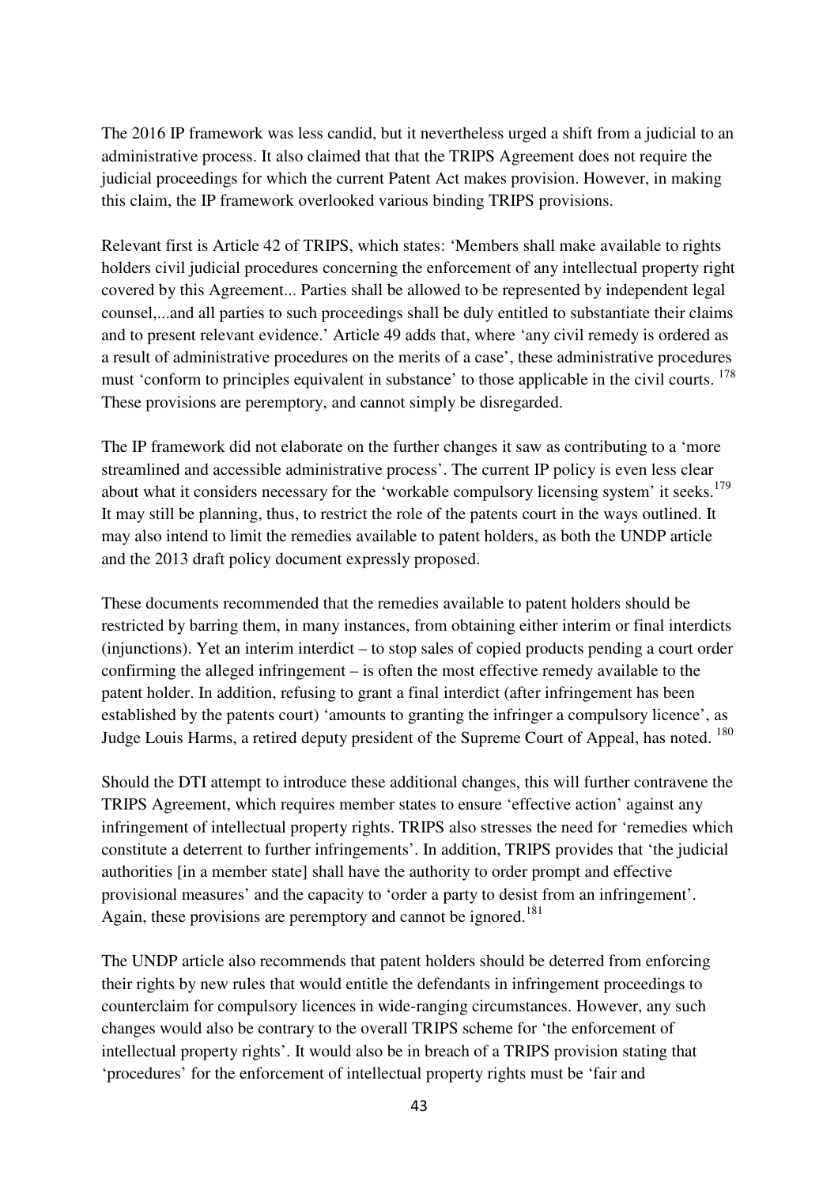The 2016 IP framework was less candid, but it nevertheless urged a shift from a judicial to an administrative process. It also claimed that that the TRIPS Agreement does not require the judicial proceedings for which the current Patent Act makes provision. However, in making this claim, the IP framework overlooked various binding TRIPS provisions.

Relevant first is Article 42 of TRIPS, which states: 'Members shall make available to rights holders civil judicial procedures concerning the enforcement of any intellectual property right covered by this Agreement... Parties shall be allowed to be represented by independent legal counsel,...and all parties to such proceedings shall be duly entitled to substantiate their claims and to present relevant evidence.' Article 49 adds that, where 'any civil remedy is ordered as a result of administrative procedures on the merits of a case', these administrative procedures must 'conform to principles equivalent in substance' to those applicable in the civil courts. [178] These provisions are peremptory, and cannot simply be disregarded.

The IP framework did not elaborate on the further changes it saw as contributing to a 'more streamlined and accessible administrative process'. The current IP policy is even less clear about what it considers necessary for the 'workable compulsory licensing system' it seeks.[179] It may still be planning, thus, to restrict the role of the patents court in the ways outlined. It may also intend to limit the remedies available to patent holders, as both the UNDP article and the 2013 draft policy document expressly proposed.

These documents recommended that the remedies available to patent holders should be restricted by barring them, in many instances, from obtaining either interim or final interdicts (injunctions). Yet an interim interdict – to stop sales of copied products pending a court order confirming the alleged infringement – is often the most effective remedy available to the patent holder. In addition, refusing to grant a final interdict (after infringement has been established by the patents court) 'amounts to granting the infringer a compulsory licence', as Judge Louis Harms, a retired deputy president of the Supreme Court of Appeal, has noted. [180]

Should the DTI attempt to introduce these additional changes, this will further contravene the TRIPS Agreement, which requires member states to ensure 'effective action' against any infringement of intellectual property rights. TRIPS also stresses the need for 'remedies which constitute a deterrent to further infringements'. In addition, TRIPS provides that 'the judicial authorities [in a member state] shall have the authority to order prompt and effective provisional measures' and the capacity to 'order a party to desist from an infringement'. Again, these provisions are peremptory and cannot be ignored.[181]

The UNDP article also recommends that patent holders should be deterred from enforcing their rights by new rules that would entitle the defendants in infringement proceedings to counterclaim for compulsory licences in wide-ranging circumstances. However, any such changes would also be contrary to the overall TRIPS scheme for 'the enforcement of intellectual property rights'. It would also be in breach of a TRIPS provision stating that 'procedures' for the enforcement of intellectual property rights must be 'fair and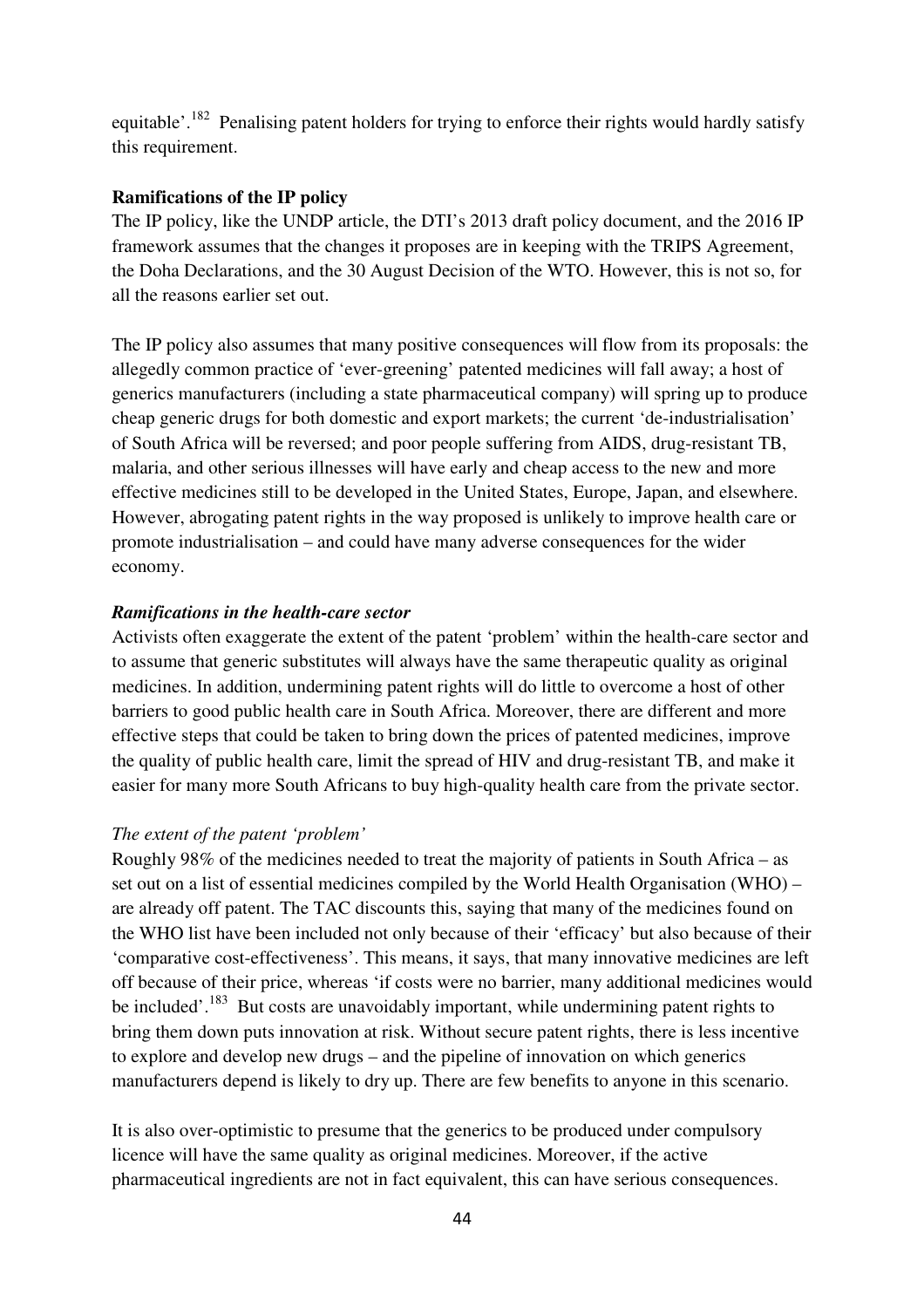equitable'.[182] Penalising patent holders for trying to enforce their rights would hardly satisfy this requirement.

**Ramifications of the IP policy**

The IP policy, like the UNDP article, the DTI's 2013 draft policy document, and the 2016 IP framework assumes that the changes it proposes are in keeping with the TRIPS Agreement, the Doha Declarations, and the 30 August Decision of the WTO. However, this is not so, for all the reasons earlier set out.

The IP policy also assumes that many positive consequences will flow from its proposals: the allegedly common practice of 'ever-greening' patented medicines will fall away; a host of generics manufacturers (including a state pharmaceutical company) will spring up to produce cheap generic drugs for both domestic and export markets; the current 'de-industrialisation' of South Africa will be reversed; and poor people suffering from AIDS, drug-resistant TB, malaria, and other serious illnesses will have early and cheap access to the new and more effective medicines still to be developed in the United States, Europe, Japan, and elsewhere. However, abrogating patent rights in the way proposed is unlikely to improve health care or promote industrialisation – and could have many adverse consequences for the wider economy.

***Ramifications in the health-care sector***

Activists often exaggerate the extent of the patent 'problem' within the health-care sector and to assume that generic substitutes will always have the same therapeutic quality as original medicines. In addition, undermining patent rights will do little to overcome a host of other barriers to good public health care in South Africa. Moreover, there are different and more effective steps that could be taken to bring down the prices of patented medicines, improve the quality of public health care, limit the spread of HIV and drug-resistant TB, and make it easier for many more South Africans to buy high-quality health care from the private sector.

*The extent of the patent 'problem'*

Roughly 98% of the medicines needed to treat the majority of patients in South Africa – as set out on a list of essential medicines compiled by the World Health Organisation (WHO) – are already off patent. The TAC discounts this, saying that many of the medicines found on the WHO list have been included not only because of their 'efficacy' but also because of their 'comparative cost-effectiveness'. This means, it says, that many innovative medicines are left off because of their price, whereas 'if costs were no barrier, many additional medicines would be included'.[183] But costs are unavoidably important, while undermining patent rights to bring them down puts innovation at risk. Without secure patent rights, there is less incentive to explore and develop new drugs – and the pipeline of innovation on which generics manufacturers depend is likely to dry up. There are few benefits to anyone in this scenario.

It is also over-optimistic to presume that the generics to be produced under compulsory licence will have the same quality as original medicines. Moreover, if the active pharmaceutical ingredients are not in fact equivalent, this can have serious consequences.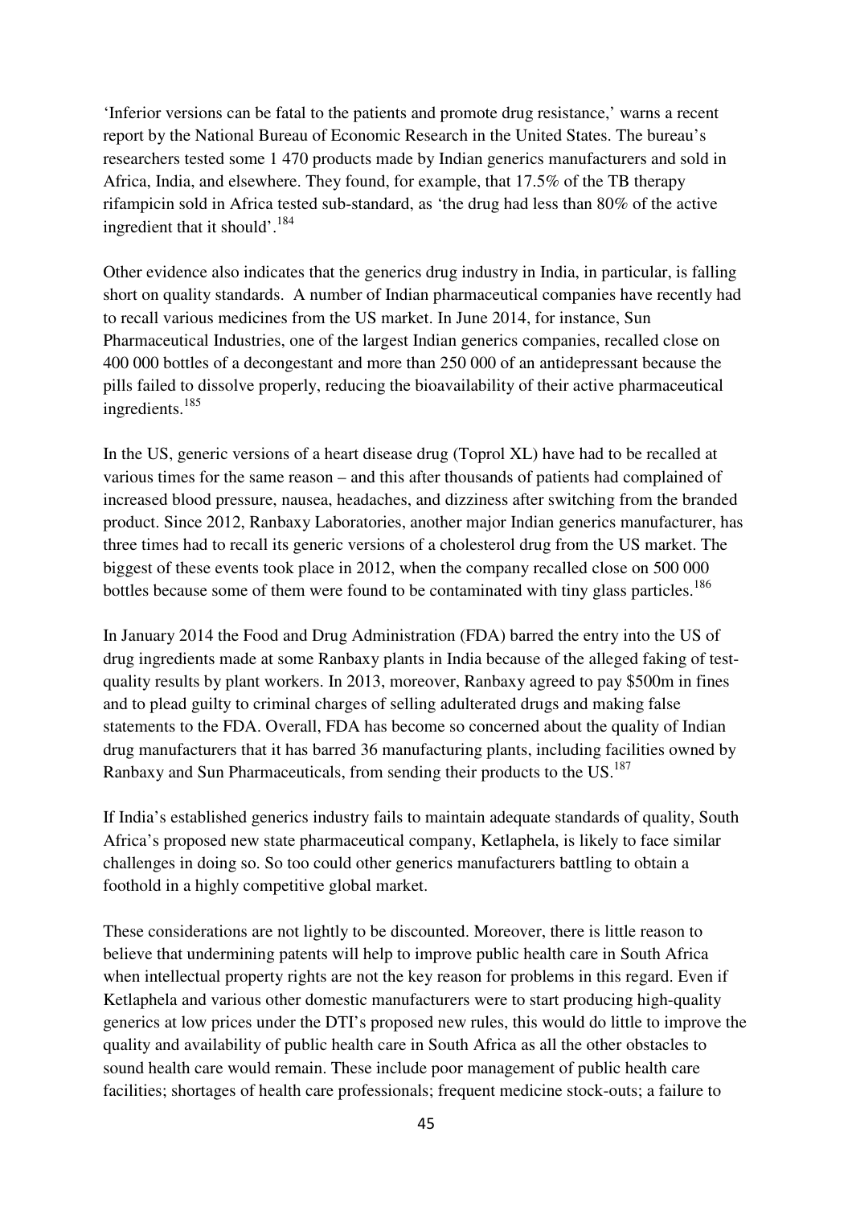'Inferior versions can be fatal to the patients and promote drug resistance,' warns a recent report by the National Bureau of Economic Research in the United States. The bureau's researchers tested some 1 470 products made by Indian generics manufacturers and sold in Africa, India, and elsewhere. They found, for example, that 17.5% of the TB therapy rifampicin sold in Africa tested sub-standard, as 'the drug had less than 80% of the active ingredient that it should'.[184]

Other evidence also indicates that the generics drug industry in India, in particular, is falling short on quality standards. A number of Indian pharmaceutical companies have recently had to recall various medicines from the US market. In June 2014, for instance, Sun Pharmaceutical Industries, one of the largest Indian generics companies, recalled close on 400 000 bottles of a decongestant and more than 250 000 of an antidepressant because the pills failed to dissolve properly, reducing the bioavailability of their active pharmaceutical ingredients.[185]

In the US, generic versions of a heart disease drug (Toprol XL) have had to be recalled at various times for the same reason – and this after thousands of patients had complained of increased blood pressure, nausea, headaches, and dizziness after switching from the branded product. Since 2012, Ranbaxy Laboratories, another major Indian generics manufacturer, has three times had to recall its generic versions of a cholesterol drug from the US market. The biggest of these events took place in 2012, when the company recalled close on 500 000 bottles because some of them were found to be contaminated with tiny glass particles.[186]

In January 2014 the Food and Drug Administration (FDA) barred the entry into the US of drug ingredients made at some Ranbaxy plants in India because of the alleged faking of test-quality results by plant workers. In 2013, moreover, Ranbaxy agreed to pay $500m in fines and to plead guilty to criminal charges of selling adulterated drugs and making false statements to the FDA. Overall, FDA has become so concerned about the quality of Indian drug manufacturers that it has barred 36 manufacturing plants, including facilities owned by Ranbaxy and Sun Pharmaceuticals, from sending their products to the US.[187]

If India's established generics industry fails to maintain adequate standards of quality, South Africa's proposed new state pharmaceutical company, Ketlaphela, is likely to face similar challenges in doing so. So too could other generics manufacturers battling to obtain a foothold in a highly competitive global market.

These considerations are not lightly to be discounted. Moreover, there is little reason to believe that undermining patents will help to improve public health care in South Africa when intellectual property rights are not the key reason for problems in this regard. Even if Ketlaphela and various other domestic manufacturers were to start producing high-quality generics at low prices under the DTI's proposed new rules, this would do little to improve the quality and availability of public health care in South Africa as all the other obstacles to sound health care would remain. These include poor management of public health care facilities; shortages of health care professionals; frequent medicine stock-outs; a failure to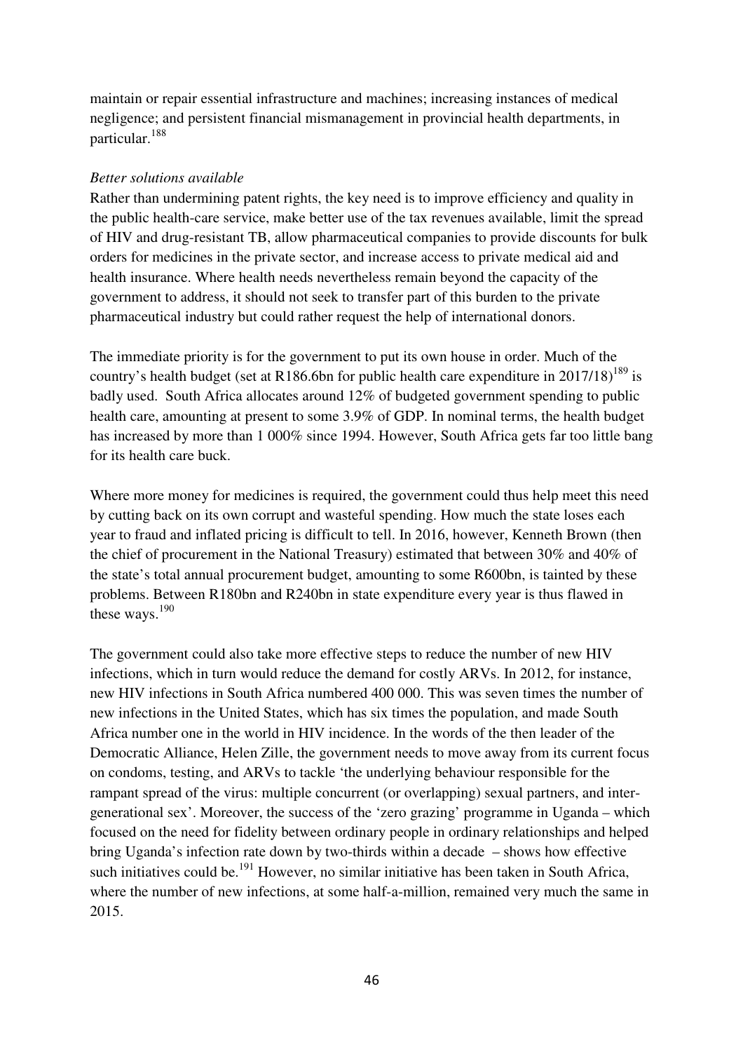maintain or repair essential infrastructure and machines; increasing instances of medical negligence; and persistent financial mismanagement in provincial health departments, in particular.[188]

*Better solutions available*

Rather than undermining patent rights, the key need is to improve efficiency and quality in the public health-care service, make better use of the tax revenues available, limit the spread of HIV and drug-resistant TB, allow pharmaceutical companies to provide discounts for bulk orders for medicines in the private sector, and increase access to private medical aid and health insurance. Where health needs nevertheless remain beyond the capacity of the government to address, it should not seek to transfer part of this burden to the private pharmaceutical industry but could rather request the help of international donors.

The immediate priority is for the government to put its own house in order. Much of the country's health budget (set at R186.6bn for public health care expenditure in 2017/18)[189] is badly used. South Africa allocates around 12% of budgeted government spending to public health care, amounting at present to some 3.9% of GDP. In nominal terms, the health budget has increased by more than 1 000% since 1994. However, South Africa gets far too little bang for its health care buck.

Where more money for medicines is required, the government could thus help meet this need by cutting back on its own corrupt and wasteful spending. How much the state loses each year to fraud and inflated pricing is difficult to tell. In 2016, however, Kenneth Brown (then the chief of procurement in the National Treasury) estimated that between 30% and 40% of the state's total annual procurement budget, amounting to some R600bn, is tainted by these problems. Between R180bn and R240bn in state expenditure every year is thus flawed in these ways.[190]

The government could also take more effective steps to reduce the number of new HIV infections, which in turn would reduce the demand for costly ARVs. In 2012, for instance, new HIV infections in South Africa numbered 400 000. This was seven times the number of new infections in the United States, which has six times the population, and made South Africa number one in the world in HIV incidence. In the words of the then leader of the Democratic Alliance, Helen Zille, the government needs to move away from its current focus on condoms, testing, and ARVs to tackle 'the underlying behaviour responsible for the rampant spread of the virus: multiple concurrent (or overlapping) sexual partners, and inter-generational sex'. Moreover, the success of the 'zero grazing' programme in Uganda – which focused on the need for fidelity between ordinary people in ordinary relationships and helped bring Uganda's infection rate down by two-thirds within a decade – shows how effective such initiatives could be.[191] However, no similar initiative has been taken in South Africa, where the number of new infections, at some half-a-million, remained very much the same in 2015.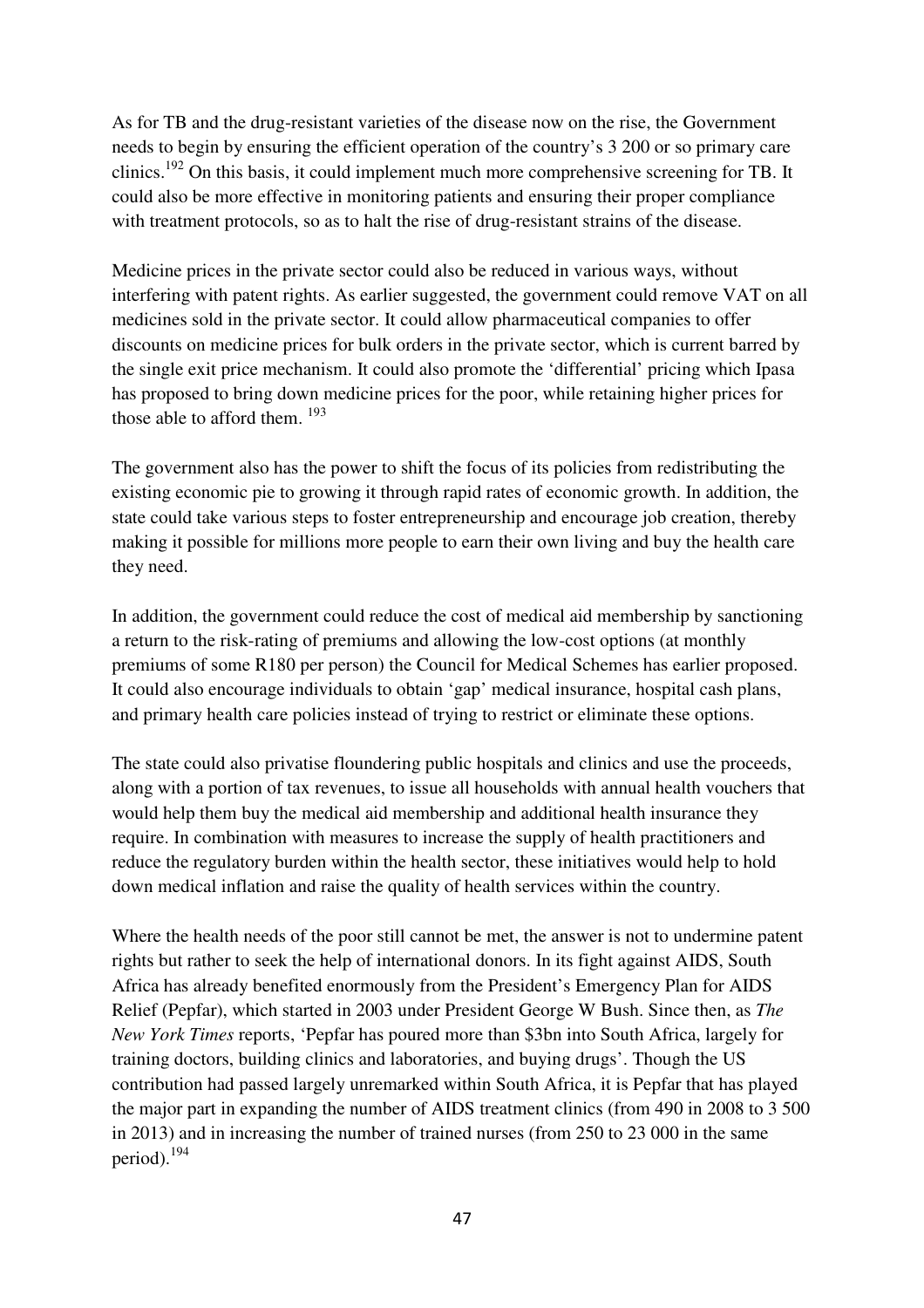As for TB and the drug-resistant varieties of the disease now on the rise, the Government needs to begin by ensuring the efficient operation of the country's 3 200 or so primary care clinics.[192] On this basis, it could implement much more comprehensive screening for TB. It could also be more effective in monitoring patients and ensuring their proper compliance with treatment protocols, so as to halt the rise of drug-resistant strains of the disease.

Medicine prices in the private sector could also be reduced in various ways, without interfering with patent rights. As earlier suggested, the government could remove VAT on all medicines sold in the private sector. It could allow pharmaceutical companies to offer discounts on medicine prices for bulk orders in the private sector, which is current barred by the single exit price mechanism. It could also promote the 'differential' pricing which Ipasa has proposed to bring down medicine prices for the poor, while retaining higher prices for those able to afford them. [193]

The government also has the power to shift the focus of its policies from redistributing the existing economic pie to growing it through rapid rates of economic growth. In addition, the state could take various steps to foster entrepreneurship and encourage job creation, thereby making it possible for millions more people to earn their own living and buy the health care they need.

In addition, the government could reduce the cost of medical aid membership by sanctioning a return to the risk-rating of premiums and allowing the low-cost options (at monthly premiums of some R180 per person) the Council for Medical Schemes has earlier proposed. It could also encourage individuals to obtain 'gap' medical insurance, hospital cash plans, and primary health care policies instead of trying to restrict or eliminate these options.

The state could also privatise floundering public hospitals and clinics and use the proceeds, along with a portion of tax revenues, to issue all households with annual health vouchers that would help them buy the medical aid membership and additional health insurance they require. In combination with measures to increase the supply of health practitioners and reduce the regulatory burden within the health sector, these initiatives would help to hold down medical inflation and raise the quality of health services within the country.

Where the health needs of the poor still cannot be met, the answer is not to undermine patent rights but rather to seek the help of international donors. In its fight against AIDS, South Africa has already benefited enormously from the President's Emergency Plan for AIDS Relief (Pepfar), which started in 2003 under President George W Bush. Since then, as *The New York Times* reports, 'Pepfar has poured more than $3bn into South Africa, largely for training doctors, building clinics and laboratories, and buying drugs'. Though the US contribution had passed largely unremarked within South Africa, it is Pepfar that has played the major part in expanding the number of AIDS treatment clinics (from 490 in 2008 to 3 500 in 2013) and in increasing the number of trained nurses (from 250 to 23 000 in the same period).[194]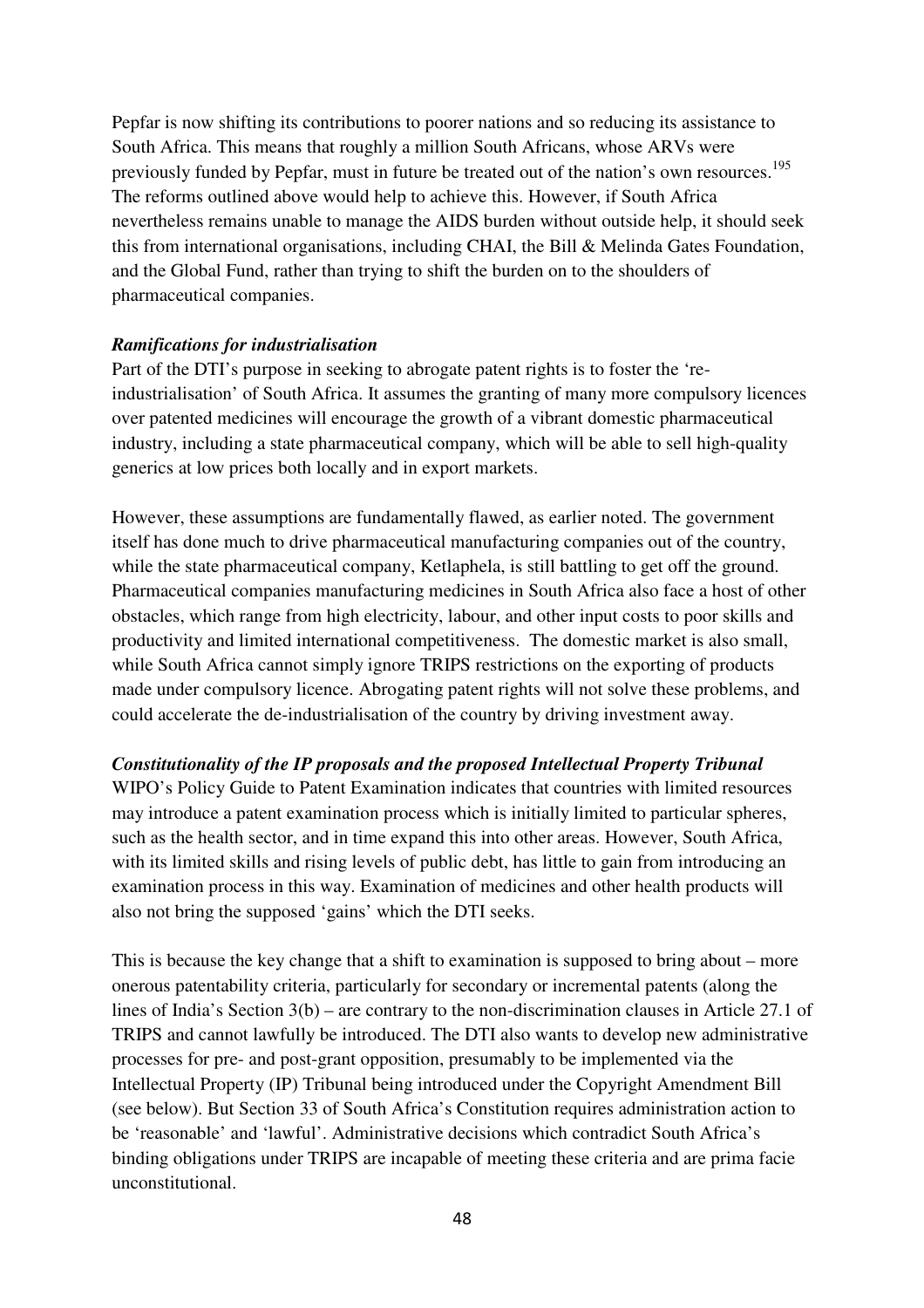Pepfar is now shifting its contributions to poorer nations and so reducing its assistance to South Africa. This means that roughly a million South Africans, whose ARVs were previously funded by Pepfar, must in future be treated out of the nation's own resources.[195] The reforms outlined above would help to achieve this. However, if South Africa nevertheless remains unable to manage the AIDS burden without outside help, it should seek this from international organisations, including CHAI, the Bill & Melinda Gates Foundation, and the Global Fund, rather than trying to shift the burden on to the shoulders of pharmaceutical companies.

***Ramifications for industrialisation***

Part of the DTI's purpose in seeking to abrogate patent rights is to foster the 're-industrialisation' of South Africa. It assumes the granting of many more compulsory licences over patented medicines will encourage the growth of a vibrant domestic pharmaceutical industry, including a state pharmaceutical company, which will be able to sell high-quality generics at low prices both locally and in export markets.

However, these assumptions are fundamentally flawed, as earlier noted. The government itself has done much to drive pharmaceutical manufacturing companies out of the country, while the state pharmaceutical company, Ketlaphela, is still battling to get off the ground. Pharmaceutical companies manufacturing medicines in South Africa also face a host of other obstacles, which range from high electricity, labour, and other input costs to poor skills and productivity and limited international competitiveness. The domestic market is also small, while South Africa cannot simply ignore TRIPS restrictions on the exporting of products made under compulsory licence. Abrogating patent rights will not solve these problems, and could accelerate the de-industrialisation of the country by driving investment away.

***Constitutionality of the IP proposals and the proposed Intellectual Property Tribunal***

WIPO's Policy Guide to Patent Examination indicates that countries with limited resources may introduce a patent examination process which is initially limited to particular spheres, such as the health sector, and in time expand this into other areas. However, South Africa, with its limited skills and rising levels of public debt, has little to gain from introducing an examination process in this way. Examination of medicines and other health products will also not bring the supposed 'gains' which the DTI seeks.

This is because the key change that a shift to examination is supposed to bring about – more onerous patentability criteria, particularly for secondary or incremental patents (along the lines of India's Section 3(b) – are contrary to the non-discrimination clauses in Article 27.1 of TRIPS and cannot lawfully be introduced. The DTI also wants to develop new administrative processes for pre- and post-grant opposition, presumably to be implemented via the Intellectual Property (IP) Tribunal being introduced under the Copyright Amendment Bill (see below). But Section 33 of South Africa's Constitution requires administration action to be 'reasonable' and 'lawful'. Administrative decisions which contradict South Africa's binding obligations under TRIPS are incapable of meeting these criteria and are prima facie unconstitutional.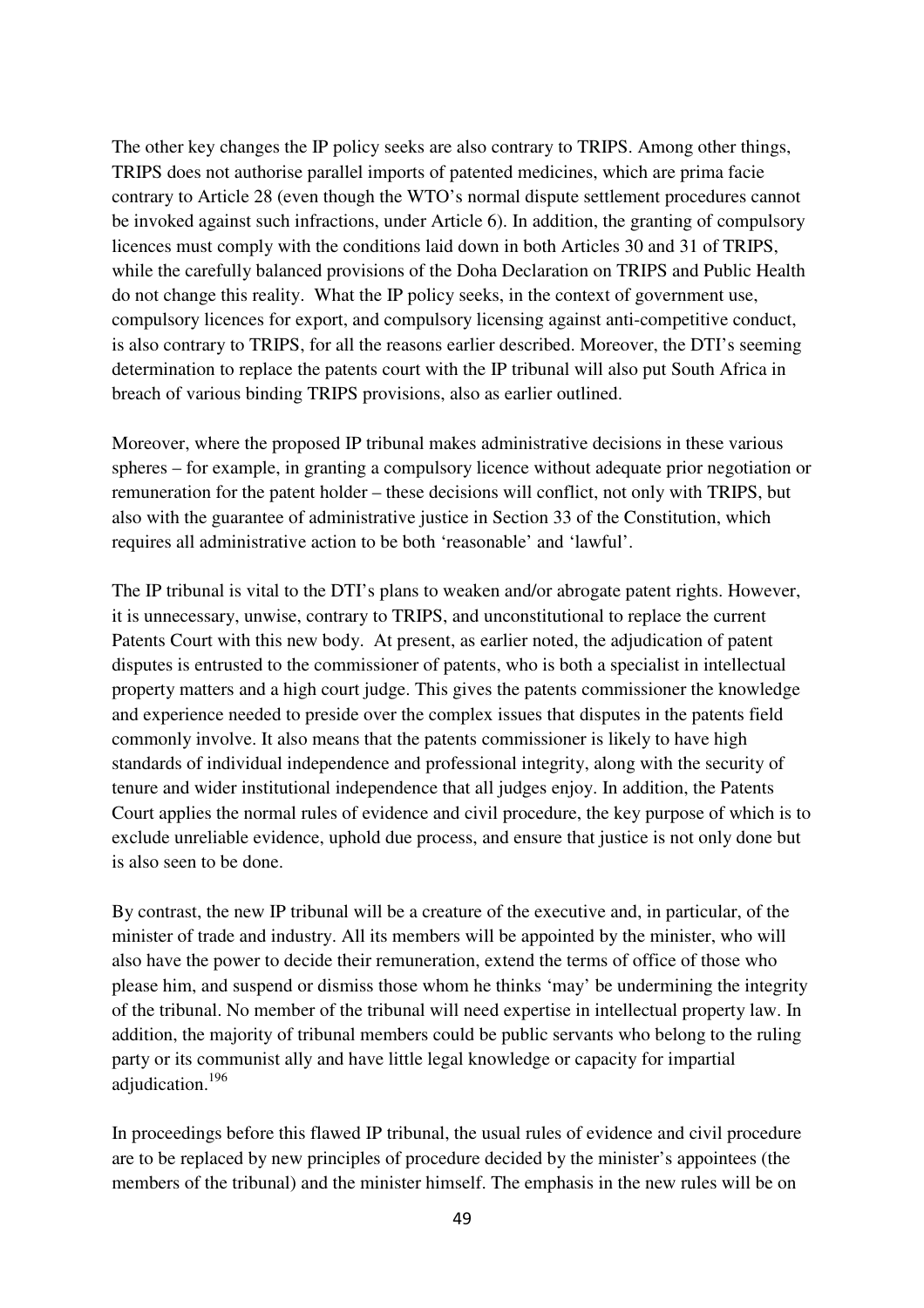The other key changes the IP policy seeks are also contrary to TRIPS. Among other things, TRIPS does not authorise parallel imports of patented medicines, which are prima facie contrary to Article 28 (even though the WTO's normal dispute settlement procedures cannot be invoked against such infractions, under Article 6). In addition, the granting of compulsory licences must comply with the conditions laid down in both Articles 30 and 31 of TRIPS, while the carefully balanced provisions of the Doha Declaration on TRIPS and Public Health do not change this reality. What the IP policy seeks, in the context of government use, compulsory licences for export, and compulsory licensing against anti-competitive conduct, is also contrary to TRIPS, for all the reasons earlier described. Moreover, the DTI's seeming determination to replace the patents court with the IP tribunal will also put South Africa in breach of various binding TRIPS provisions, also as earlier outlined.

Moreover, where the proposed IP tribunal makes administrative decisions in these various spheres – for example, in granting a compulsory licence without adequate prior negotiation or remuneration for the patent holder – these decisions will conflict, not only with TRIPS, but also with the guarantee of administrative justice in Section 33 of the Constitution, which requires all administrative action to be both 'reasonable' and 'lawful'.

The IP tribunal is vital to the DTI's plans to weaken and/or abrogate patent rights. However, it is unnecessary, unwise, contrary to TRIPS, and unconstitutional to replace the current Patents Court with this new body. At present, as earlier noted, the adjudication of patent disputes is entrusted to the commissioner of patents, who is both a specialist in intellectual property matters and a high court judge. This gives the patents commissioner the knowledge and experience needed to preside over the complex issues that disputes in the patents field commonly involve. It also means that the patents commissioner is likely to have high standards of individual independence and professional integrity, along with the security of tenure and wider institutional independence that all judges enjoy. In addition, the Patents Court applies the normal rules of evidence and civil procedure, the key purpose of which is to exclude unreliable evidence, uphold due process, and ensure that justice is not only done but is also seen to be done.

By contrast, the new IP tribunal will be a creature of the executive and, in particular, of the minister of trade and industry. All its members will be appointed by the minister, who will also have the power to decide their remuneration, extend the terms of office of those who please him, and suspend or dismiss those whom he thinks 'may' be undermining the integrity of the tribunal. No member of the tribunal will need expertise in intellectual property law. In addition, the majority of tribunal members could be public servants who belong to the ruling party or its communist ally and have little legal knowledge or capacity for impartial adjudication.[196]

In proceedings before this flawed IP tribunal, the usual rules of evidence and civil procedure are to be replaced by new principles of procedure decided by the minister's appointees (the members of the tribunal) and the minister himself. The emphasis in the new rules will be on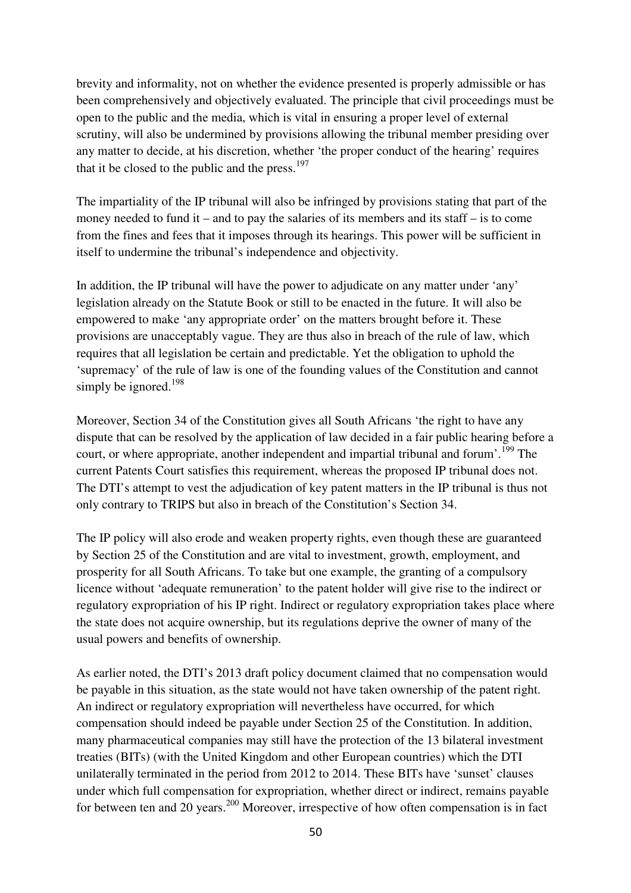brevity and informality, not on whether the evidence presented is properly admissible or has been comprehensively and objectively evaluated. The principle that civil proceedings must be open to the public and the media, which is vital in ensuring a proper level of external scrutiny, will also be undermined by provisions allowing the tribunal member presiding over any matter to decide, at his discretion, whether 'the proper conduct of the hearing' requires that it be closed to the public and the press.[197]

The impartiality of the IP tribunal will also be infringed by provisions stating that part of the money needed to fund it – and to pay the salaries of its members and its staff – is to come from the fines and fees that it imposes through its hearings. This power will be sufficient in itself to undermine the tribunal's independence and objectivity.

In addition, the IP tribunal will have the power to adjudicate on any matter under 'any' legislation already on the Statute Book or still to be enacted in the future. It will also be empowered to make 'any appropriate order' on the matters brought before it. These provisions are unacceptably vague. They are thus also in breach of the rule of law, which requires that all legislation be certain and predictable. Yet the obligation to uphold the 'supremacy' of the rule of law is one of the founding values of the Constitution and cannot simply be ignored.[198]

Moreover, Section 34 of the Constitution gives all South Africans 'the right to have any dispute that can be resolved by the application of law decided in a fair public hearing before a court, or where appropriate, another independent and impartial tribunal and forum'.[199] The current Patents Court satisfies this requirement, whereas the proposed IP tribunal does not. The DTI's attempt to vest the adjudication of key patent matters in the IP tribunal is thus not only contrary to TRIPS but also in breach of the Constitution's Section 34.

The IP policy will also erode and weaken property rights, even though these are guaranteed by Section 25 of the Constitution and are vital to investment, growth, employment, and prosperity for all South Africans. To take but one example, the granting of a compulsory licence without 'adequate remuneration' to the patent holder will give rise to the indirect or regulatory expropriation of his IP right. Indirect or regulatory expropriation takes place where the state does not acquire ownership, but its regulations deprive the owner of many of the usual powers and benefits of ownership.

As earlier noted, the DTI's 2013 draft policy document claimed that no compensation would be payable in this situation, as the state would not have taken ownership of the patent right. An indirect or regulatory expropriation will nevertheless have occurred, for which compensation should indeed be payable under Section 25 of the Constitution. In addition, many pharmaceutical companies may still have the protection of the 13 bilateral investment treaties (BITs) (with the United Kingdom and other European countries) which the DTI unilaterally terminated in the period from 2012 to 2014. These BITs have 'sunset' clauses under which full compensation for expropriation, whether direct or indirect, remains payable for between ten and 20 years.[200] Moreover, irrespective of how often compensation is in fact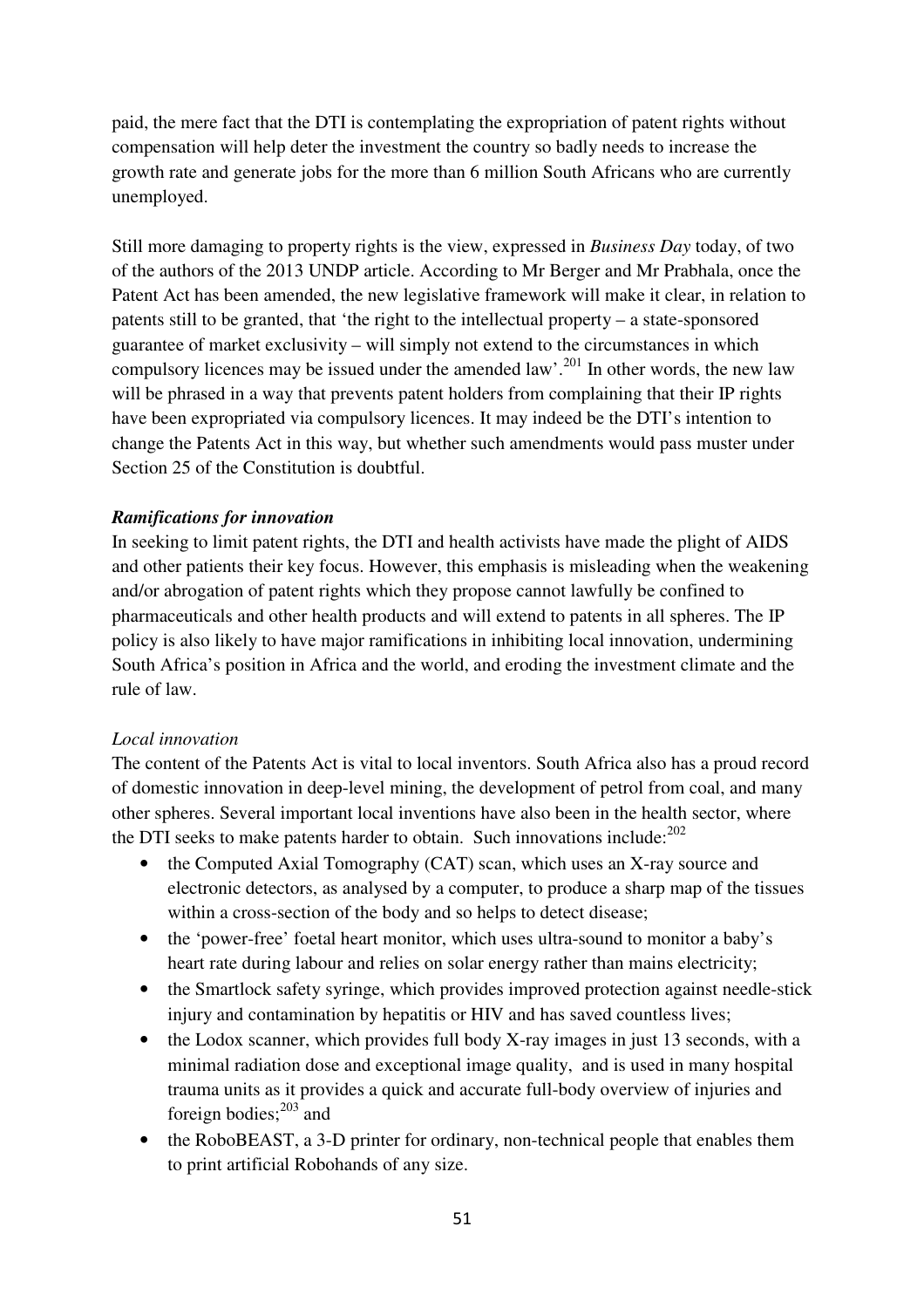paid, the mere fact that the DTI is contemplating the expropriation of patent rights without compensation will help deter the investment the country so badly needs to increase the growth rate and generate jobs for the more than 6 million South Africans who are currently unemployed.

Still more damaging to property rights is the view, expressed in *Business Day* today, of two of the authors of the 2013 UNDP article. According to Mr Berger and Mr Prabhala, once the Patent Act has been amended, the new legislative framework will make it clear, in relation to patents still to be granted, that 'the right to the intellectual property – a state-sponsored guarantee of market exclusivity – will simply not extend to the circumstances in which compulsory licences may be issued under the amended law'.[201] In other words, the new law will be phrased in a way that prevents patent holders from complaining that their IP rights have been expropriated via compulsory licences. It may indeed be the DTI's intention to change the Patents Act in this way, but whether such amendments would pass muster under Section 25 of the Constitution is doubtful.

***Ramifications for innovation***

In seeking to limit patent rights, the DTI and health activists have made the plight of AIDS and other patients their key focus. However, this emphasis is misleading when the weakening and/or abrogation of patent rights which they propose cannot lawfully be confined to pharmaceuticals and other health products and will extend to patents in all spheres. The IP policy is also likely to have major ramifications in inhibiting local innovation, undermining South Africa's position in Africa and the world, and eroding the investment climate and the rule of law.

*Local innovation*

The content of the Patents Act is vital to local inventors. South Africa also has a proud record of domestic innovation in deep-level mining, the development of petrol from coal, and many other spheres. Several important local inventions have also been in the health sector, where the DTI seeks to make patents harder to obtain. Such innovations include:[202]

- the Computed Axial Tomography (CAT) scan, which uses an X-ray source and electronic detectors, as analysed by a computer, to produce a sharp map of the tissues within a cross-section of the body and so helps to detect disease;
- the 'power-free' foetal heart monitor, which uses ultra-sound to monitor a baby's heart rate during labour and relies on solar energy rather than mains electricity;
- the Smartlock safety syringe, which provides improved protection against needle-stick injury and contamination by hepatitis or HIV and has saved countless lives;
- the Lodox scanner, which provides full body X-ray images in just 13 seconds, with a minimal radiation dose and exceptional image quality, and is used in many hospital trauma units as it provides a quick and accurate full-body overview of injuries and foreign bodies;[203] and
- the RoboBEAST, a 3-D printer for ordinary, non-technical people that enables them to print artificial Robohands of any size.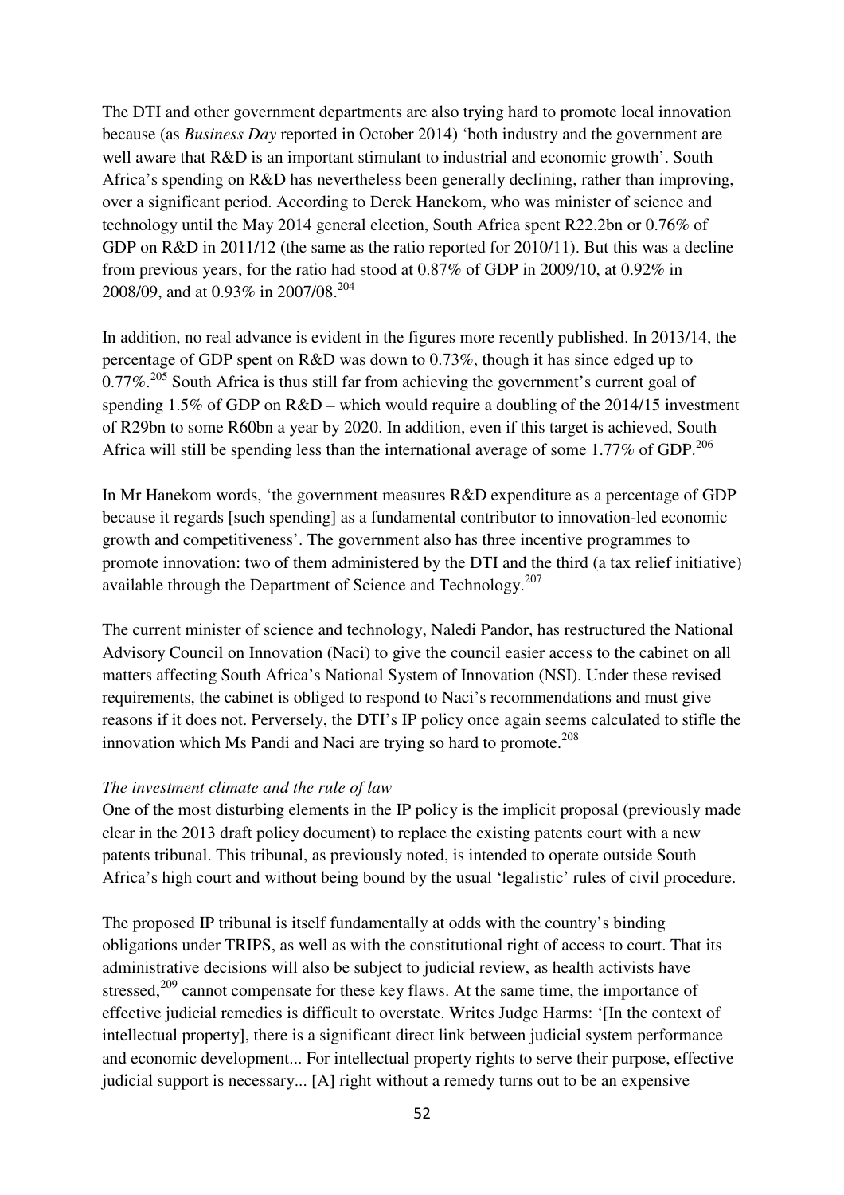The DTI and other government departments are also trying hard to promote local innovation because (as *Business Day* reported in October 2014) 'both industry and the government are well aware that R&D is an important stimulant to industrial and economic growth'. South Africa's spending on R&D has nevertheless been generally declining, rather than improving, over a significant period. According to Derek Hanekom, who was minister of science and technology until the May 2014 general election, South Africa spent R22.2bn or 0.76% of GDP on R&D in 2011/12 (the same as the ratio reported for 2010/11). But this was a decline from previous years, for the ratio had stood at 0.87% of GDP in 2009/10, at 0.92% in 2008/09, and at 0.93% in 2007/08.[204]

In addition, no real advance is evident in the figures more recently published. In 2013/14, the percentage of GDP spent on R&D was down to 0.73%, though it has since edged up to 0.77%.[205] South Africa is thus still far from achieving the government's current goal of spending 1.5% of GDP on R&D – which would require a doubling of the 2014/15 investment of R29bn to some R60bn a year by 2020. In addition, even if this target is achieved, South Africa will still be spending less than the international average of some 1.77% of GDP.[206]

In Mr Hanekom words, 'the government measures R&D expenditure as a percentage of GDP because it regards [such spending] as a fundamental contributor to innovation-led economic growth and competitiveness'. The government also has three incentive programmes to promote innovation: two of them administered by the DTI and the third (a tax relief initiative) available through the Department of Science and Technology.[207]

The current minister of science and technology, Naledi Pandor, has restructured the National Advisory Council on Innovation (Naci) to give the council easier access to the cabinet on all matters affecting South Africa's National System of Innovation (NSI). Under these revised requirements, the cabinet is obliged to respond to Naci's recommendations and must give reasons if it does not. Perversely, the DTI's IP policy once again seems calculated to stifle the innovation which Ms Pandi and Naci are trying so hard to promote.[208]

*The investment climate and the rule of law*

One of the most disturbing elements in the IP policy is the implicit proposal (previously made clear in the 2013 draft policy document) to replace the existing patents court with a new patents tribunal. This tribunal, as previously noted, is intended to operate outside South Africa's high court and without being bound by the usual 'legalistic' rules of civil procedure.

The proposed IP tribunal is itself fundamentally at odds with the country's binding obligations under TRIPS, as well as with the constitutional right of access to court. That its administrative decisions will also be subject to judicial review, as health activists have stressed,[209] cannot compensate for these key flaws. At the same time, the importance of effective judicial remedies is difficult to overstate. Writes Judge Harms: '[In the context of intellectual property], there is a significant direct link between judicial system performance and economic development... For intellectual property rights to serve their purpose, effective judicial support is necessary... [A] right without a remedy turns out to be an expensive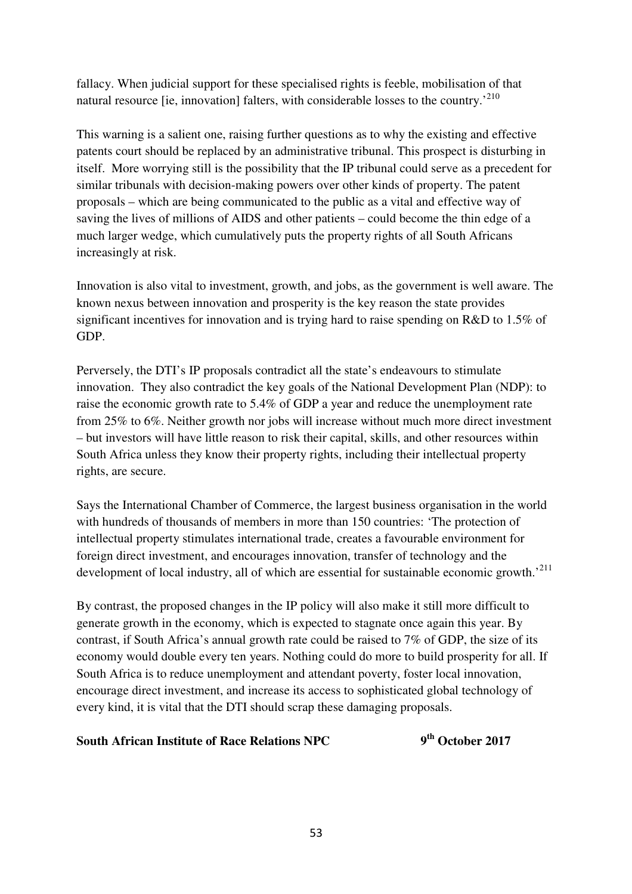fallacy. When judicial support for these specialised rights is feeble, mobilisation of that natural resource [ie, innovation] falters, with considerable losses to the country.'[210]

This warning is a salient one, raising further questions as to why the existing and effective patents court should be replaced by an administrative tribunal. This prospect is disturbing in itself. More worrying still is the possibility that the IP tribunal could serve as a precedent for similar tribunals with decision-making powers over other kinds of property. The patent proposals – which are being communicated to the public as a vital and effective way of saving the lives of millions of AIDS and other patients – could become the thin edge of a much larger wedge, which cumulatively puts the property rights of all South Africans increasingly at risk.

Innovation is also vital to investment, growth, and jobs, as the government is well aware. The known nexus between innovation and prosperity is the key reason the state provides significant incentives for innovation and is trying hard to raise spending on R&D to 1.5% of GDP.

Perversely, the DTI's IP proposals contradict all the state's endeavours to stimulate innovation. They also contradict the key goals of the National Development Plan (NDP): to raise the economic growth rate to 5.4% of GDP a year and reduce the unemployment rate from 25% to 6%. Neither growth nor jobs will increase without much more direct investment – but investors will have little reason to risk their capital, skills, and other resources within South Africa unless they know their property rights, including their intellectual property rights, are secure.

Says the International Chamber of Commerce, the largest business organisation in the world with hundreds of thousands of members in more than 150 countries: 'The protection of intellectual property stimulates international trade, creates a favourable environment for foreign direct investment, and encourages innovation, transfer of technology and the development of local industry, all of which are essential for sustainable economic growth.'[211]

By contrast, the proposed changes in the IP policy will also make it still more difficult to generate growth in the economy, which is expected to stagnate once again this year. By contrast, if South Africa's annual growth rate could be raised to 7% of GDP, the size of its economy would double every ten years. Nothing could do more to build prosperity for all. If South Africa is to reduce unemployment and attendant poverty, foster local innovation, encourage direct investment, and increase its access to sophisticated global technology of every kind, it is vital that the DTI should scrap these damaging proposals.

**South African Institute of Race Relations NPC** **9th October 2017**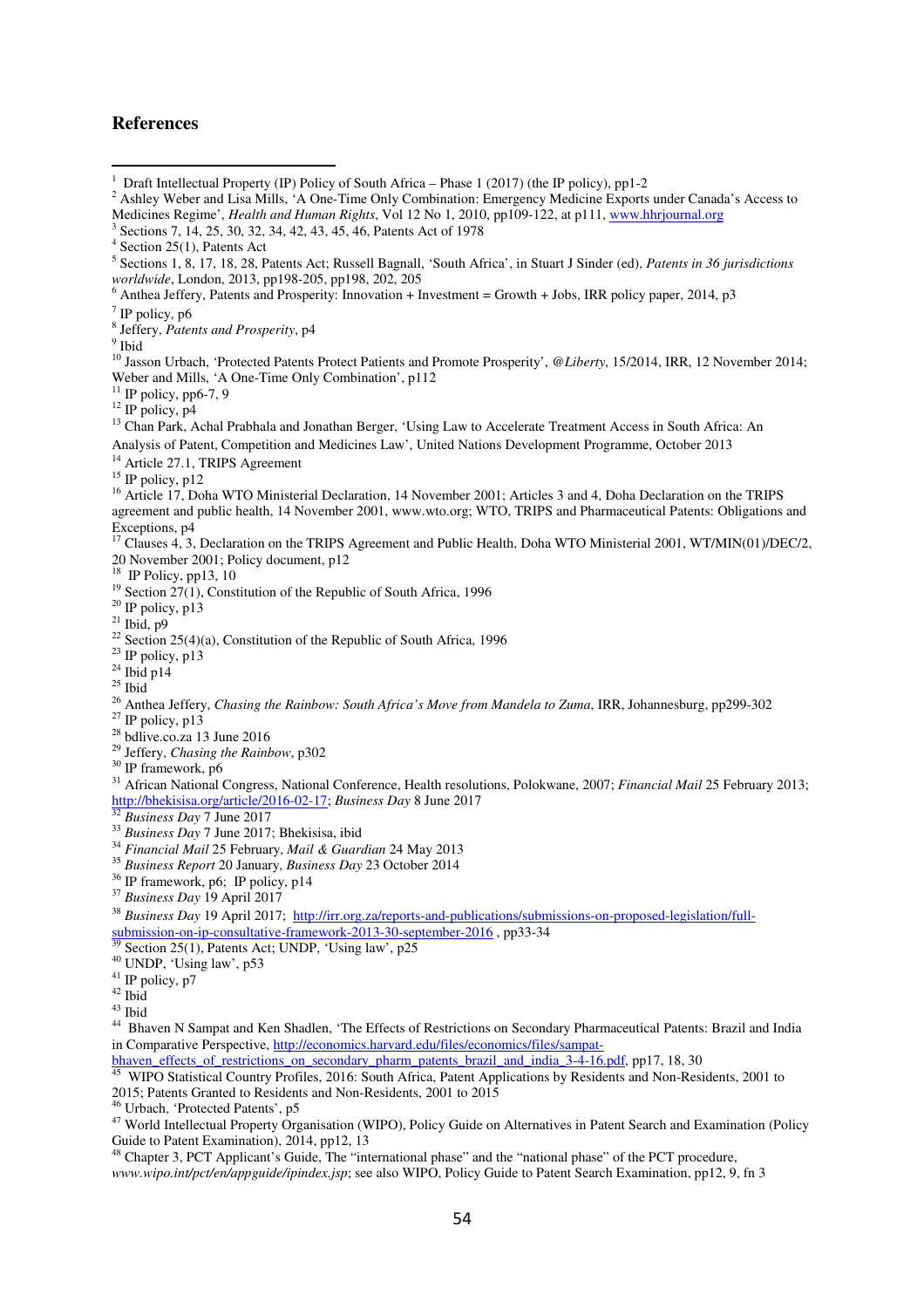## References

[1] Draft Intellectual Property (IP) Policy of South Africa – Phase 1 (2017) (the IP policy), pp1-2

[2] Ashley Weber and Lisa Mills, 'A One-Time Only Combination: Emergency Medicine Exports under Canada's Access to Medicines Regime', *Health and Human Rights*, Vol 12 No 1, 2010, pp109-122, at p111, www.hhrjournal.org

[3] Sections 7, 14, 25, 30, 32, 34, 42, 43, 45, 46, Patents Act of 1978

[4] Section 25(1), Patents Act

[5] Sections 1, 8, 17, 18, 28, Patents Act; Russell Bagnall, 'South Africa', in Stuart J Sinder (ed), *Patents in 36 jurisdictions worldwide*, London, 2013, pp198-205, pp198, 202, 205

[6] Anthea Jeffery, Patents and Prosperity: Innovation + Investment = Growth + Jobs, IRR policy paper, 2014, p3

[7] IP policy, p6

[8] Jeffery, *Patents and Prosperity*, p4

[9] Ibid

[10] Jasson Urbach, 'Protected Patents Protect Patients and Promote Prosperity', *@Liberty*, 15/2014, IRR, 12 November 2014; Weber and Mills, 'A One-Time Only Combination', p112

[11] IP policy, pp6-7, 9

[12] IP policy, p4

[13] Chan Park, Achal Prabhala and Jonathan Berger, 'Using Law to Accelerate Treatment Access in South Africa: An Analysis of Patent, Competition and Medicines Law', United Nations Development Programme, October 2013

[14] Article 27.1, TRIPS Agreement

[15] IP policy, p12

[16] Article 17, Doha WTO Ministerial Declaration, 14 November 2001; Articles 3 and 4, Doha Declaration on the TRIPS agreement and public health, 14 November 2001, www.wto.org; WTO, TRIPS and Pharmaceutical Patents: Obligations and Exceptions, p4

[17] Clauses 4, 3, Declaration on the TRIPS Agreement and Public Health, Doha WTO Ministerial 2001, WT/MIN(01)/DEC/2, 20 November 2001; Policy document, p12

[18] IP Policy, pp13, 10

[19] Section 27(1), Constitution of the Republic of South Africa, 1996

[20] IP policy, p13

[21] Ibid, p9

[22] Section 25(4)(a), Constitution of the Republic of South Africa, 1996

[23] IP policy, p13

[24] Ibid p14

[25] Ibid

[26] Anthea Jeffery, *Chasing the Rainbow: South Africa's Move from Mandela to Zuma*, IRR, Johannesburg, pp299-302

[27] IP policy, p13

[28] bdlive.co.za 13 June 2016

[29] Jeffery, *Chasing the Rainbow*, p302

[30] IP framework, p6

[31] African National Congress, National Conference, Health resolutions, Polokwane, 2007; *Financial Mail* 25 February 2013; http://bhekisisa.org/article/2016-02-17; *Business Day* 8 June 2017

[32] *Business Day* 7 June 2017

[33] *Business Day* 7 June 2017; Bhekisisa, ibid

[34] *Financial Mail* 25 February, *Mail & Guardian* 24 May 2013

[35] *Business Report* 20 January, *Business Day* 23 October 2014

[36] IP framework, p6; IP policy, p14

[37] *Business Day* 19 April 2017

[38] *Business Day* 19 April 2017; http://irr.org.za/reports-and-publications/submissions-on-proposed-legislation/full-submission-on-ip-consultative-framework-2013-30-september-2016 , pp33-34

[39] Section 25(1), Patents Act; UNDP, 'Using law', p25

[40] UNDP, 'Using law', p53

[41] IP policy, p7

[42] Ibid

[43] Ibid

[44] Bhaven N Sampat and Ken Shadlen, 'The Effects of Restrictions on Secondary Pharmaceutical Patents: Brazil and India in Comparative Perspective, http://economics.harvard.edu/files/economics/files/sampat-bhaven_effects_of_restrictions_on_secondary_pharm_patents_brazil_and_india_3-4-16.pdf, pp17, 18, 30

[45] WIPO Statistical Country Profiles, 2016: South Africa, Patent Applications by Residents and Non-Residents, 2001 to 2015; Patents Granted to Residents and Non-Residents, 2001 to 2015

[46] Urbach, 'Protected Patents', p5

[47] World Intellectual Property Organisation (WIPO), Policy Guide on Alternatives in Patent Search and Examination (Policy Guide to Patent Examination), 2014, pp12, 13

[48] Chapter 3, PCT Applicant's Guide, The "international phase" and the "national phase" of the PCT procedure, *www.wipo.int/pct/en/appguide/ipindex.jsp*; see also WIPO, Policy Guide to Patent Search Examination, pp12, 9, fn 3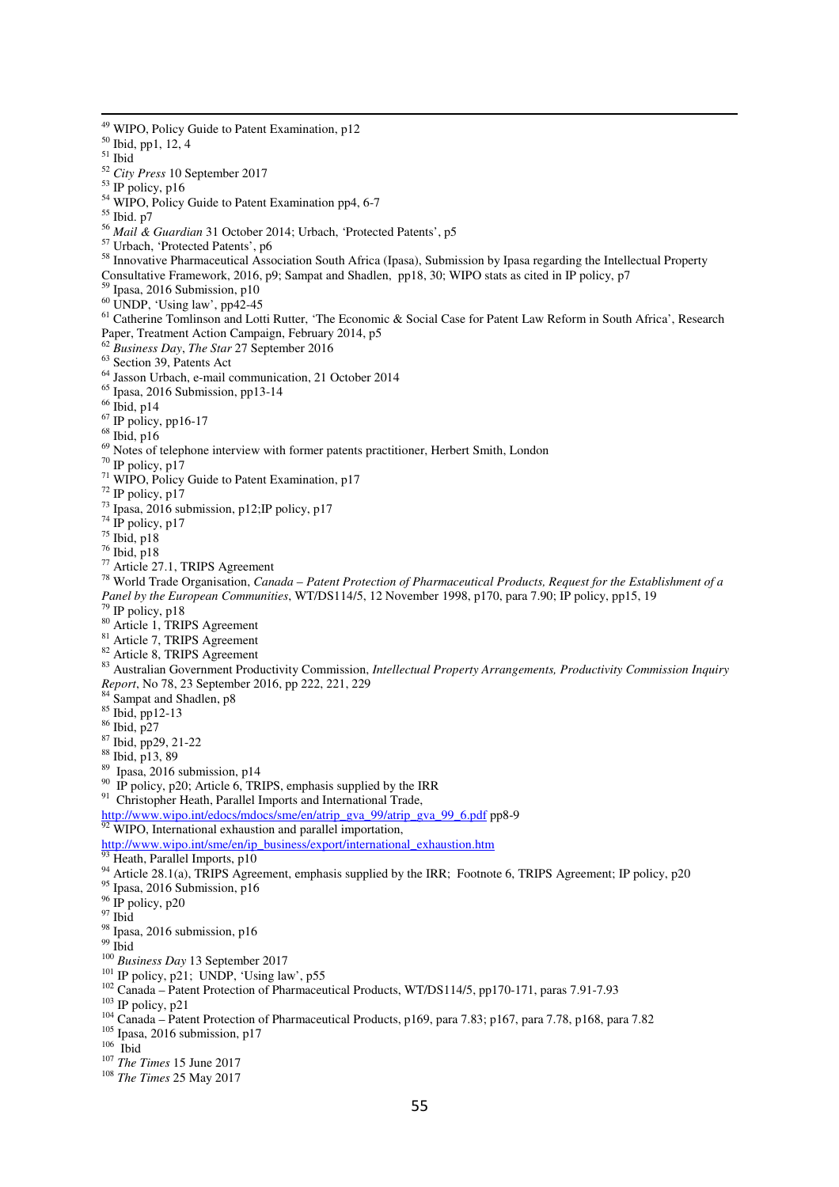[49] WIPO, Policy Guide to Patent Examination, p12
[50] Ibid, pp1, 12, 4
[51] Ibid
[52] *City Press* 10 September 2017
[53] IP policy, p16
[54] WIPO, Policy Guide to Patent Examination pp4, 6-7
[55] Ibid. p7
[56] *Mail & Guardian* 31 October 2014; Urbach, 'Protected Patents', p5
[57] Urbach, 'Protected Patents', p6
[58] Innovative Pharmaceutical Association South Africa (Ipasa), Submission by Ipasa regarding the Intellectual Property Consultative Framework, 2016, p9; Sampat and Shadlen, pp18, 30; WIPO stats as cited in IP policy, p7
[59] Ipasa, 2016 Submission, p10
[60] UNDP, 'Using law', pp42-45
[61] Catherine Tomlinson and Lotti Rutter, 'The Economic & Social Case for Patent Law Reform in South Africa', Research Paper, Treatment Action Campaign, February 2014, p5
[62] *Business Day*, *The Star* 27 September 2016
[63] Section 39, Patents Act
[64] Jasson Urbach, e-mail communication, 21 October 2014
[65] Ipasa, 2016 Submission, pp13-14
[66] Ibid, p14
[67] IP policy, pp16-17
[68] Ibid, p16
[69] Notes of telephone interview with former patents practitioner, Herbert Smith, London
[70] IP policy, p17
[71] WIPO, Policy Guide to Patent Examination, p17
[72] IP policy, p17
[73] Ipasa, 2016 submission, p12;IP policy, p17
[74] IP policy, p17
[75] Ibid, p18
[76] Ibid, p18
[77] Article 27.1, TRIPS Agreement
[78] World Trade Organisation, *Canada – Patent Protection of Pharmaceutical Products, Request for the Establishment of a Panel by the European Communities*, WT/DS114/5, 12 November 1998, p170, para 7.90; IP policy, pp15, 19
[79] IP policy, p18
[80] Article 1, TRIPS Agreement
[81] Article 7, TRIPS Agreement
[82] Article 8, TRIPS Agreement
[83] Australian Government Productivity Commission, *Intellectual Property Arrangements, Productivity Commission Inquiry Report*, No 78, 23 September 2016, pp 222, 221, 229
[84] Sampat and Shadlen, p8
[85] Ibid, pp12-13
[86] Ibid, p27
[87] Ibid, pp29, 21-22
[88] Ibid, p13, 89
[89] Ipasa, 2016 submission, p14
[90] IP policy, p20; Article 6, TRIPS, emphasis supplied by the IRR
[91] Christopher Heath, Parallel Imports and International Trade, http://www.wipo.int/edocs/mdocs/sme/en/atrip_gva_99/atrip_gva_99_6.pdf pp8-9
[92] WIPO, International exhaustion and parallel importation, http://www.wipo.int/sme/en/ip_business/export/international_exhaustion.htm
[93] Heath, Parallel Imports, p10
[94] Article 28.1(a), TRIPS Agreement, emphasis supplied by the IRR; Footnote 6, TRIPS Agreement; IP policy, p20
[95] Ipasa, 2016 Submission, p16
[96] IP policy, p20
[97] Ibid
[98] Ipasa, 2016 submission, p16
[99] Ibid
[100] *Business Day* 13 September 2017
[101] IP policy, p21; UNDP, 'Using law', p55
[102] Canada – Patent Protection of Pharmaceutical Products, WT/DS114/5, pp170-171, paras 7.91-7.93
[103] IP policy, p21
[104] Canada – Patent Protection of Pharmaceutical Products, p169, para 7.83; p167, para 7.78, p168, para 7.82
[105] Ipasa, 2016 submission, p17
[106] Ibid
[107] *The Times* 15 June 2017
[108] *The Times* 25 May 2017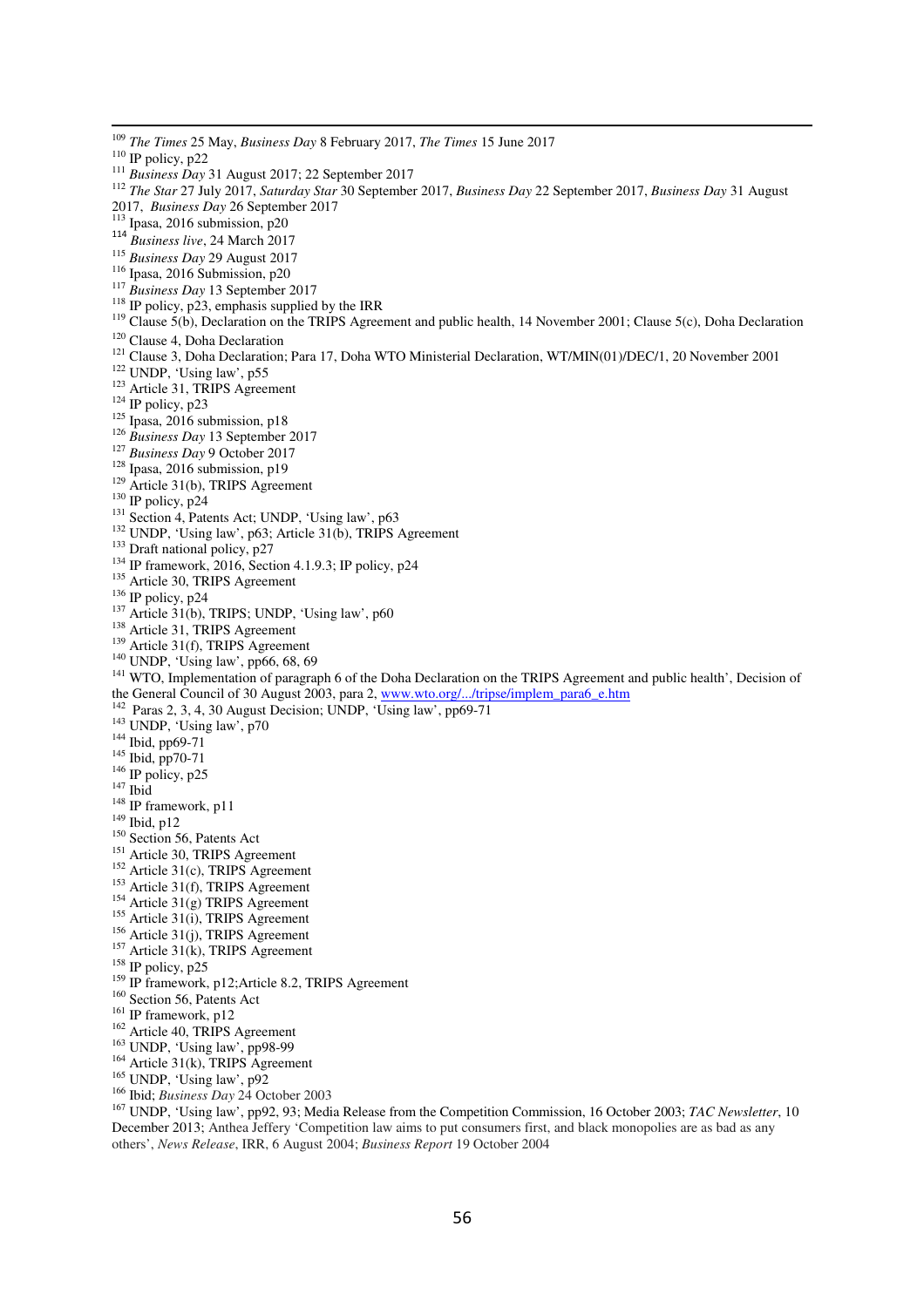[109] *The Times* 25 May, *Business Day* 8 February 2017, *The Times* 15 June 2017

[110] IP policy, p22

[111] *Business Day* 31 August 2017; 22 September 2017

[112] *The Star* 27 July 2017, *Saturday Star* 30 September 2017, *Business Day* 22 September 2017, *Business Day* 31 August 2017, *Business Day* 26 September 2017

[113] Ipasa, 2016 submission, p20

[114] *Business live*, 24 March 2017

[115] *Business Day* 29 August 2017

[116] Ipasa, 2016 Submission, p20

[117] *Business Day* 13 September 2017

[118] IP policy, p23, emphasis supplied by the IRR

[119] Clause 5(b), Declaration on the TRIPS Agreement and public health, 14 November 2001; Clause 5(c), Doha Declaration

[120] Clause 4, Doha Declaration

[121] Clause 3, Doha Declaration; Para 17, Doha WTO Ministerial Declaration, WT/MIN(01)/DEC/1, 20 November 2001

[122] UNDP, 'Using law', p55

[123] Article 31, TRIPS Agreement

[124] IP policy, p23

[125] Ipasa, 2016 submission, p18

[126] *Business Day* 13 September 2017

[127] *Business Day* 9 October 2017

[128] Ipasa, 2016 submission, p19

[129] Article 31(b), TRIPS Agreement

[130] IP policy, p24

[131] Section 4, Patents Act; UNDP, 'Using law', p63

[132] UNDP, 'Using law', p63; Article 31(b), TRIPS Agreement

[133] Draft national policy, p27

[134] IP framework, 2016, Section 4.1.9.3; IP policy, p24

[135] Article 30, TRIPS Agreement

[136] IP policy, p24

[137] Article 31(b), TRIPS; UNDP, 'Using law', p60

[138] Article 31, TRIPS Agreement

[139] Article 31(f), TRIPS Agreement

[140] UNDP, 'Using law', pp66, 68, 69

[141] WTO, Implementation of paragraph 6 of the Doha Declaration on the TRIPS Agreement and public health', Decision of the General Council of 30 August 2003, para 2, www.wto.org/.../tripse/implem_para6_e.htm

[142] Paras 2, 3, 4, 30 August Decision; UNDP, 'Using law', pp69-71

[143] UNDP, 'Using law', p70

[144] Ibid, pp69-71

[145] Ibid, pp70-71

[146] IP policy, p25

[147] Ibid

[148] IP framework, p11

[149] Ibid, p12

[150] Section 56, Patents Act

[151] Article 30, TRIPS Agreement

[152] Article 31(c), TRIPS Agreement

[153] Article 31(f), TRIPS Agreement

[154] Article 31(g) TRIPS Agreement

[155] Article 31(i), TRIPS Agreement

[156] Article 31(j), TRIPS Agreement

[157] Article 31(k), TRIPS Agreement

[158] IP policy, p25

[159] IP framework, p12;Article 8.2, TRIPS Agreement

[160] Section 56, Patents Act

[161] IP framework, p12

[162] Article 40, TRIPS Agreement

[163] UNDP, 'Using law', pp98-99

[164] Article 31(k), TRIPS Agreement

[165] UNDP, 'Using law', p92

[166] Ibid; *Business Day* 24 October 2003

[167] UNDP, 'Using law', pp92, 93; Media Release from the Competition Commission, 16 October 2003; *TAC Newsletter*, 10 December 2013; Anthea Jeffery 'Competition law aims to put consumers first, and black monopolies are as bad as any others', *News Release*, IRR, 6 August 2004; *Business Report* 19 October 2004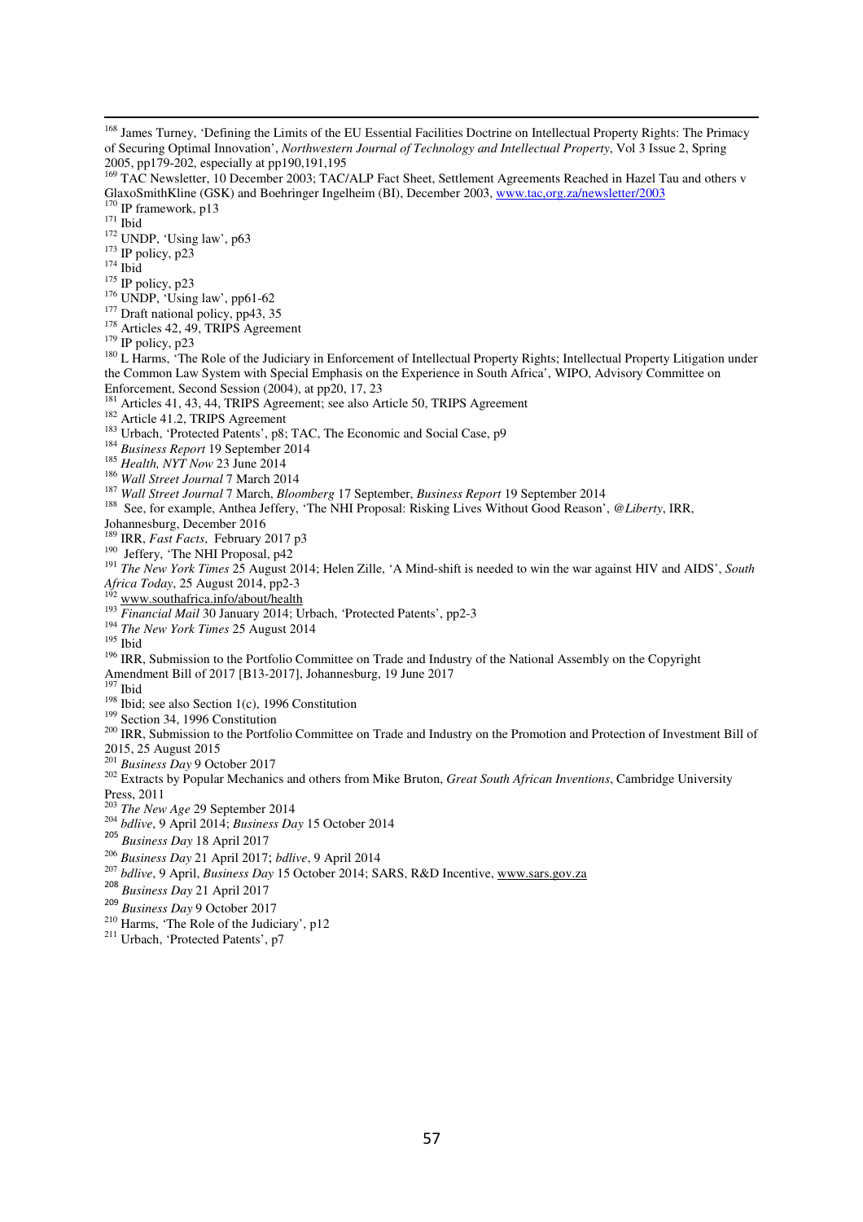[168] James Turney, 'Defining the Limits of the EU Essential Facilities Doctrine on Intellectual Property Rights: The Primacy of Securing Optimal Innovation', *Northwestern Journal of Technology and Intellectual Property*, Vol 3 Issue 2, Spring 2005, pp179-202, especially at pp190,191,195

[169] TAC Newsletter, 10 December 2003; TAC/ALP Fact Sheet, Settlement Agreements Reached in Hazel Tau and others v GlaxoSmithKline (GSK) and Boehringer Ingelheim (BI), December 2003, www.tac,org.za/newsletter/2003

[170] IP framework, p13

[171] Ibid

[172] UNDP, 'Using law', p63

[173] IP policy, p23

[174] Ibid

[175] IP policy, p23

[176] UNDP, 'Using law', pp61-62

[177] Draft national policy, pp43, 35

[178] Articles 42, 49, TRIPS Agreement

[179] IP policy, p23

[180] L Harms, 'The Role of the Judiciary in Enforcement of Intellectual Property Rights; Intellectual Property Litigation under the Common Law System with Special Emphasis on the Experience in South Africa', WIPO, Advisory Committee on Enforcement, Second Session (2004), at pp20, 17, 23

[181] Articles 41, 43, 44, TRIPS Agreement; see also Article 50, TRIPS Agreement

[182] Article 41.2, TRIPS Agreement

[183] Urbach, 'Protected Patents', p8; TAC, The Economic and Social Case, p9

[184] *Business Report* 19 September 2014

[185] *Health, NYT Now* 23 June 2014

[186] *Wall Street Journal* 7 March 2014

[187] *Wall Street Journal* 7 March, *Bloomberg* 17 September, *Business Report* 19 September 2014

[188] See, for example, Anthea Jeffery, 'The NHI Proposal: Risking Lives Without Good Reason', *@Liberty*, IRR, Johannesburg, December 2016

[189] IRR, *Fast Facts*, February 2017 p3

[190] Jeffery, 'The NHI Proposal, p42

[191] *The New York Times* 25 August 2014; Helen Zille, 'A Mind-shift is needed to win the war against HIV and AIDS', *South Africa Today*, 25 August 2014, pp2-3

[192] www.southafrica.info/about/health

[193] *Financial Mail* 30 January 2014; Urbach, 'Protected Patents', pp2-3

[194] *The New York Times* 25 August 2014

[195] Ibid

[196] IRR, Submission to the Portfolio Committee on Trade and Industry of the National Assembly on the Copyright Amendment Bill of 2017 [B13-2017], Johannesburg, 19 June 2017

[197] Ibid

[198] Ibid; see also Section 1(c), 1996 Constitution

[199] Section 34, 1996 Constitution

[200] IRR, Submission to the Portfolio Committee on Trade and Industry on the Promotion and Protection of Investment Bill of 2015, 25 August 2015

[201] *Business Day* 9 October 2017

[202] Extracts by Popular Mechanics and others from Mike Bruton, *Great South African Inventions*, Cambridge University Press, 2011

[203] *The New Age* 29 September 2014

[204] *bdlive*, 9 April 2014; *Business Day* 15 October 2014

[205] *Business Day* 18 April 2017

[206] *Business Day* 21 April 2017; *bdlive*, 9 April 2014

[207] *bdlive*, 9 April, *Business Day* 15 October 2014; SARS, R&D Incentive, www.sars.gov.za

[208] *Business Day* 21 April 2017

[209] *Business Day* 9 October 2017

[210] Harms, 'The Role of the Judiciary', p12

[211] Urbach, 'Protected Patents', p7